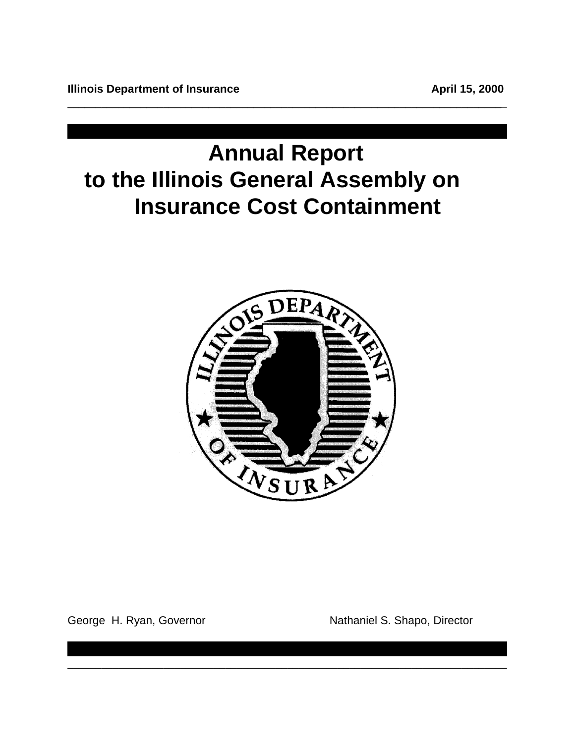**Illinois Department of Insurance** **April 15, 2000**

# Annual Report to the Illinois General Assembly on Insurance Cost Containment

George H. Ryan, Governor

Nathaniel S. Shapo, Director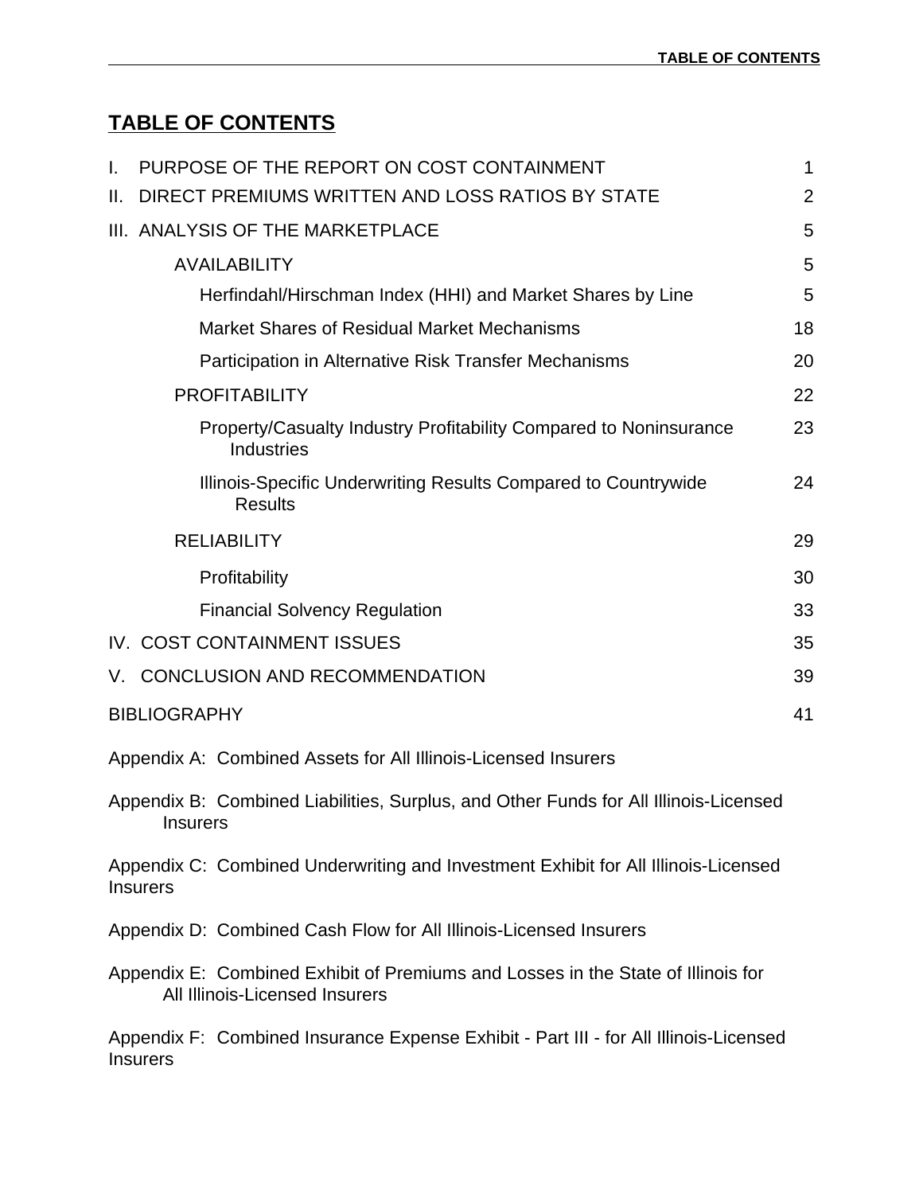# TABLE OF CONTENTS

| | |
|---|---|
| I. PURPOSE OF THE REPORT ON COST CONTAINMENT | 1 |
| II. DIRECT PREMIUMS WRITTEN AND LOSS RATIOS BY STATE | 2 |
| III. ANALYSIS OF THE MARKETPLACE | 5 |
| AVAILABILITY | 5 |
| Herfindahl/Hirschman Index (HHI) and Market Shares by Line | 5 |
| Market Shares of Residual Market Mechanisms | 18 |
| Participation in Alternative Risk Transfer Mechanisms | 20 |
| PROFITABILITY | 22 |
| Property/Casualty Industry Profitability Compared to Noninsurance Industries | 23 |
| Illinois-Specific Underwriting Results Compared to Countrywide Results | 24 |
| RELIABILITY | 29 |
| Profitability | 30 |
| Financial Solvency Regulation | 33 |
| IV. COST CONTAINMENT ISSUES | 35 |
| V. CONCLUSION AND RECOMMENDATION | 39 |
| BIBLIOGRAPHY | 41 |

Appendix A: Combined Assets for All Illinois-Licensed Insurers

Appendix B: Combined Liabilities, Surplus, and Other Funds for All Illinois-Licensed Insurers

Appendix C: Combined Underwriting and Investment Exhibit for All Illinois-Licensed Insurers

Appendix D: Combined Cash Flow for All Illinois-Licensed Insurers

Appendix E: Combined Exhibit of Premiums and Losses in the State of Illinois for All Illinois-Licensed Insurers

Appendix F: Combined Insurance Expense Exhibit - Part III - for All Illinois-Licensed Insurers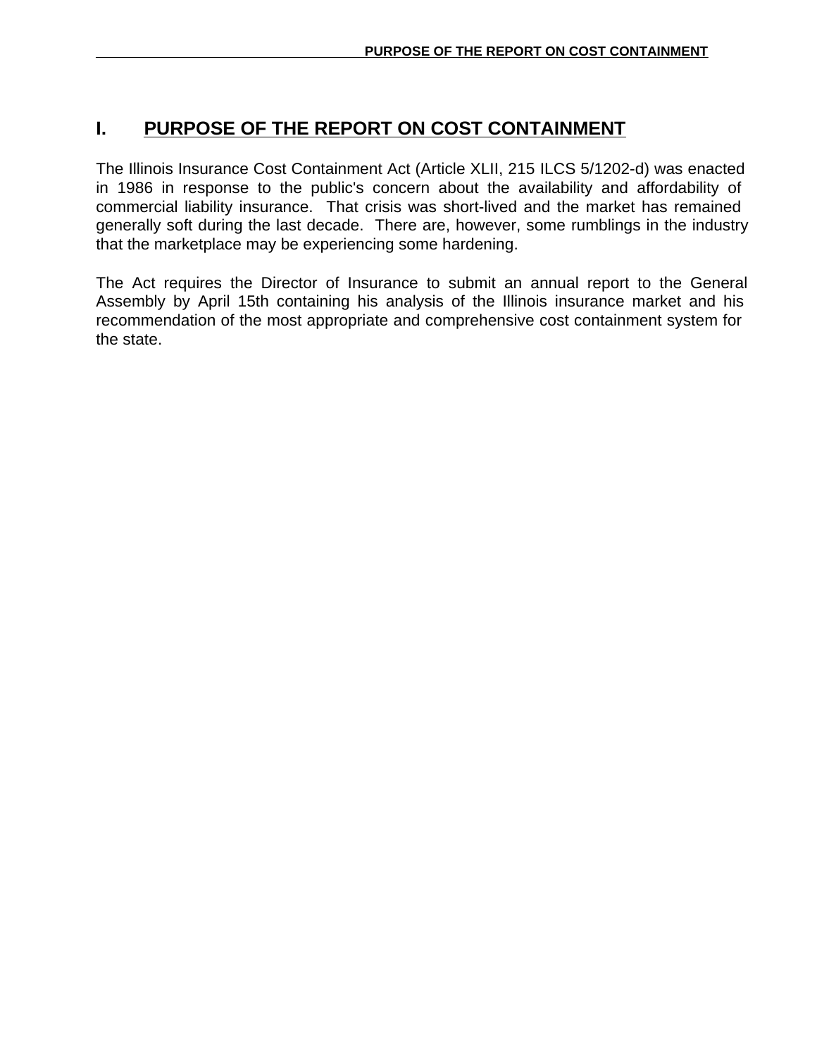# I. PURPOSE OF THE REPORT ON COST CONTAINMENT

The Illinois Insurance Cost Containment Act (Article XLII, 215 ILCS 5/1202-d) was enacted in 1986 in response to the public's concern about the availability and affordability of commercial liability insurance. That crisis was short-lived and the market has remained generally soft during the last decade. There are, however, some rumblings in the industry that the marketplace may be experiencing some hardening.

The Act requires the Director of Insurance to submit an annual report to the General Assembly by April 15th containing his analysis of the Illinois insurance market and his recommendation of the most appropriate and comprehensive cost containment system for the state.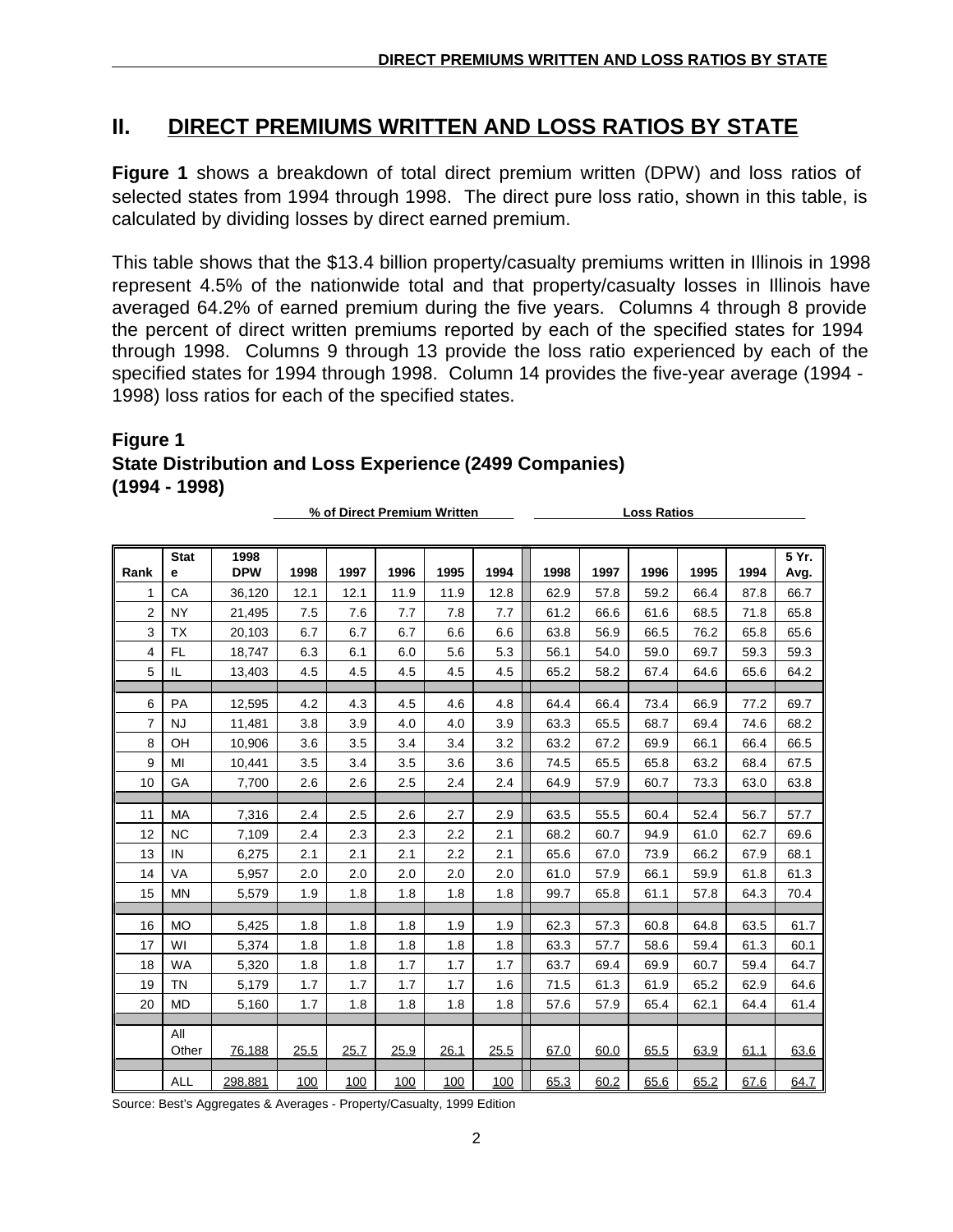## II. DIRECT PREMIUMS WRITTEN AND LOSS RATIOS BY STATE

**Figure 1** shows a breakdown of total direct premium written (DPW) and loss ratios of selected states from 1994 through 1998. The direct pure loss ratio, shown in this table, is calculated by dividing losses by direct earned premium.

This table shows that the $13.4 billion property/casualty premiums written in Illinois in 1998 represent 4.5% of the nationwide total and that property/casualty losses in Illinois have averaged 64.2% of earned premium during the five years. Columns 4 through 8 provide the percent of direct written premiums reported by each of the specified states for 1994 through 1998. Columns 9 through 13 provide the loss ratio experienced by each of the specified states for 1994 through 1998. Column 14 provides the five-year average (1994 - 1998) loss ratios for each of the specified states.

**Figure 1**
**State Distribution and Loss Experience (2499 Companies)**
**(1994 - 1998)**

| | | | % of Direct Premium Written | | | | | Loss Ratios | | | | | |
|---|---|---|---|---|---|---|---|---|---|---|---|---|---|
| **Rank** | **State** | **1998 DPW** | **1998** | **1997** | **1996** | **1995** | **1994** | **1998** | **1997** | **1996** | **1995** | **1994** | **5 Yr. Avg.** |
| 1 | CA | 36,120 | 12.1 | 12.1 | 11.9 | 11.9 | 12.8 | 62.9 | 57.8 | 59.2 | 66.4 | 87.8 | 66.7 |
| 2 | NY | 21,495 | 7.5 | 7.6 | 7.7 | 7.8 | 7.7 | 61.2 | 66.6 | 61.6 | 68.5 | 71.8 | 65.8 |
| 3 | TX | 20,103 | 6.7 | 6.7 | 6.7 | 6.6 | 6.6 | 63.8 | 56.9 | 66.5 | 76.2 | 65.8 | 65.6 |
| 4 | FL | 18,747 | 6.3 | 6.1 | 6.0 | 5.6 | 5.3 | 56.1 | 54.0 | 59.0 | 69.7 | 59.3 | 59.3 |
| 5 | IL | 13,403 | 4.5 | 4.5 | 4.5 | 4.5 | 4.5 | 65.2 | 58.2 | 67.4 | 64.6 | 65.6 | 64.2 |
| 6 | PA | 12,595 | 4.2 | 4.3 | 4.5 | 4.6 | 4.8 | 64.4 | 66.4 | 73.4 | 66.9 | 77.2 | 69.7 |
| 7 | NJ | 11,481 | 3.8 | 3.9 | 4.0 | 4.0 | 3.9 | 63.3 | 65.5 | 68.7 | 69.4 | 74.6 | 68.2 |
| 8 | OH | 10,906 | 3.6 | 3.5 | 3.4 | 3.4 | 3.2 | 63.2 | 67.2 | 69.9 | 66.1 | 66.4 | 66.5 |
| 9 | MI | 10,441 | 3.5 | 3.4 | 3.5 | 3.6 | 3.6 | 74.5 | 65.5 | 65.8 | 63.2 | 68.4 | 67.5 |
| 10 | GA | 7,700 | 2.6 | 2.6 | 2.5 | 2.4 | 2.4 | 64.9 | 57.9 | 60.7 | 73.3 | 63.0 | 63.8 |
| 11 | MA | 7,316 | 2.4 | 2.5 | 2.6 | 2.7 | 2.9 | 63.5 | 55.5 | 60.4 | 52.4 | 56.7 | 57.7 |
| 12 | NC | 7,109 | 2.4 | 2.3 | 2.3 | 2.2 | 2.1 | 68.2 | 60.7 | 94.9 | 61.0 | 62.7 | 69.6 |
| 13 | IN | 6,275 | 2.1 | 2.1 | 2.1 | 2.2 | 2.1 | 65.6 | 67.0 | 73.9 | 66.2 | 67.9 | 68.1 |
| 14 | VA | 5,957 | 2.0 | 2.0 | 2.0 | 2.0 | 2.0 | 61.0 | 57.9 | 66.1 | 59.9 | 61.8 | 61.3 |
| 15 | MN | 5,579 | 1.9 | 1.8 | 1.8 | 1.8 | 1.8 | 99.7 | 65.8 | 61.1 | 57.8 | 64.3 | 70.4 |
| 16 | MO | 5,425 | 1.8 | 1.8 | 1.8 | 1.9 | 1.9 | 62.3 | 57.3 | 60.8 | 64.8 | 63.5 | 61.7 |
| 17 | WI | 5,374 | 1.8 | 1.8 | 1.8 | 1.8 | 1.8 | 63.3 | 57.7 | 58.6 | 59.4 | 61.3 | 60.1 |
| 18 | WA | 5,320 | 1.8 | 1.8 | 1.7 | 1.7 | 1.7 | 63.7 | 69.4 | 69.9 | 60.7 | 59.4 | 64.7 |
| 19 | TN | 5,179 | 1.7 | 1.7 | 1.7 | 1.7 | 1.6 | 71.5 | 61.3 | 61.9 | 65.2 | 62.9 | 64.6 |
| 20 | MD | 5,160 | 1.7 | 1.8 | 1.8 | 1.8 | 1.8 | 57.6 | 57.9 | 65.4 | 62.1 | 64.4 | 61.4 |
| | All Other | 76,188 | 25.5 | 25.7 | 25.9 | 26.1 | 25.5 | 67.0 | 60.0 | 65.5 | 63.9 | 61.1 | 63.6 |
| | ALL | 298,881 | 100 | 100 | 100 | 100 | 100 | 65.3 | 60.2 | 65.6 | 65.2 | 67.6 | 64.7 |

Source: Best's Aggregates & Averages - Property/Casualty, 1999 Edition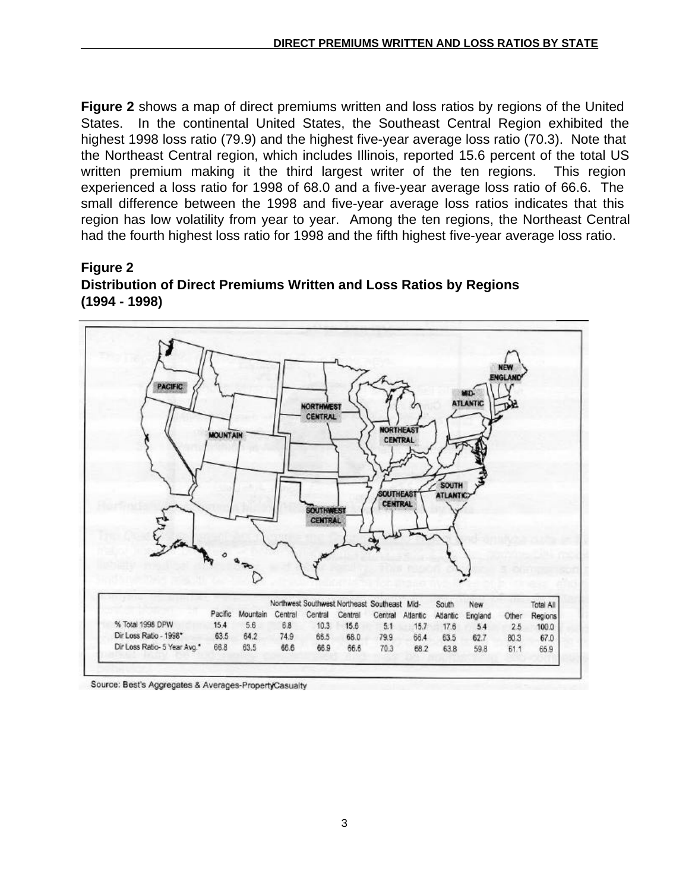**Figure 2** shows a map of direct premiums written and loss ratios by regions of the United States. In the continental United States, the Southeast Central Region exhibited the highest 1998 loss ratio (79.9) and the highest five-year average loss ratio (70.3). Note that the Northeast Central region, which includes Illinois, reported 15.6 percent of the total US written premium making it the third largest writer of the ten regions. This region experienced a loss ratio for 1998 of 68.0 and a five-year average loss ratio of 66.6. The small difference between the 1998 and five-year average loss ratios indicates that this region has low volatility from year to year. Among the ten regions, the Northeast Central had the fourth highest loss ratio for 1998 and the fifth highest five-year average loss ratio.

**Figure 2**
**Distribution of Direct Premiums Written and Loss Ratios by Regions**
**(1994 - 1998)**

| | Pacific | Mountain | Northwest Central | Southwest Central | Northeast Central | Southeast Central | Mid-Atlantic | South Atlantic | New England | Other | Total All Regions |
|---|---|---|---|---|---|---|---|---|---|---|---|
| % Total 1998 DPW | 15.4 | 5.6 | 6.8 | 10.3 | 15.6 | 5.1 | 15.7 | 17.6 | 5.4 | 2.5 | 100.0 |
| Dir Loss Ratio - 1998* | 63.5 | 64.2 | 74.9 | 66.5 | 68.0 | 79.9 | 66.4 | 63.5 | 62.7 | 80.3 | 67.0 |
| Dir Loss Ratio- 5 Year Avg.* | 66.8 | 63.5 | 66.6 | 66.9 | 66.6 | 70.3 | 68.2 | 63.8 | 59.8 | 61.1 | 65.9 |

Source: Best's Aggregates & Averages-PropertyCasualty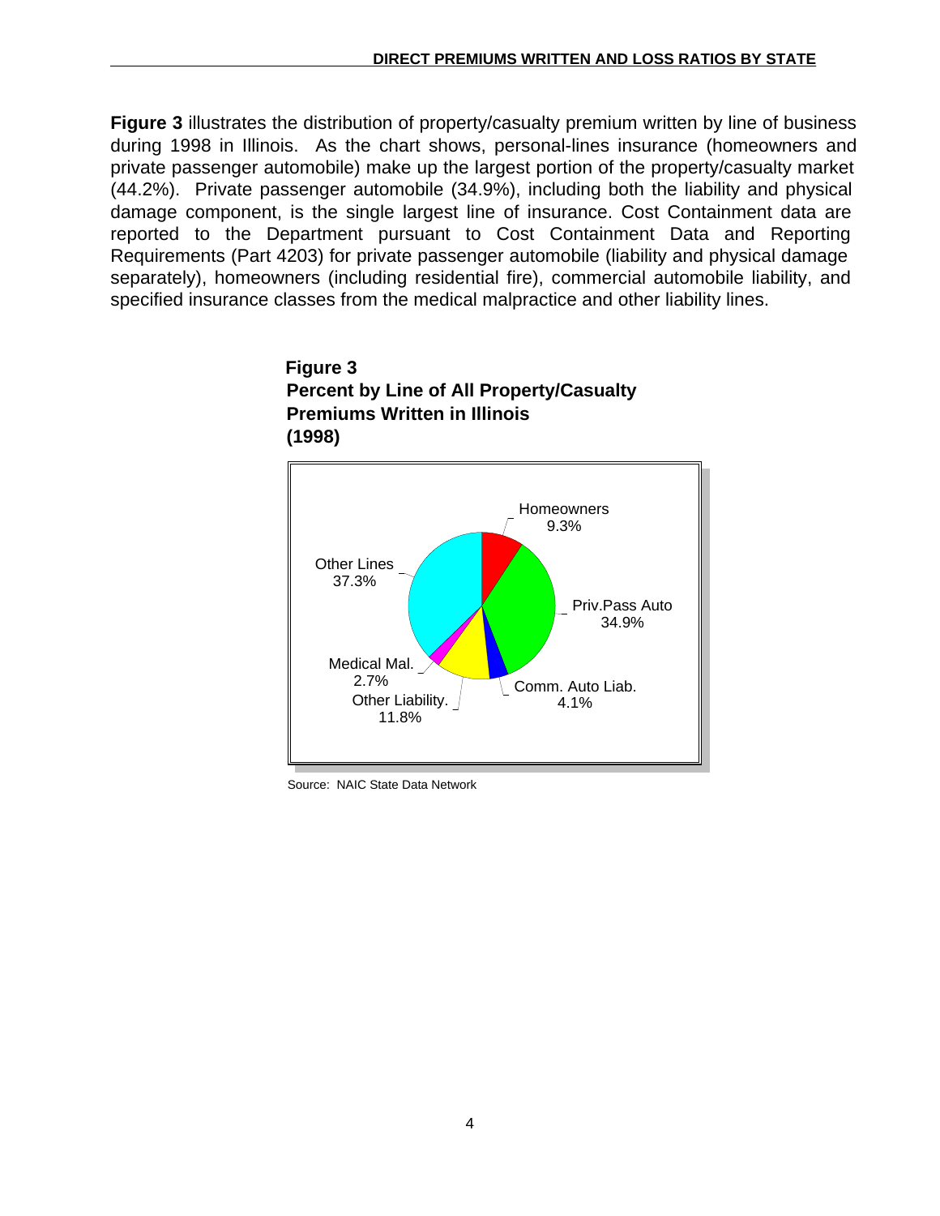**Figure 3** illustrates the distribution of property/casualty premium written by line of business during 1998 in Illinois. As the chart shows, personal-lines insurance (homeowners and private passenger automobile) make up the largest portion of the property/casualty market (44.2%). Private passenger automobile (34.9%), including both the liability and physical damage component, is the single largest line of insurance. Cost Containment data are reported to the Department pursuant to Cost Containment Data and Reporting Requirements (Part 4203) for private passenger automobile (liability and physical damage separately), homeowners (including residential fire), commercial automobile liability, and specified insurance classes from the medical malpractice and other liability lines.

**Figure 3**
**Percent by Line of All Property/Casualty Premiums Written in Illinois**
**(1998)**

| Line | Percent |
|---|---|
| Homeowners | 9.3% |
| Priv.Pass Auto | 34.9% |
| Comm. Auto Liab. | 4.1% |
| Other Liability. | 11.8% |
| Medical Mal. | 2.7% |
| Other Lines | 37.3% |

Source: NAIC State Data Network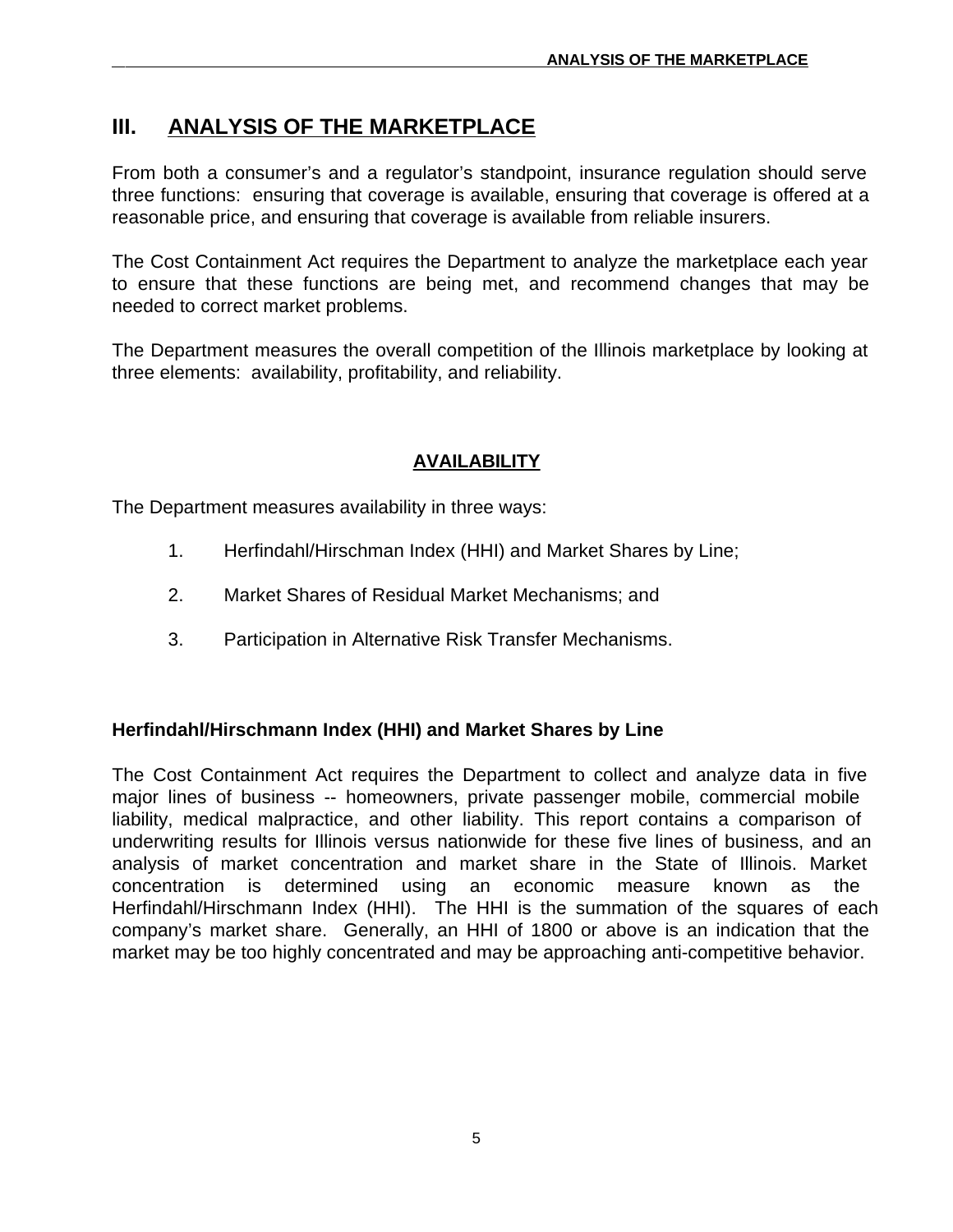# III. ANALYSIS OF THE MARKETPLACE

From both a consumer's and a regulator's standpoint, insurance regulation should serve three functions: ensuring that coverage is available, ensuring that coverage is offered at a reasonable price, and ensuring that coverage is available from reliable insurers.

The Cost Containment Act requires the Department to analyze the marketplace each year to ensure that these functions are being met, and recommend changes that may be needed to correct market problems.

The Department measures the overall competition of the Illinois marketplace by looking at three elements: availability, profitability, and reliability.

## AVAILABILITY

The Department measures availability in three ways:

1. Herfindahl/Hirschman Index (HHI) and Market Shares by Line;
2. Market Shares of Residual Market Mechanisms; and
3. Participation in Alternative Risk Transfer Mechanisms.

### Herfindahl/Hirschmann Index (HHI) and Market Shares by Line

The Cost Containment Act requires the Department to collect and analyze data in five major lines of business -- homeowners, private passenger mobile, commercial mobile liability, medical malpractice, and other liability. This report contains a comparison of underwriting results for Illinois versus nationwide for these five lines of business, and an analysis of market concentration and market share in the State of Illinois. Market concentration is determined using an economic measure known as the Herfindahl/Hirschmann Index (HHI). The HHI is the summation of the squares of each company's market share. Generally, an HHI of 1800 or above is an indication that the market may be too highly concentrated and may be approaching anti-competitive behavior.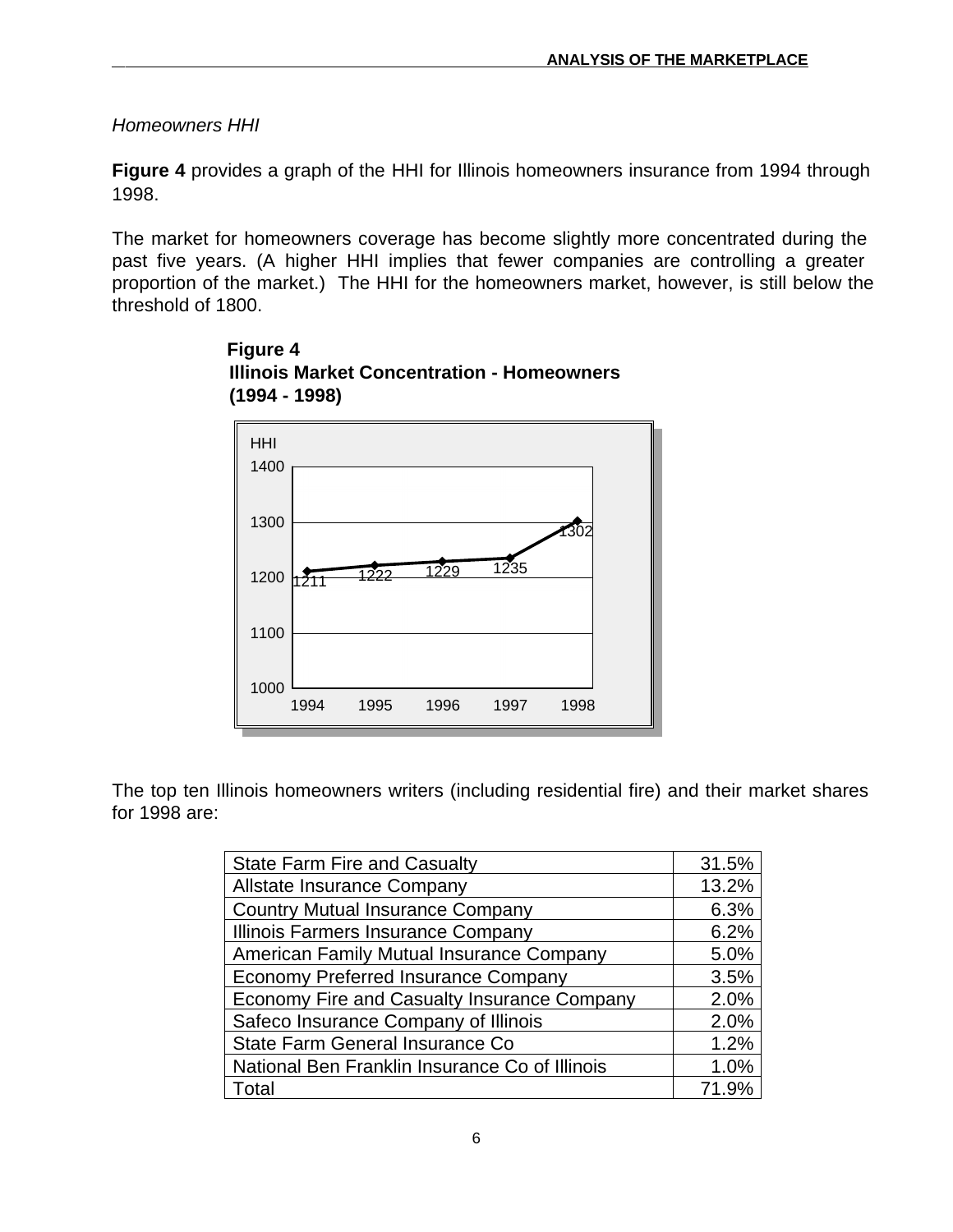*Homeowners HHI*

**Figure 4** provides a graph of the HHI for Illinois homeowners insurance from 1994 through 1998.

The market for homeowners coverage has become slightly more concentrated during the past five years. (A higher HHI implies that fewer companies are controlling a greater proportion of the market.) The HHI for the homeowners market, however, is still below the threshold of 1800.

**Figure 4**
**Illinois Market Concentration - Homeowners**
**(1994 - 1998)**

| Year | HHI |
|---|---|
| 1994 | 1211 |
| 1995 | 1222 |
| 1996 | 1229 |
| 1997 | 1235 |
| 1998 | 1302 |

The top ten Illinois homeowners writers (including residential fire) and their market shares for 1998 are:

| Company | Market Share |
|---|---:|
| State Farm Fire and Casualty | 31.5% |
| Allstate Insurance Company | 13.2% |
| Country Mutual Insurance Company | 6.3% |
| Illinois Farmers Insurance Company | 6.2% |
| American Family Mutual Insurance Company | 5.0% |
| Economy Preferred Insurance Company | 3.5% |
| Economy Fire and Casualty Insurance Company | 2.0% |
| Safeco Insurance Company of Illinois | 2.0% |
| State Farm General Insurance Co | 1.2% |
| National Ben Franklin Insurance Co of Illinois | 1.0% |
| Total | 71.9% |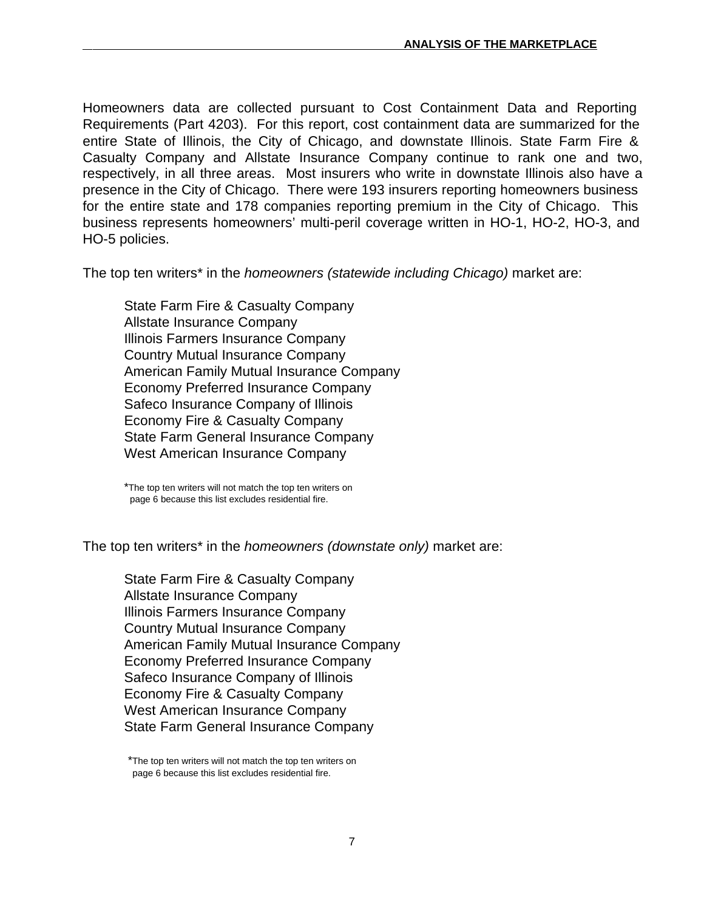Homeowners data are collected pursuant to Cost Containment Data and Reporting Requirements (Part 4203). For this report, cost containment data are summarized for the entire State of Illinois, the City of Chicago, and downstate Illinois. State Farm Fire & Casualty Company and Allstate Insurance Company continue to rank one and two, respectively, in all three areas. Most insurers who write in downstate Illinois also have a presence in the City of Chicago. There were 193 insurers reporting homeowners business for the entire state and 178 companies reporting premium in the City of Chicago. This business represents homeowners' multi-peril coverage written in HO-1, HO-2, HO-3, and HO-5 policies.

The top ten writers* in the *homeowners (statewide including Chicago)* market are:

- State Farm Fire & Casualty Company
- Allstate Insurance Company
- Illinois Farmers Insurance Company
- Country Mutual Insurance Company
- American Family Mutual Insurance Company
- Economy Preferred Insurance Company
- Safeco Insurance Company of Illinois
- Economy Fire & Casualty Company
- State Farm General Insurance Company
- West American Insurance Company

*The top ten writers will not match the top ten writers on page 6 because this list excludes residential fire.

The top ten writers* in the *homeowners (downstate only)* market are:

- State Farm Fire & Casualty Company
- Allstate Insurance Company
- Illinois Farmers Insurance Company
- Country Mutual Insurance Company
- American Family Mutual Insurance Company
- Economy Preferred Insurance Company
- Safeco Insurance Company of Illinois
- Economy Fire & Casualty Company
- West American Insurance Company
- State Farm General Insurance Company

*The top ten writers will not match the top ten writers on page 6 because this list excludes residential fire.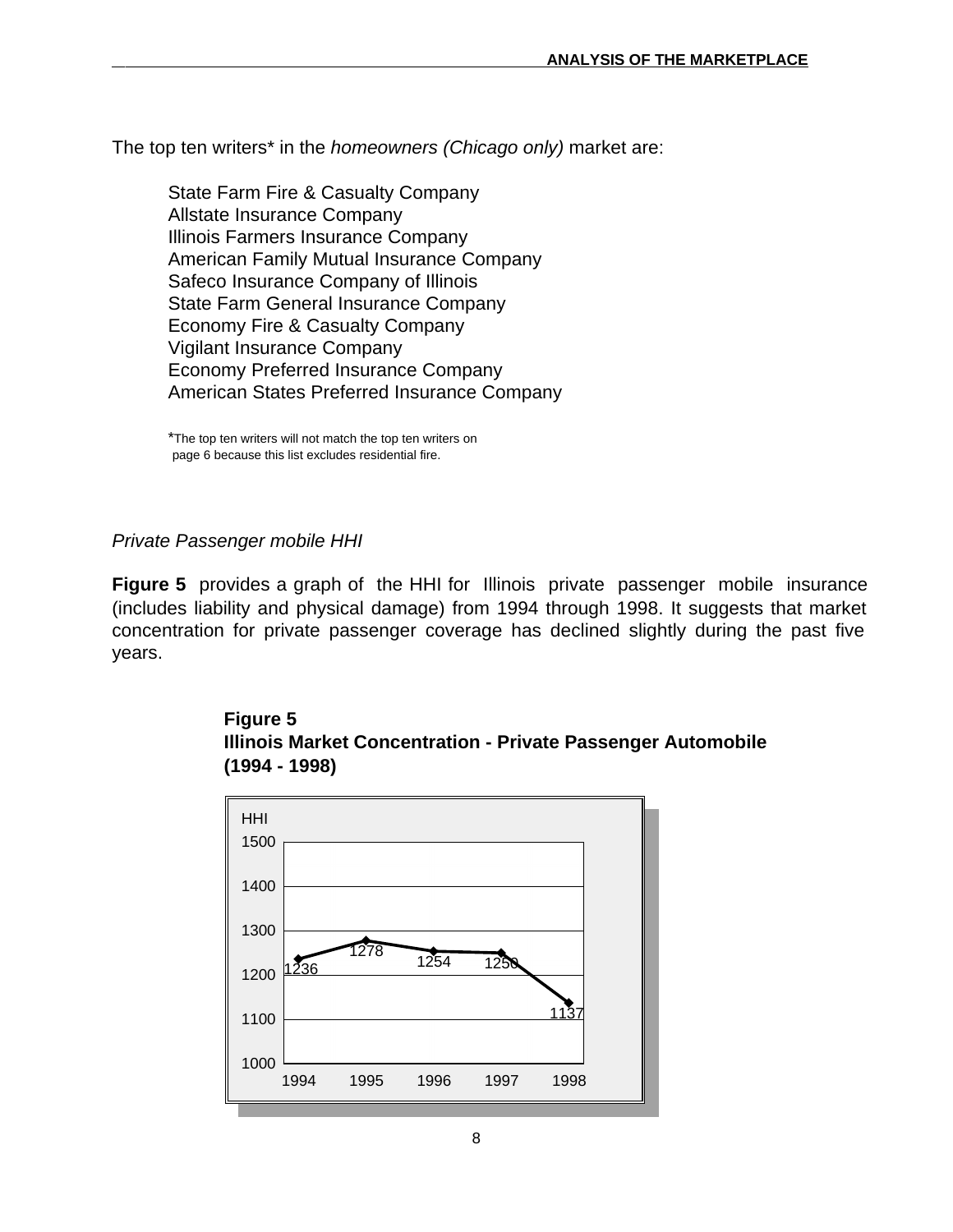The top ten writers* in the *homeowners (Chicago only)* market are:

State Farm Fire & Casualty Company
Allstate Insurance Company
Illinois Farmers Insurance Company
American Family Mutual Insurance Company
Safeco Insurance Company of Illinois
State Farm General Insurance Company
Economy Fire & Casualty Company
Vigilant Insurance Company
Economy Preferred Insurance Company
American States Preferred Insurance Company

*The top ten writers will not match the top ten writers on page 6 because this list excludes residential fire.

*Private Passenger mobile HHI*

**Figure 5** provides a graph of the HHI for Illinois private passenger mobile insurance (includes liability and physical damage) from 1994 through 1998. It suggests that market concentration for private passenger coverage has declined slightly during the past five years.

**Figure 5**
**Illinois Market Concentration - Private Passenger Automobile (1994 - 1998)**

| Year | HHI |
|---|---|
| 1994 | 1236 |
| 1995 | 1278 |
| 1996 | 1254 |
| 1997 | 1250 |
| 1998 | 1137 |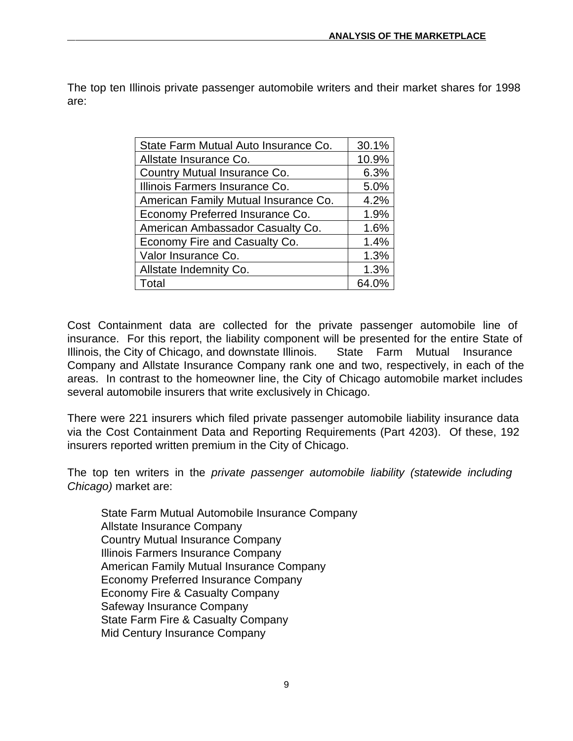The top ten Illinois private passenger automobile writers and their market shares for 1998 are:

| | |
|---|---|
| State Farm Mutual Auto Insurance Co. | 30.1% |
| Allstate Insurance Co. | 10.9% |
| Country Mutual Insurance Co. | 6.3% |
| Illinois Farmers Insurance Co. | 5.0% |
| American Family Mutual Insurance Co. | 4.2% |
| Economy Preferred Insurance Co. | 1.9% |
| American Ambassador Casualty Co. | 1.6% |
| Economy Fire and Casualty Co. | 1.4% |
| Valor Insurance Co. | 1.3% |
| Allstate Indemnity Co. | 1.3% |
| Total | 64.0% |

Cost Containment data are collected for the private passenger automobile line of insurance. For this report, the liability component will be presented for the entire State of Illinois, the City of Chicago, and downstate Illinois. State Farm Mutual Insurance Company and Allstate Insurance Company rank one and two, respectively, in each of the areas. In contrast to the homeowner line, the City of Chicago automobile market includes several automobile insurers that write exclusively in Chicago.

There were 221 insurers which filed private passenger automobile liability insurance data via the Cost Containment Data and Reporting Requirements (Part 4203). Of these, 192 insurers reported written premium in the City of Chicago.

The top ten writers in the *private passenger automobile liability (statewide including Chicago)* market are:

State Farm Mutual Automobile Insurance Company
Allstate Insurance Company
Country Mutual Insurance Company
Illinois Farmers Insurance Company
American Family Mutual Insurance Company
Economy Preferred Insurance Company
Economy Fire & Casualty Company
Safeway Insurance Company
State Farm Fire & Casualty Company
Mid Century Insurance Company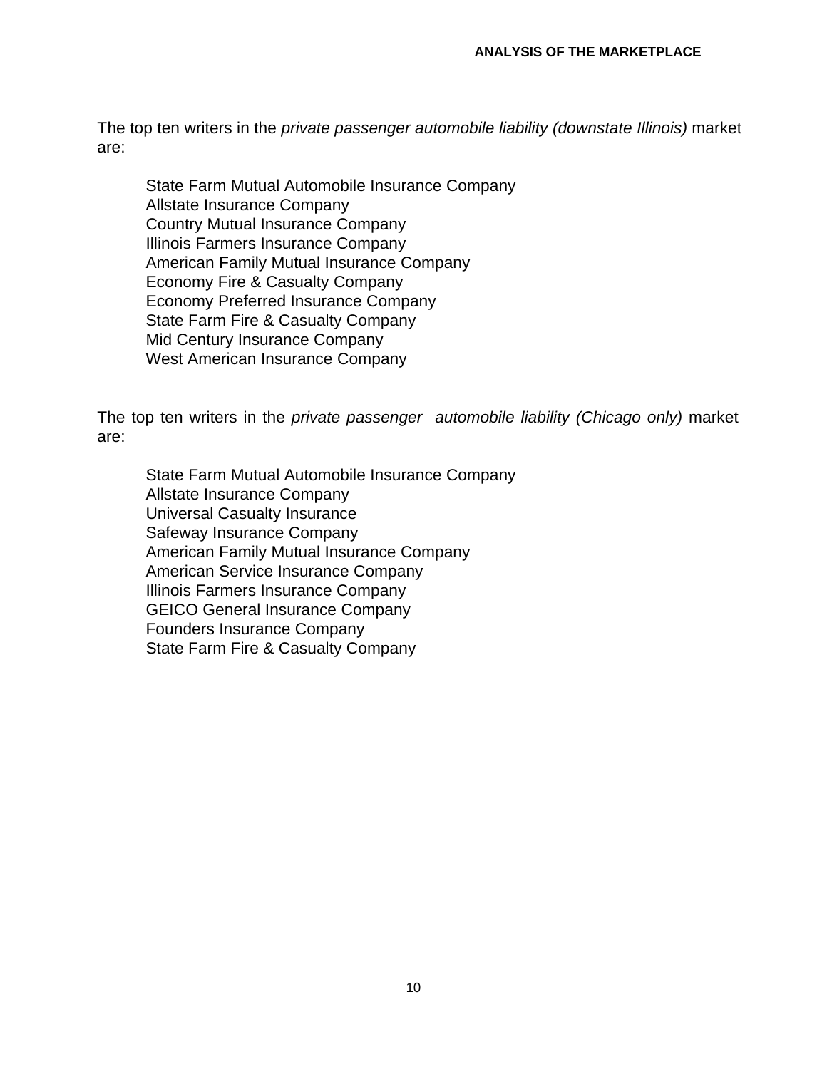The top ten writers in the *private passenger automobile liability (downstate Illinois)* market are:

State Farm Mutual Automobile Insurance Company
Allstate Insurance Company
Country Mutual Insurance Company
Illinois Farmers Insurance Company
American Family Mutual Insurance Company
Economy Fire & Casualty Company
Economy Preferred Insurance Company
State Farm Fire & Casualty Company
Mid Century Insurance Company
West American Insurance Company

The top ten writers in the *private passenger automobile liability (Chicago only)* market are:

State Farm Mutual Automobile Insurance Company
Allstate Insurance Company
Universal Casualty Insurance
Safeway Insurance Company
American Family Mutual Insurance Company
American Service Insurance Company
Illinois Farmers Insurance Company
GEICO General Insurance Company
Founders Insurance Company
State Farm Fire & Casualty Company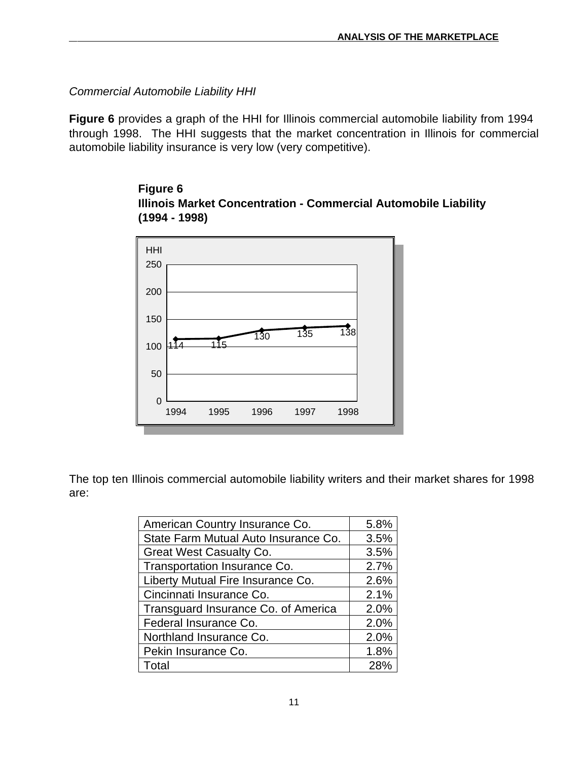*Commercial Automobile Liability HHI*

**Figure 6** provides a graph of the HHI for Illinois commercial automobile liability from 1994 through 1998. The HHI suggests that the market concentration in Illinois for commercial automobile liability insurance is very low (very competitive).

**Figure 6**
**Illinois Market Concentration - Commercial Automobile Liability (1994 - 1998)**

| Year | HHI |
|---|---|
| 1994 | 114 |
| 1995 | 115 |
| 1996 | 130 |
| 1997 | 135 |
| 1998 | 138 |

The top ten Illinois commercial automobile liability writers and their market shares for 1998 are:

| Company | Market Share |
|---|---|
| American Country Insurance Co. | 5.8% |
| State Farm Mutual Auto Insurance Co. | 3.5% |
| Great West Casualty Co. | 3.5% |
| Transportation Insurance Co. | 2.7% |
| Liberty Mutual Fire Insurance Co. | 2.6% |
| Cincinnati Insurance Co. | 2.1% |
| Transguard Insurance Co. of America | 2.0% |
| Federal Insurance Co. | 2.0% |
| Northland Insurance Co. | 2.0% |
| Pekin Insurance Co. | 1.8% |
| Total | 28% |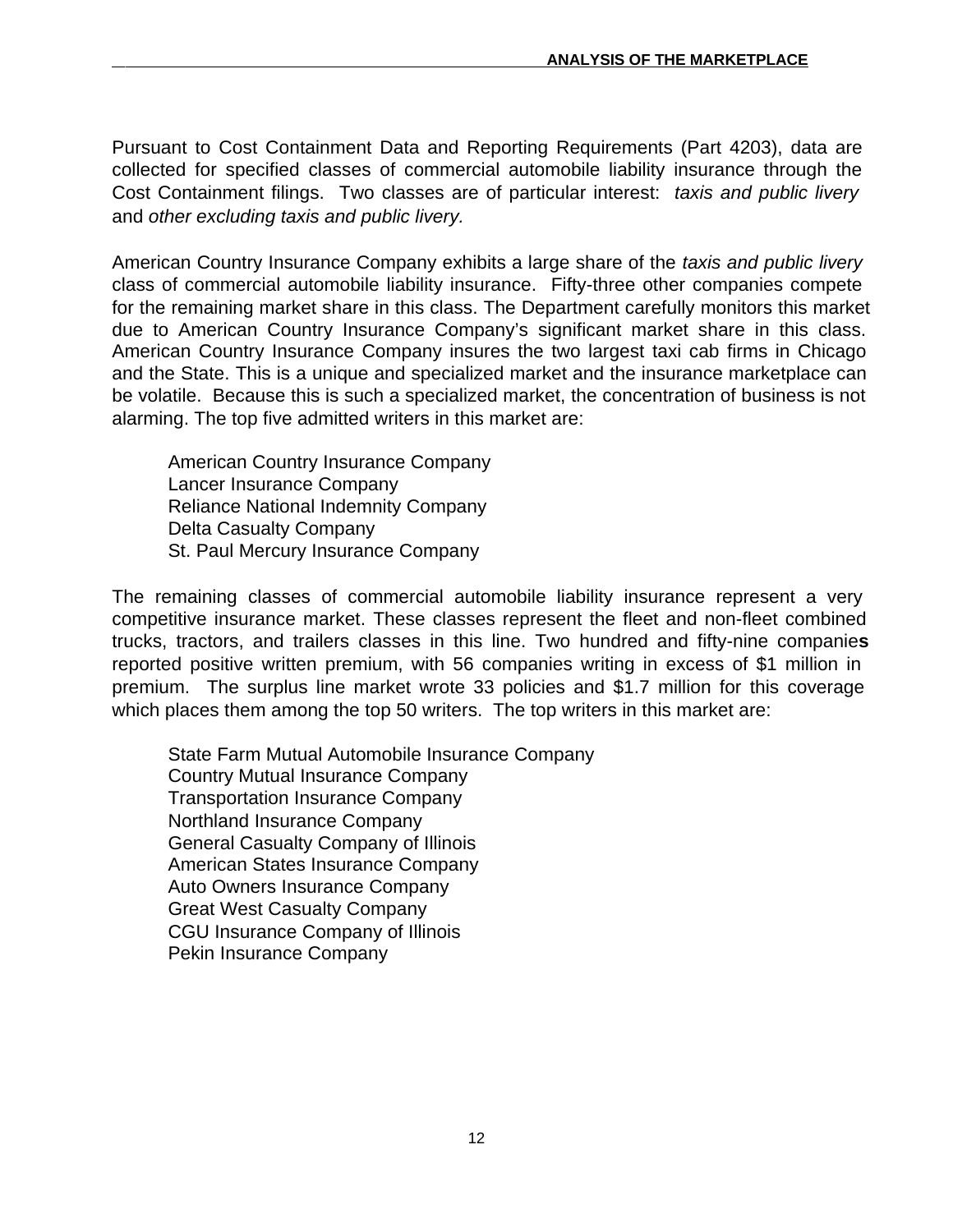Pursuant to Cost Containment Data and Reporting Requirements (Part 4203), data are collected for specified classes of commercial automobile liability insurance through the Cost Containment filings. Two classes are of particular interest: *taxis and public livery* and *other excluding taxis and public livery.*

American Country Insurance Company exhibits a large share of the *taxis and public livery* class of commercial automobile liability insurance. Fifty-three other companies compete for the remaining market share in this class. The Department carefully monitors this market due to American Country Insurance Company's significant market share in this class. American Country Insurance Company insures the two largest taxi cab firms in Chicago and the State. This is a unique and specialized market and the insurance marketplace can be volatile. Because this is such a specialized market, the concentration of business is not alarming. The top five admitted writers in this market are:

- American Country Insurance Company
- Lancer Insurance Company
- Reliance National Indemnity Company
- Delta Casualty Company
- St. Paul Mercury Insurance Company

The remaining classes of commercial automobile liability insurance represent a very competitive insurance market. These classes represent the fleet and non-fleet combined trucks, tractors, and trailers classes in this line. Two hundred and fifty-nine companies reported positive written premium, with 56 companies writing in excess of $1 million in premium. The surplus line market wrote 33 policies and $1.7 million for this coverage which places them among the top 50 writers. The top writers in this market are:

- State Farm Mutual Automobile Insurance Company
- Country Mutual Insurance Company
- Transportation Insurance Company
- Northland Insurance Company
- General Casualty Company of Illinois
- American States Insurance Company
- Auto Owners Insurance Company
- Great West Casualty Company
- CGU Insurance Company of Illinois
- Pekin Insurance Company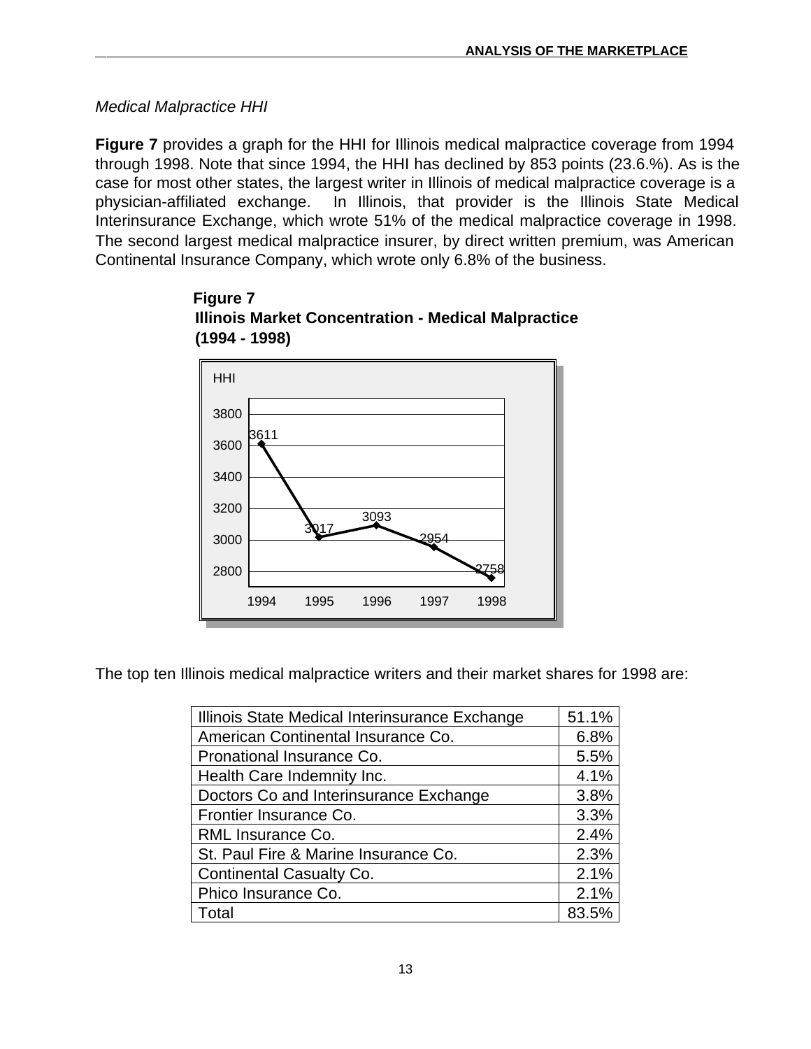*Medical Malpractice HHI*

**Figure 7** provides a graph for the HHI for Illinois medical malpractice coverage from 1994 through 1998. Note that since 1994, the HHI has declined by 853 points (23.6.%). As is the case for most other states, the largest writer in Illinois of medical malpractice coverage is a physician-affiliated exchange. In Illinois, that provider is the Illinois State Medical Interinsurance Exchange, which wrote 51% of the medical malpractice coverage in 1998. The second largest medical malpractice insurer, by direct written premium, was American Continental Insurance Company, which wrote only 6.8% of the business.

**Figure 7**
**Illinois Market Concentration - Medical Malpractice**
**(1994 - 1998)**

| Year | HHI |
|---|---|
| 1994 | 3611 |
| 1995 | 3017 |
| 1996 | 3093 |
| 1997 | 2954 |
| 1998 | 2758 |

The top ten Illinois medical malpractice writers and their market shares for 1998 are:

| Insurer | Share |
|---|---|
| Illinois State Medical Interinsurance Exchange | 51.1% |
| American Continental Insurance Co. | 6.8% |
| Pronational Insurance Co. | 5.5% |
| Health Care Indemnity Inc. | 4.1% |
| Doctors Co and Interinsurance Exchange | 3.8% |
| Frontier Insurance Co. | 3.3% |
| RML Insurance Co. | 2.4% |
| St. Paul Fire & Marine Insurance Co. | 2.3% |
| Continental Casualty Co. | 2.1% |
| Phico Insurance Co. | 2.1% |
| Total | 83.5% |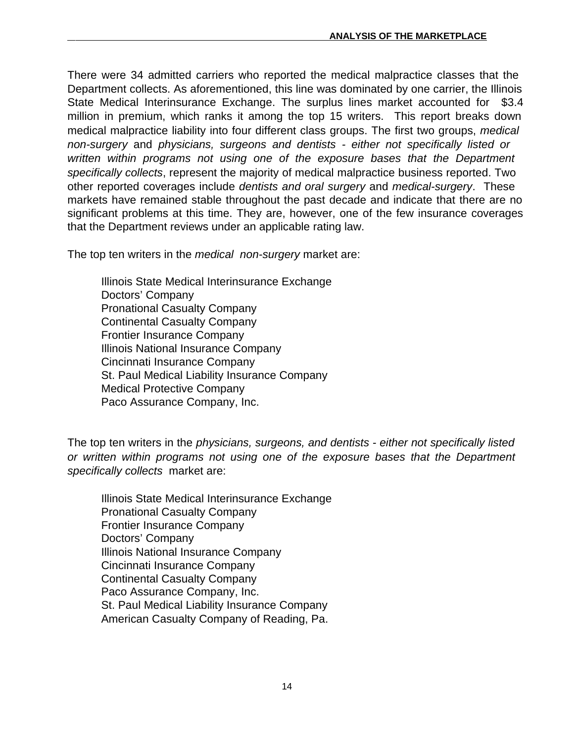There were 34 admitted carriers who reported the medical malpractice classes that the Department collects. As aforementioned, this line was dominated by one carrier, the Illinois State Medical Interinsurance Exchange. The surplus lines market accounted for $3.4 million in premium, which ranks it among the top 15 writers. This report breaks down medical malpractice liability into four different class groups. The first two groups, *medical non-surgery* and *physicians, surgeons and dentists - either not specifically listed or written within programs not using one of the exposure bases that the Department specifically collects*, represent the majority of medical malpractice business reported. Two other reported coverages include *dentists and oral surgery* and *medical-surgery*. These markets have remained stable throughout the past decade and indicate that there are no significant problems at this time. They are, however, one of the few insurance coverages that the Department reviews under an applicable rating law.

The top ten writers in the *medical non-surgery* market are:

- Illinois State Medical Interinsurance Exchange
- Doctors' Company
- Pronational Casualty Company
- Continental Casualty Company
- Frontier Insurance Company
- Illinois National Insurance Company
- Cincinnati Insurance Company
- St. Paul Medical Liability Insurance Company
- Medical Protective Company
- Paco Assurance Company, Inc.

The top ten writers in the *physicians, surgeons, and dentists - either not specifically listed or written within programs not using one of the exposure bases that the Department specifically collects* market are:

- Illinois State Medical Interinsurance Exchange
- Pronational Casualty Company
- Frontier Insurance Company
- Doctors' Company
- Illinois National Insurance Company
- Cincinnati Insurance Company
- Continental Casualty Company
- Paco Assurance Company, Inc.
- St. Paul Medical Liability Insurance Company
- American Casualty Company of Reading, Pa.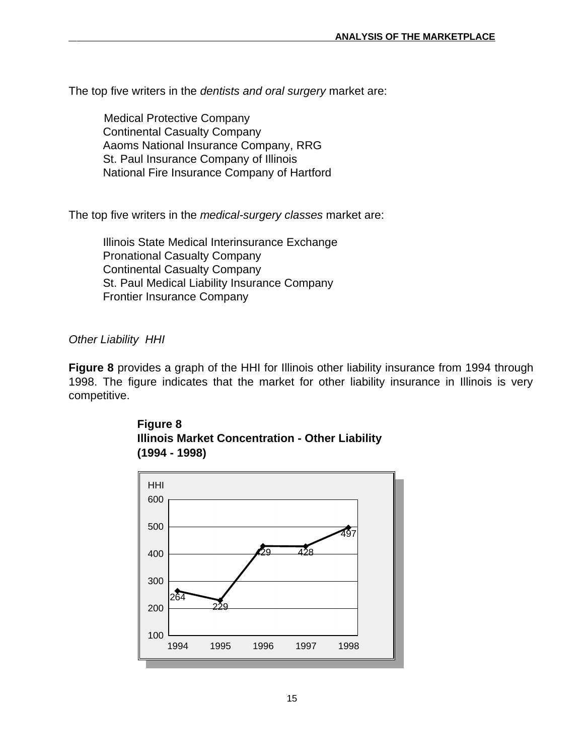The top five writers in the *dentists and oral surgery* market are:

Medical Protective Company
Continental Casualty Company
Aaoms National Insurance Company, RRG
St. Paul Insurance Company of Illinois
National Fire Insurance Company of Hartford

The top five writers in the *medical-surgery classes* market are:

Illinois State Medical Interinsurance Exchange
Pronational Casualty Company
Continental Casualty Company
St. Paul Medical Liability Insurance Company
Frontier Insurance Company

*Other Liability HHI*

**Figure 8** provides a graph of the HHI for Illinois other liability insurance from 1994 through 1998. The figure indicates that the market for other liability insurance in Illinois is very competitive.

**Figure 8**
**Illinois Market Concentration - Other Liability**
**(1994 - 1998)**

| Year | HHI |
|---|---|
| 1994 | 264 |
| 1995 | 229 |
| 1996 | 429 |
| 1997 | 428 |
| 1998 | 497 |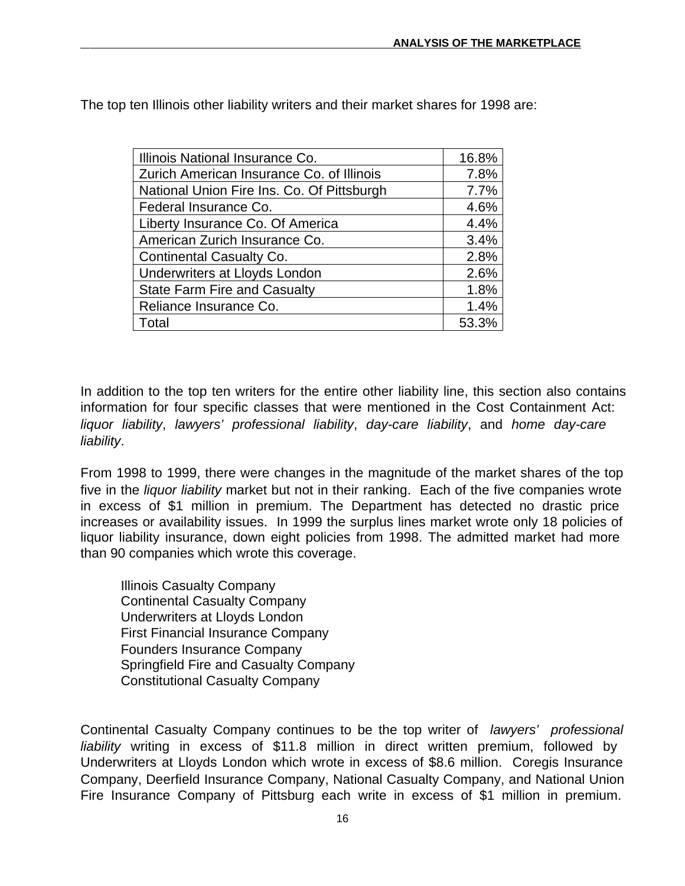The top ten Illinois other liability writers and their market shares for 1998 are:

| Illinois National Insurance Co. | 16.8% |
|---|---|
| Zurich American Insurance Co. of Illinois | 7.8% |
| National Union Fire Ins. Co. Of Pittsburgh | 7.7% |
| Federal Insurance Co. | 4.6% |
| Liberty Insurance Co. Of America | 4.4% |
| American Zurich Insurance Co. | 3.4% |
| Continental Casualty Co. | 2.8% |
| Underwriters at Lloyds London | 2.6% |
| State Farm Fire and Casualty | 1.8% |
| Reliance Insurance Co. | 1.4% |
| Total | 53.3% |

In addition to the top ten writers for the entire other liability line, this section also contains information for four specific classes that were mentioned in the Cost Containment Act: *liquor liability*, *lawyers' professional liability*, *day-care liability*, and *home day-care liability*.

From 1998 to 1999, there were changes in the magnitude of the market shares of the top five in the *liquor liability* market but not in their ranking. Each of the five companies wrote in excess of $1 million in premium. The Department has detected no drastic price increases or availability issues. In 1999 the surplus lines market wrote only 18 policies of liquor liability insurance, down eight policies from 1998. The admitted market had more than 90 companies which wrote this coverage.

Illinois Casualty Company
Continental Casualty Company
Underwriters at Lloyds London
First Financial Insurance Company
Founders Insurance Company
Springfield Fire and Casualty Company
Constitutional Casualty Company

Continental Casualty Company continues to be the top writer of *lawyers' professional liability* writing in excess of $11.8 million in direct written premium, followed by Underwriters at Lloyds London which wrote in excess of $8.6 million. Coregis Insurance Company, Deerfield Insurance Company, National Casualty Company, and National Union Fire Insurance Company of Pittsburg each write in excess of $1 million in premium.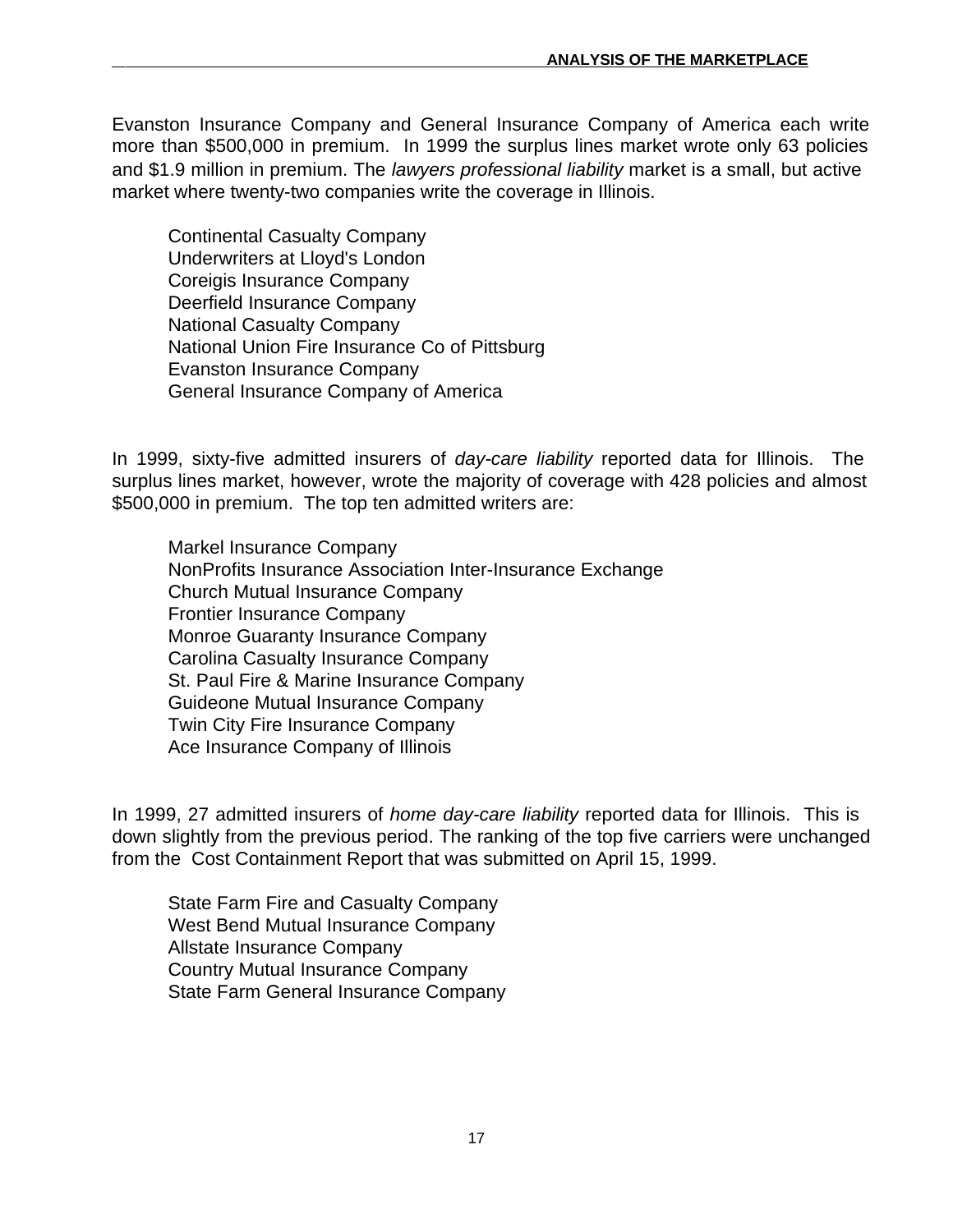Evanston Insurance Company and General Insurance Company of America each write more than $500,000 in premium. In 1999 the surplus lines market wrote only 63 policies and $1.9 million in premium. The *lawyers professional liability* market is a small, but active market where twenty-two companies write the coverage in Illinois.

Continental Casualty Company
Underwriters at Lloyd's London
Coreigis Insurance Company
Deerfield Insurance Company
National Casualty Company
National Union Fire Insurance Co of Pittsburg
Evanston Insurance Company
General Insurance Company of America

In 1999, sixty-five admitted insurers of *day-care liability* reported data for Illinois. The surplus lines market, however, wrote the majority of coverage with 428 policies and almost $500,000 in premium. The top ten admitted writers are:

Markel Insurance Company
NonProfits Insurance Association Inter-Insurance Exchange
Church Mutual Insurance Company
Frontier Insurance Company
Monroe Guaranty Insurance Company
Carolina Casualty Insurance Company
St. Paul Fire & Marine Insurance Company
Guideone Mutual Insurance Company
Twin City Fire Insurance Company
Ace Insurance Company of Illinois

In 1999, 27 admitted insurers of *home day-care liability* reported data for Illinois. This is down slightly from the previous period. The ranking of the top five carriers were unchanged from the Cost Containment Report that was submitted on April 15, 1999.

State Farm Fire and Casualty Company
West Bend Mutual Insurance Company
Allstate Insurance Company
Country Mutual Insurance Company
State Farm General Insurance Company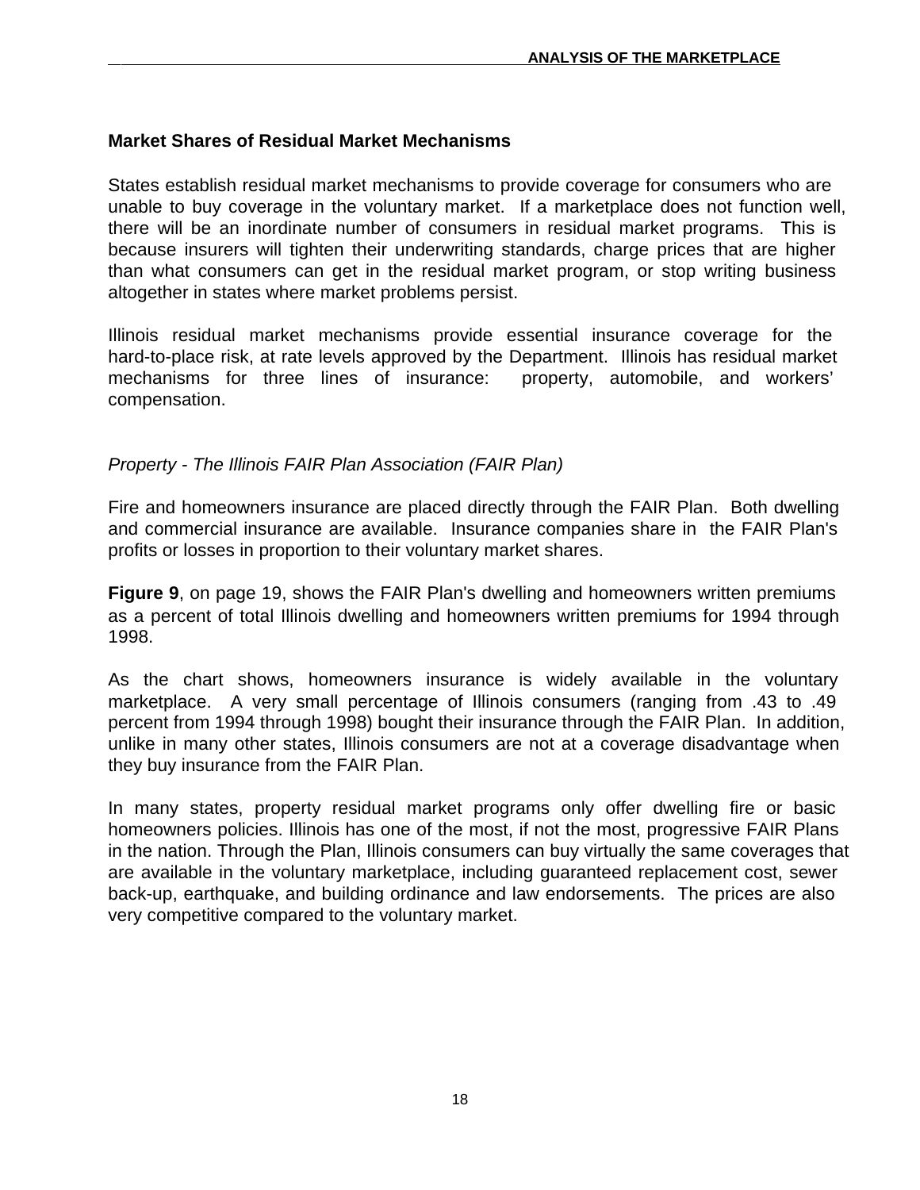## Market Shares of Residual Market Mechanisms

States establish residual market mechanisms to provide coverage for consumers who are unable to buy coverage in the voluntary market. If a marketplace does not function well, there will be an inordinate number of consumers in residual market programs. This is because insurers will tighten their underwriting standards, charge prices that are higher than what consumers can get in the residual market program, or stop writing business altogether in states where market problems persist.

Illinois residual market mechanisms provide essential insurance coverage for the hard-to-place risk, at rate levels approved by the Department. Illinois has residual market mechanisms for three lines of insurance: property, automobile, and workers' compensation.

### *Property - The Illinois FAIR Plan Association (FAIR Plan)*

Fire and homeowners insurance are placed directly through the FAIR Plan. Both dwelling and commercial insurance are available. Insurance companies share in the FAIR Plan's profits or losses in proportion to their voluntary market shares.

**Figure 9**, on page 19, shows the FAIR Plan's dwelling and homeowners written premiums as a percent of total Illinois dwelling and homeowners written premiums for 1994 through 1998.

As the chart shows, homeowners insurance is widely available in the voluntary marketplace. A very small percentage of Illinois consumers (ranging from .43 to .49 percent from 1994 through 1998) bought their insurance through the FAIR Plan. In addition, unlike in many other states, Illinois consumers are not at a coverage disadvantage when they buy insurance from the FAIR Plan.

In many states, property residual market programs only offer dwelling fire or basic homeowners policies. Illinois has one of the most, if not the most, progressive FAIR Plans in the nation. Through the Plan, Illinois consumers can buy virtually the same coverages that are available in the voluntary marketplace, including guaranteed replacement cost, sewer back-up, earthquake, and building ordinance and law endorsements. The prices are also very competitive compared to the voluntary market.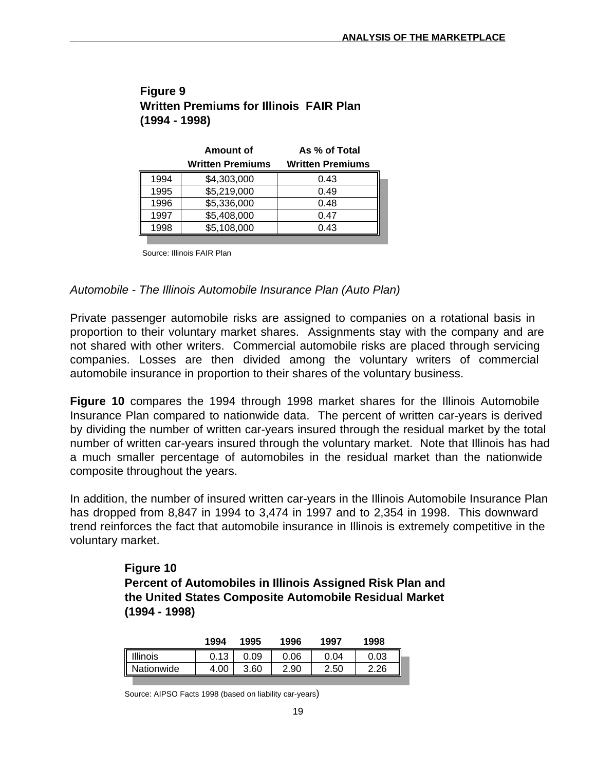**Figure 9**
**Written Premiums for Illinois FAIR Plan**
**(1994 - 1998)**

| | Amount of Written Premiums | As % of Total Written Premiums |
|---|---|---|
| 1994 | $4,303,000 | 0.43 |
| 1995 | $5,219,000 | 0.49 |
| 1996 | $5,336,000 | 0.48 |
| 1997 | $5,408,000 | 0.47 |
| 1998 | $5,108,000 | 0.43 |

Source: Illinois FAIR Plan

*Automobile - The Illinois Automobile Insurance Plan (Auto Plan)*

Private passenger automobile risks are assigned to companies on a rotational basis in proportion to their voluntary market shares. Assignments stay with the company and are not shared with other writers. Commercial automobile risks are placed through servicing companies. Losses are then divided among the voluntary writers of commercial automobile insurance in proportion to their shares of the voluntary business.

**Figure 10** compares the 1994 through 1998 market shares for the Illinois Automobile Insurance Plan compared to nationwide data. The percent of written car-years is derived by dividing the number of written car-years insured through the residual market by the total number of written car-years insured through the voluntary market. Note that Illinois has had a much smaller percentage of automobiles in the residual market than the nationwide composite throughout the years.

In addition, the number of insured written car-years in the Illinois Automobile Insurance Plan has dropped from 8,847 in 1994 to 3,474 in 1997 and to 2,354 in 1998. This downward trend reinforces the fact that automobile insurance in Illinois is extremely competitive in the voluntary market.

**Figure 10**
**Percent of Automobiles in Illinois Assigned Risk Plan and the United States Composite Automobile Residual Market**
**(1994 - 1998)**

| | 1994 | 1995 | 1996 | 1997 | 1998 |
|---|---|---|---|---|---|
| Illinois | 0.13 | 0.09 | 0.06 | 0.04 | 0.03 |
| Nationwide | 4.00 | 3.60 | 2.90 | 2.50 | 2.26 |

Source: AIPSO Facts 1998 (based on liability car-years)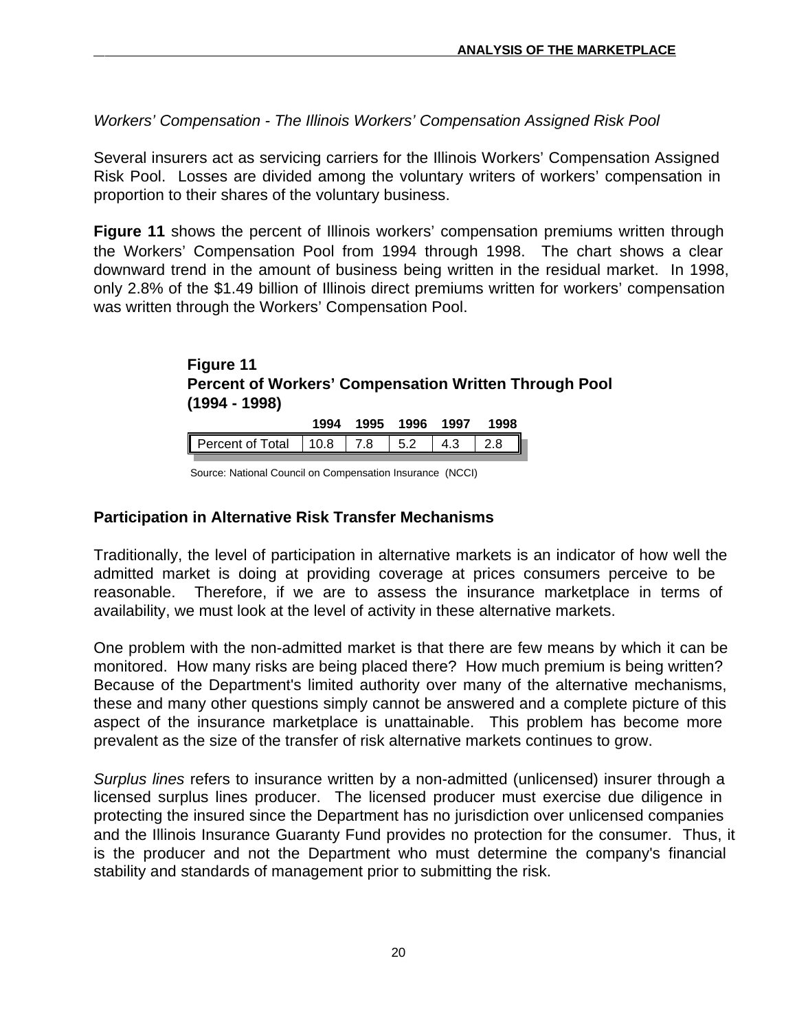*Workers' Compensation - The Illinois Workers' Compensation Assigned Risk Pool*

Several insurers act as servicing carriers for the Illinois Workers' Compensation Assigned Risk Pool. Losses are divided among the voluntary writers of workers' compensation in proportion to their shares of the voluntary business.

**Figure 11** shows the percent of Illinois workers' compensation premiums written through the Workers' Compensation Pool from 1994 through 1998. The chart shows a clear downward trend in the amount of business being written in the residual market. In 1998, only 2.8% of the $1.49 billion of Illinois direct premiums written for workers' compensation was written through the Workers' Compensation Pool.

**Figure 11**
**Percent of Workers' Compensation Written Through Pool**
**(1994 - 1998)**

| | 1994 | 1995 | 1996 | 1997 | 1998 |
|---|---|---|---|---|---|
| Percent of Total | 10.8 | 7.8 | 5.2 | 4.3 | 2.8 |

Source: National Council on Compensation Insurance (NCCI)

## Participation in Alternative Risk Transfer Mechanisms

Traditionally, the level of participation in alternative markets is an indicator of how well the admitted market is doing at providing coverage at prices consumers perceive to be reasonable. Therefore, if we are to assess the insurance marketplace in terms of availability, we must look at the level of activity in these alternative markets.

One problem with the non-admitted market is that there are few means by which it can be monitored. How many risks are being placed there? How much premium is being written? Because of the Department's limited authority over many of the alternative mechanisms, these and many other questions simply cannot be answered and a complete picture of this aspect of the insurance marketplace is unattainable. This problem has become more prevalent as the size of the transfer of risk alternative markets continues to grow.

*Surplus lines* refers to insurance written by a non-admitted (unlicensed) insurer through a licensed surplus lines producer. The licensed producer must exercise due diligence in protecting the insured since the Department has no jurisdiction over unlicensed companies and the Illinois Insurance Guaranty Fund provides no protection for the consumer. Thus, it is the producer and not the Department who must determine the company's financial stability and standards of management prior to submitting the risk.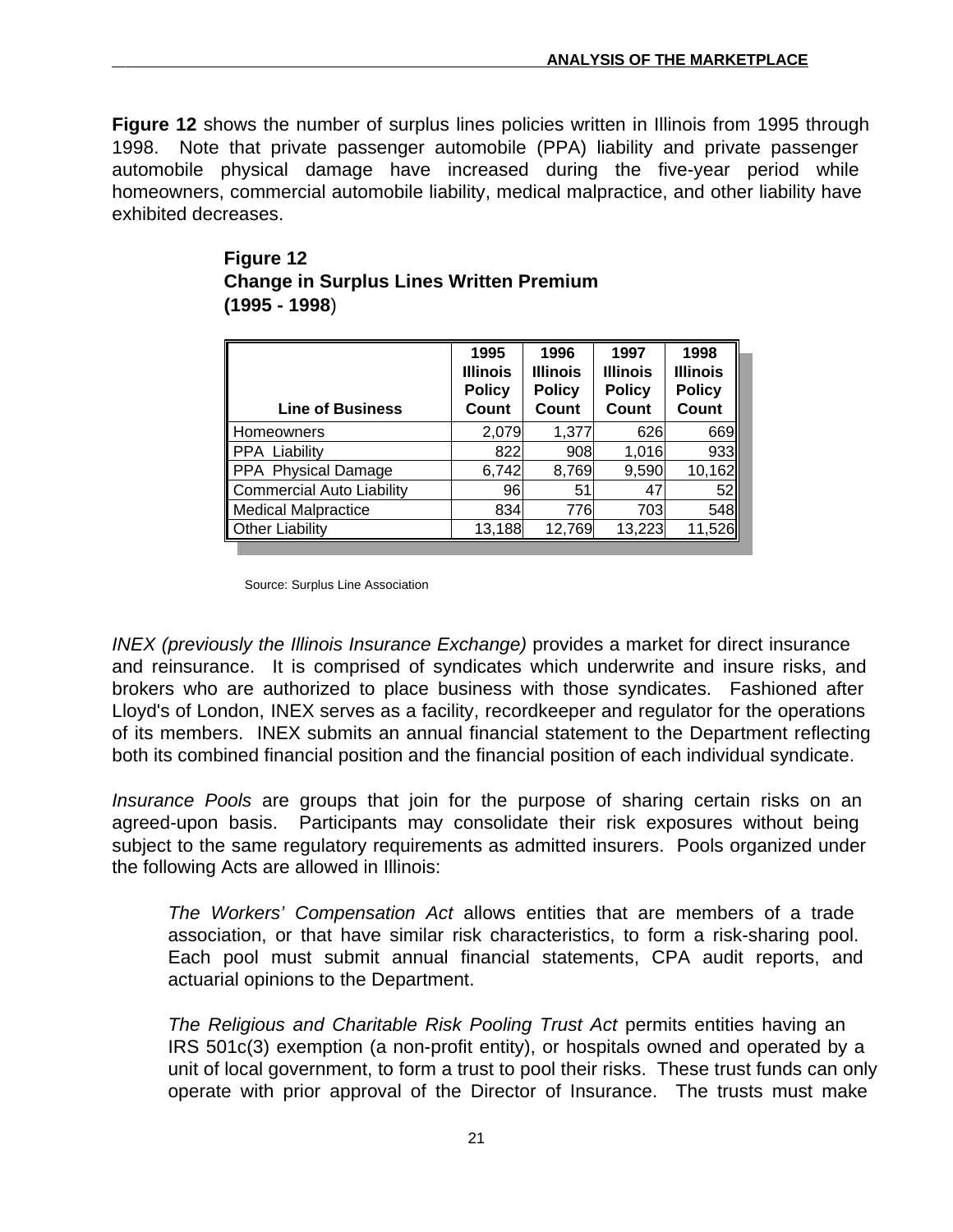**Figure 12** shows the number of surplus lines policies written in Illinois from 1995 through 1998. Note that private passenger automobile (PPA) liability and private passenger automobile physical damage have increased during the five-year period while homeowners, commercial automobile liability, medical malpractice, and other liability have exhibited decreases.

**Figure 12**
**Change in Surplus Lines Written Premium**
**(1995 - 1998)**

| Line of Business | 1995 Illinois Policy Count | 1996 Illinois Policy Count | 1997 Illinois Policy Count | 1998 Illinois Policy Count |
|---|---|---|---|---|
| Homeowners | 2,079 | 1,377 | 626 | 669 |
| PPA Liability | 822 | 908 | 1,016 | 933 |
| PPA Physical Damage | 6,742 | 8,769 | 9,590 | 10,162 |
| Commercial Auto Liability | 96 | 51 | 47 | 52 |
| Medical Malpractice | 834 | 776 | 703 | 548 |
| Other Liability | 13,188 | 12,769 | 13,223 | 11,526 |

Source: Surplus Line Association

*INEX (previously the Illinois Insurance Exchange)* provides a market for direct insurance and reinsurance. It is comprised of syndicates which underwrite and insure risks, and brokers who are authorized to place business with those syndicates. Fashioned after Lloyd's of London, INEX serves as a facility, recordkeeper and regulator for the operations of its members. INEX submits an annual financial statement to the Department reflecting both its combined financial position and the financial position of each individual syndicate.

*Insurance Pools* are groups that join for the purpose of sharing certain risks on an agreed-upon basis. Participants may consolidate their risk exposures without being subject to the same regulatory requirements as admitted insurers. Pools organized under the following Acts are allowed in Illinois:

> *The Workers' Compensation Act* allows entities that are members of a trade association, or that have similar risk characteristics, to form a risk-sharing pool. Each pool must submit annual financial statements, CPA audit reports, and actuarial opinions to the Department.
>
> *The Religious and Charitable Risk Pooling Trust Act* permits entities having an IRS 501c(3) exemption (a non-profit entity), or hospitals owned and operated by a unit of local government, to form a trust to pool their risks. These trust funds can only operate with prior approval of the Director of Insurance. The trusts must make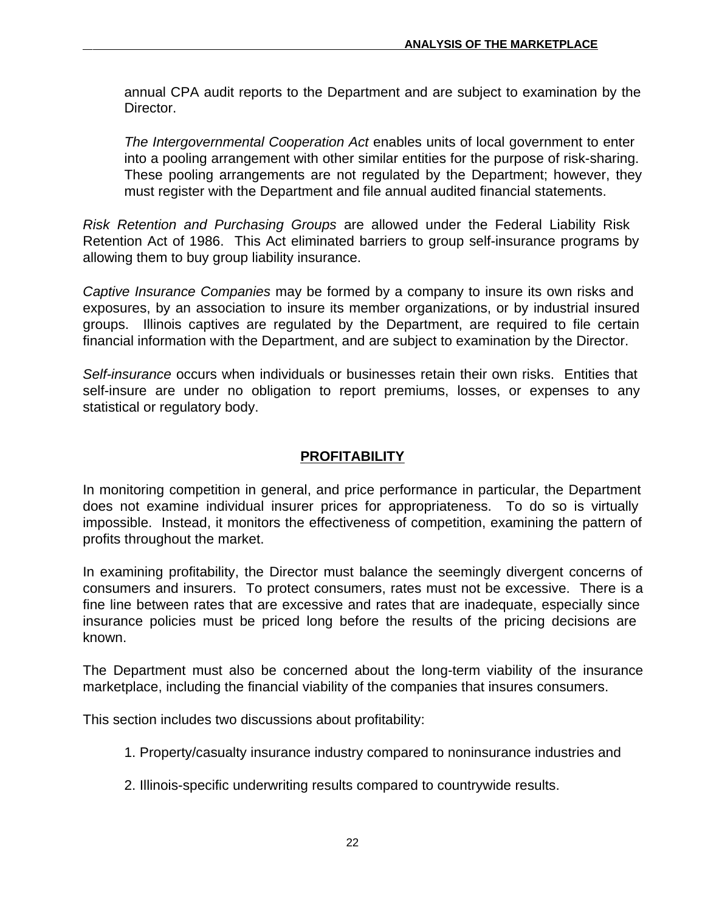annual CPA audit reports to the Department and are subject to examination by the Director.

*The Intergovernmental Cooperation Act* enables units of local government to enter into a pooling arrangement with other similar entities for the purpose of risk-sharing. These pooling arrangements are not regulated by the Department; however, they must register with the Department and file annual audited financial statements.

*Risk Retention and Purchasing Groups* are allowed under the Federal Liability Risk Retention Act of 1986. This Act eliminated barriers to group self-insurance programs by allowing them to buy group liability insurance.

*Captive Insurance Companies* may be formed by a company to insure its own risks and exposures, by an association to insure its member organizations, or by industrial insured groups. Illinois captives are regulated by the Department, are required to file certain financial information with the Department, and are subject to examination by the Director.

*Self-insurance* occurs when individuals or businesses retain their own risks. Entities that self-insure are under no obligation to report premiums, losses, or expenses to any statistical or regulatory body.

## PROFITABILITY

In monitoring competition in general, and price performance in particular, the Department does not examine individual insurer prices for appropriateness. To do so is virtually impossible. Instead, it monitors the effectiveness of competition, examining the pattern of profits throughout the market.

In examining profitability, the Director must balance the seemingly divergent concerns of consumers and insurers. To protect consumers, rates must not be excessive. There is a fine line between rates that are excessive and rates that are inadequate, especially since insurance policies must be priced long before the results of the pricing decisions are known.

The Department must also be concerned about the long-term viability of the insurance marketplace, including the financial viability of the companies that insures consumers.

This section includes two discussions about profitability:

1. Property/casualty insurance industry compared to noninsurance industries and

2. Illinois-specific underwriting results compared to countrywide results.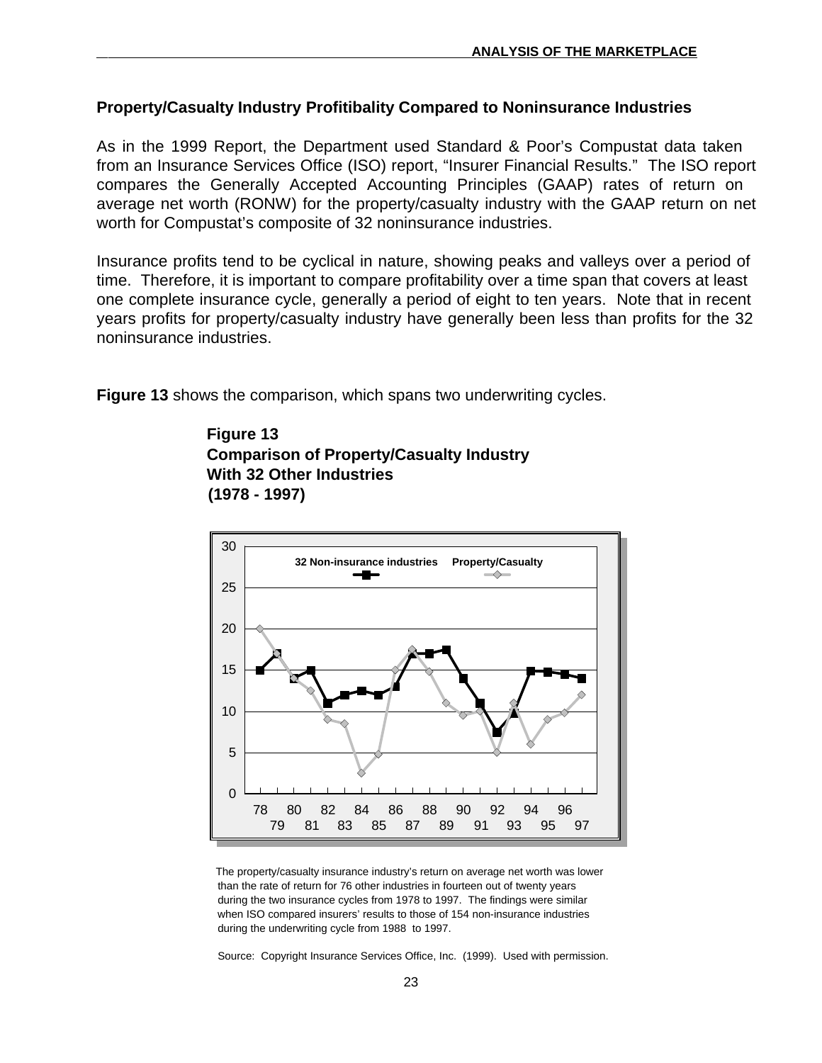## Property/Casualty Industry Profitibality Compared to Noninsurance Industries

As in the 1999 Report, the Department used Standard & Poor's Compustat data taken from an Insurance Services Office (ISO) report, "Insurer Financial Results." The ISO report compares the Generally Accepted Accounting Principles (GAAP) rates of return on average net worth (RONW) for the property/casualty industry with the GAAP return on net worth for Compustat's composite of 32 noninsurance industries.

Insurance profits tend to be cyclical in nature, showing peaks and valleys over a period of time. Therefore, it is important to compare profitability over a time span that covers at least one complete insurance cycle, generally a period of eight to ten years. Note that in recent years profits for property/casualty industry have generally been less than profits for the 32 noninsurance industries.

**Figure 13** shows the comparison, which spans two underwriting cycles.

**Figure 13**
**Comparison of Property/Casualty Industry With 32 Other Industries (1978 - 1997)**

The property/casualty insurance industry's return on average net worth was lower than the rate of return for 76 other industries in fourteen out of twenty years during the two insurance cycles from 1978 to 1997. The findings were similar when ISO compared insurers' results to those of 154 non-insurance industries during the underwriting cycle from 1988 to 1997.

Source: Copyright Insurance Services Office, Inc. (1999). Used with permission.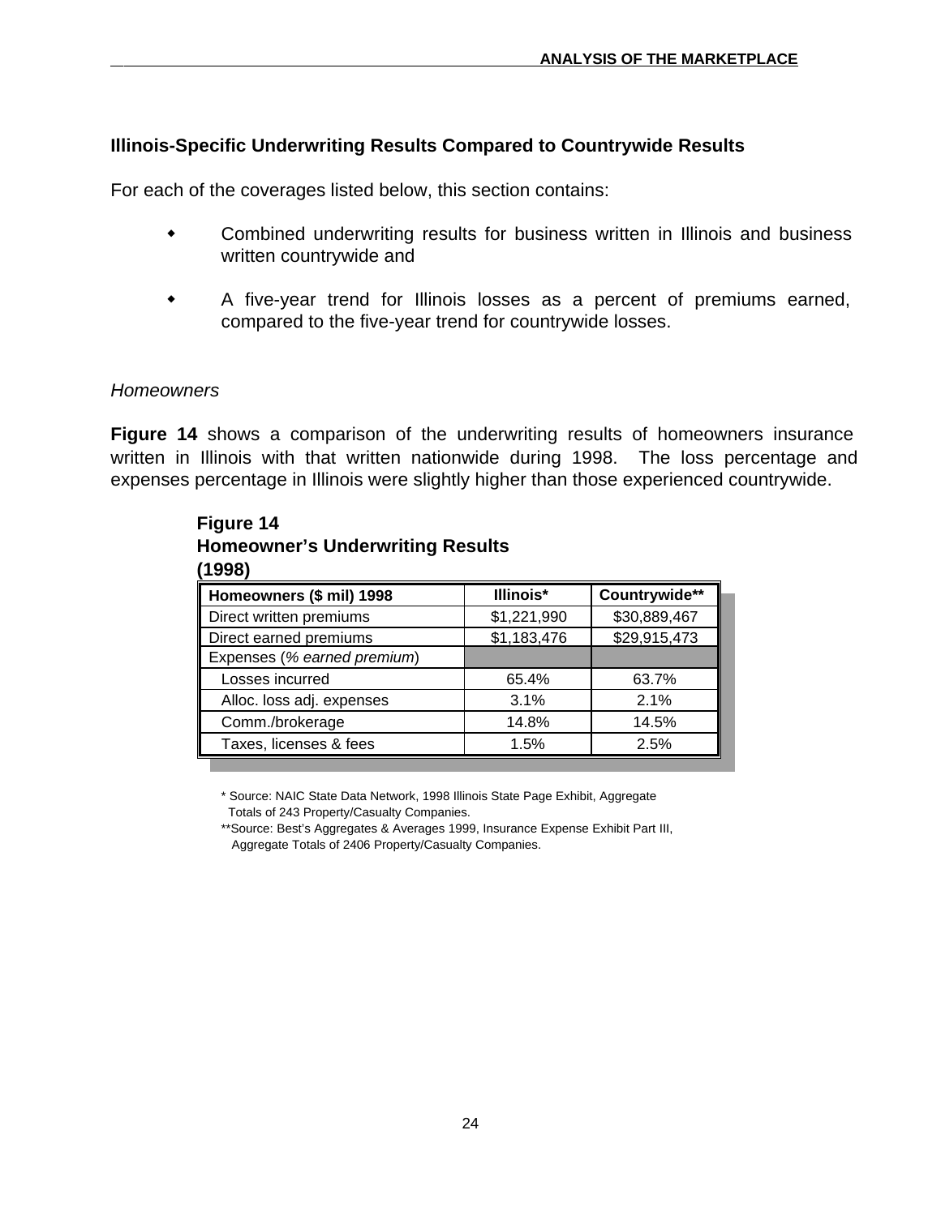## Illinois-Specific Underwriting Results Compared to Countrywide Results

For each of the coverages listed below, this section contains:

- Combined underwriting results for business written in Illinois and business written countrywide and
- A five-year trend for Illinois losses as a percent of premiums earned, compared to the five-year trend for countrywide losses.

### *Homeowners*

**Figure 14** shows a comparison of the underwriting results of homeowners insurance written in Illinois with that written nationwide during 1998. The loss percentage and expenses percentage in Illinois were slightly higher than those experienced countrywide.

**Figure 14**
**Homeowner's Underwriting Results**
**(1998)**

| Homeowners ($ mil) 1998 | Illinois* | Countrywide** |
|---|---|---|
| Direct written premiums | $1,221,990 | $30,889,467 |
| Direct earned premiums | $1,183,476 | $29,915,473 |
| Expenses (*% earned premium*) | | |
| Losses incurred | 65.4% | 63.7% |
| Alloc. loss adj. expenses | 3.1% | 2.1% |
| Comm./brokerage | 14.8% | 14.5% |
| Taxes, licenses & fees | 1.5% | 2.5% |

\* Source: NAIC State Data Network, 1998 Illinois State Page Exhibit, Aggregate Totals of 243 Property/Casualty Companies.

\*\*Source: Best's Aggregates & Averages 1999, Insurance Expense Exhibit Part III, Aggregate Totals of 2406 Property/Casualty Companies.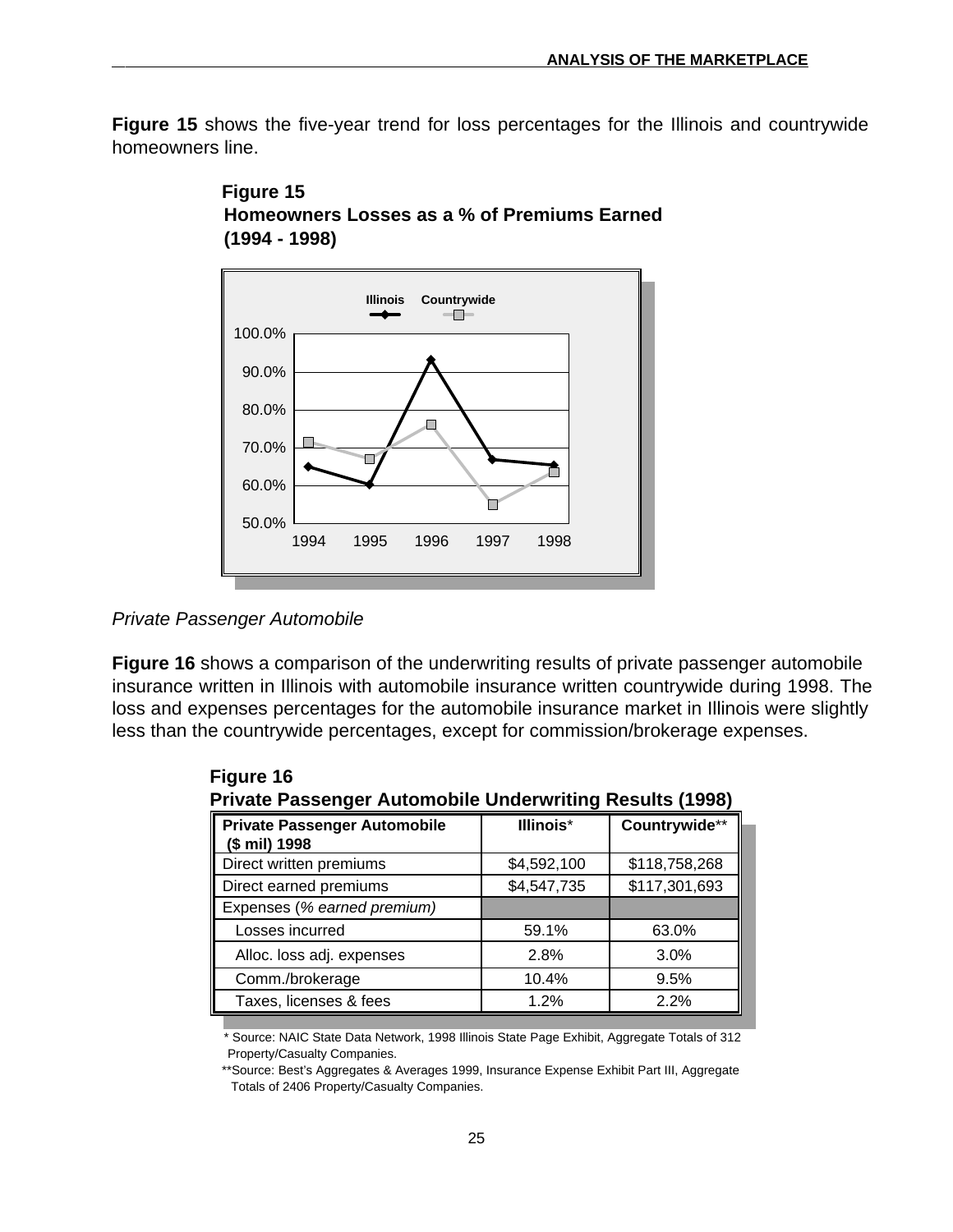**Figure 15** shows the five-year trend for loss percentages for the Illinois and countrywide homeowners line.

**Figure 15**
**Homeowners Losses as a % of Premiums Earned**
**(1994 - 1998)**

*Private Passenger Automobile*

**Figure 16** shows a comparison of the underwriting results of private passenger automobile insurance written in Illinois with automobile insurance written countrywide during 1998. The loss and expenses percentages for the automobile insurance market in Illinois were slightly less than the countrywide percentages, except for commission/brokerage expenses.

**Figure 16**
**Private Passenger Automobile Underwriting Results (1998)**

| **Private Passenger Automobile ($ mil) 1998** | **Illinois*** | **Countrywide**** |
|---|---|---|
| Direct written premiums | $4,592,100 | $118,758,268 |
| Direct earned premiums | $4,547,735 | $117,301,693 |
| Expenses (*% earned premium)* | | |
| Losses incurred | 59.1% | 63.0% |
| Alloc. loss adj. expenses | 2.8% | 3.0% |
| Comm./brokerage | 10.4% | 9.5% |
| Taxes, licenses & fees | 1.2% | 2.2% |

\* Source: NAIC State Data Network, 1998 Illinois State Page Exhibit, Aggregate Totals of 312 Property/Casualty Companies.

**Source: Best's Aggregates & Averages 1999, Insurance Expense Exhibit Part III, Aggregate Totals of 2406 Property/Casualty Companies.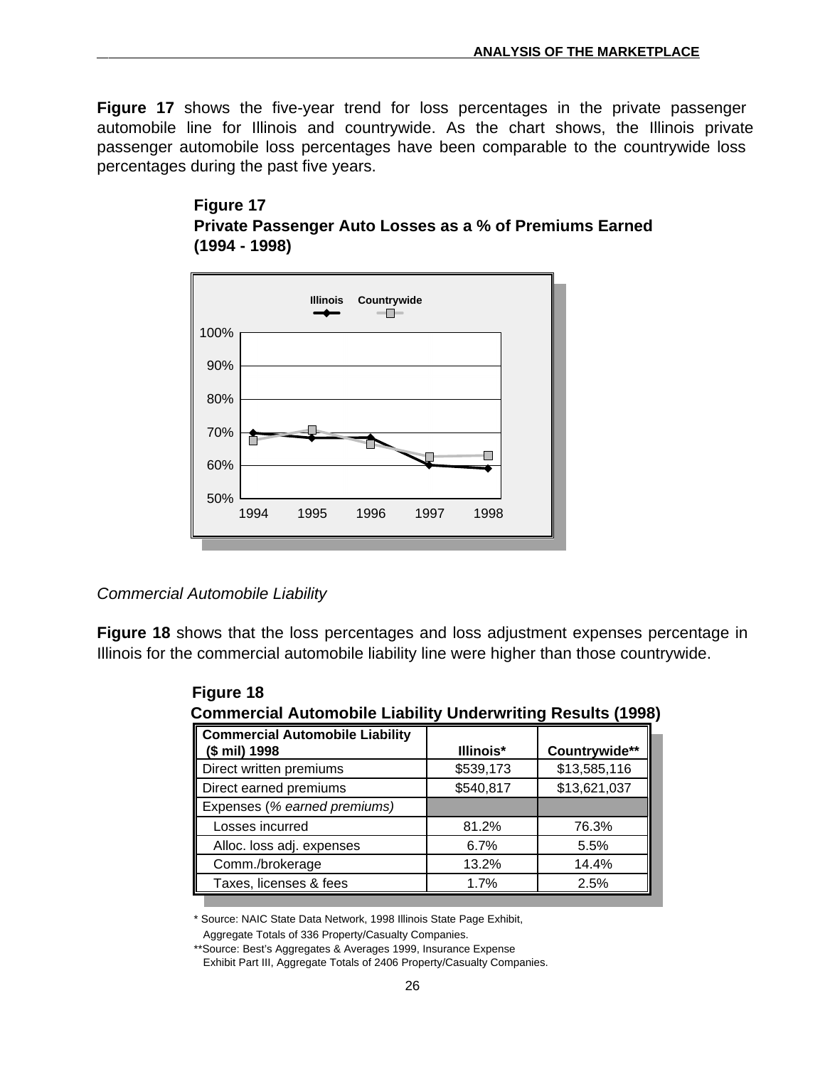**Figure 17** shows the five-year trend for loss percentages in the private passenger automobile line for Illinois and countrywide. As the chart shows, the Illinois private passenger automobile loss percentages have been comparable to the countrywide loss percentages during the past five years.

**Figure 17**
**Private Passenger Auto Losses as a % of Premiums Earned (1994 - 1998)**

*Commercial Automobile Liability*

**Figure 18** shows that the loss percentages and loss adjustment expenses percentage in Illinois for the commercial automobile liability line were higher than those countrywide.

**Figure 18**
**Commercial Automobile Liability Underwriting Results (1998)**

| Commercial Automobile Liability ($ mil) 1998 | Illinois* | Countrywide** |
|---|---|---|
| Direct written premiums | $539,173 | $13,585,116 |
| Direct earned premiums | $540,817 | $13,621,037 |
| Expenses (*% earned premiums)* | | |
| Losses incurred | 81.2% | 76.3% |
| Alloc. loss adj. expenses | 6.7% | 5.5% |
| Comm./brokerage | 13.2% | 14.4% |
| Taxes, licenses & fees | 1.7% | 2.5% |

\* Source: NAIC State Data Network, 1998 Illinois State Page Exhibit, Aggregate Totals of 336 Property/Casualty Companies.

**Source: Best's Aggregates & Averages 1999, Insurance Expense Exhibit Part III, Aggregate Totals of 2406 Property/Casualty Companies.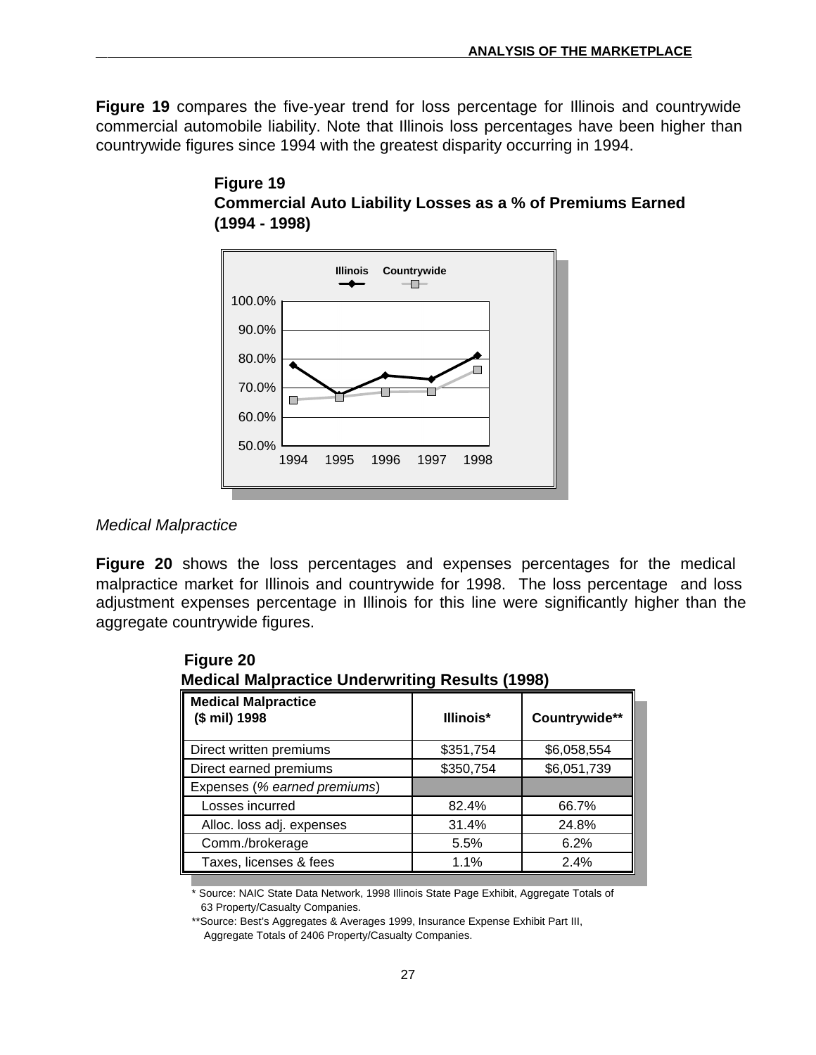**Figure 19** compares the five-year trend for loss percentage for Illinois and countrywide commercial automobile liability. Note that Illinois loss percentages have been higher than countrywide figures since 1994 with the greatest disparity occurring in 1994.

**Figure 19**
**Commercial Auto Liability Losses as a % of Premiums Earned (1994 - 1998)**

*Medical Malpractice*

**Figure 20** shows the loss percentages and expenses percentages for the medical malpractice market for Illinois and countrywide for 1998. The loss percentage and loss adjustment expenses percentage in Illinois for this line were significantly higher than the aggregate countrywide figures.

**Figure 20**
**Medical Malpractice Underwriting Results (1998)**

| **Medical Malpractice ($ mil) 1998** | **Illinois*** | **Countrywide**** |
|---|---|---|
| Direct written premiums | $351,754 | $6,058,554 |
| Direct earned premiums | $350,754 | $6,051,739 |
| Expenses (*% earned premiums*) | | |
| Losses incurred | 82.4% | 66.7% |
| Alloc. loss adj. expenses | 31.4% | 24.8% |
| Comm./brokerage | 5.5% | 6.2% |
| Taxes, licenses & fees | 1.1% | 2.4% |

\* Source: NAIC State Data Network, 1998 Illinois State Page Exhibit, Aggregate Totals of 63 Property/Casualty Companies.

**Source: Best's Aggregates & Averages 1999, Insurance Expense Exhibit Part III, Aggregate Totals of 2406 Property/Casualty Companies.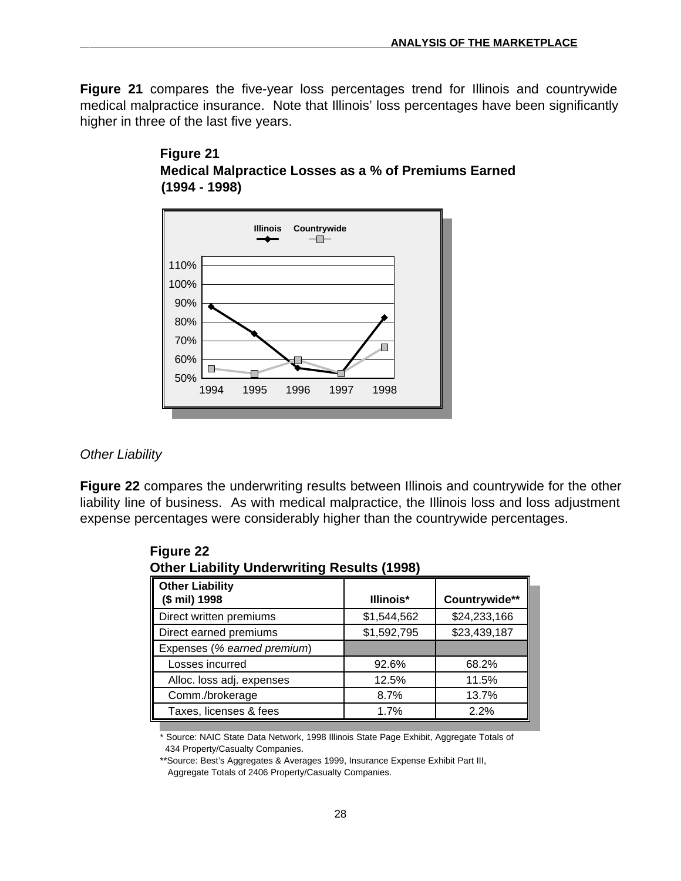**Figure 21** compares the five-year loss percentages trend for Illinois and countrywide medical malpractice insurance. Note that Illinois' loss percentages have been significantly higher in three of the last five years.

**Figure 21**
**Medical Malpractice Losses as a % of Premiums Earned (1994 - 1998)**

*Other Liability*

**Figure 22** compares the underwriting results between Illinois and countrywide for the other liability line of business. As with medical malpractice, the Illinois loss and loss adjustment expense percentages were considerably higher than the countrywide percentages.

**Figure 22**
**Other Liability Underwriting Results (1998)**

| **Other Liability ($ mil) 1998** | **Illinois*** | **Countrywide**** |
|---|---|---|
| Direct written premiums | $1,544,562 | $24,233,166 |
| Direct earned premiums | $1,592,795 | $23,439,187 |
| Expenses (*% earned premium*) | | |
| Losses incurred | 92.6% | 68.2% |
| Alloc. loss adj. expenses | 12.5% | 11.5% |
| Comm./brokerage | 8.7% | 13.7% |
| Taxes, licenses & fees | 1.7% | 2.2% |

\* Source: NAIC State Data Network, 1998 Illinois State Page Exhibit, Aggregate Totals of 434 Property/Casualty Companies.

**Source: Best's Aggregates & Averages 1999, Insurance Expense Exhibit Part III, Aggregate Totals of 2406 Property/Casualty Companies.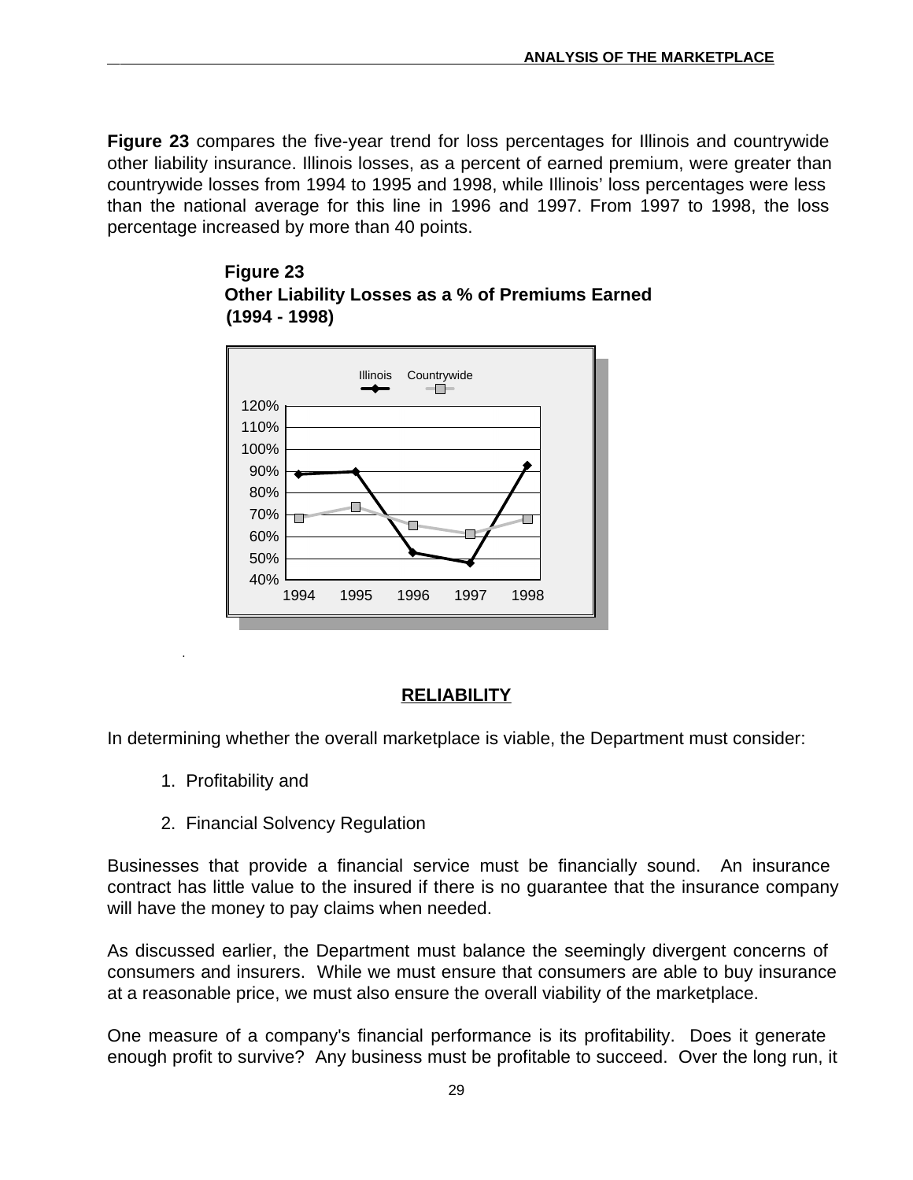**Figure 23** compares the five-year trend for loss percentages for Illinois and countrywide other liability insurance. Illinois losses, as a percent of earned premium, were greater than countrywide losses from 1994 to 1995 and 1998, while Illinois' loss percentages were less than the national average for this line in 1996 and 1997. From 1997 to 1998, the loss percentage increased by more than 40 points.

**Figure 23**
**Other Liability Losses as a % of Premiums Earned**
**(1994 - 1998)**

## RELIABILITY

In determining whether the overall marketplace is viable, the Department must consider:

1. Profitability and
2. Financial Solvency Regulation

Businesses that provide a financial service must be financially sound. An insurance contract has little value to the insured if there is no guarantee that the insurance company will have the money to pay claims when needed.

As discussed earlier, the Department must balance the seemingly divergent concerns of consumers and insurers. While we must ensure that consumers are able to buy insurance at a reasonable price, we must also ensure the overall viability of the marketplace.

One measure of a company's financial performance is its profitability. Does it generate enough profit to survive? Any business must be profitable to succeed. Over the long run, it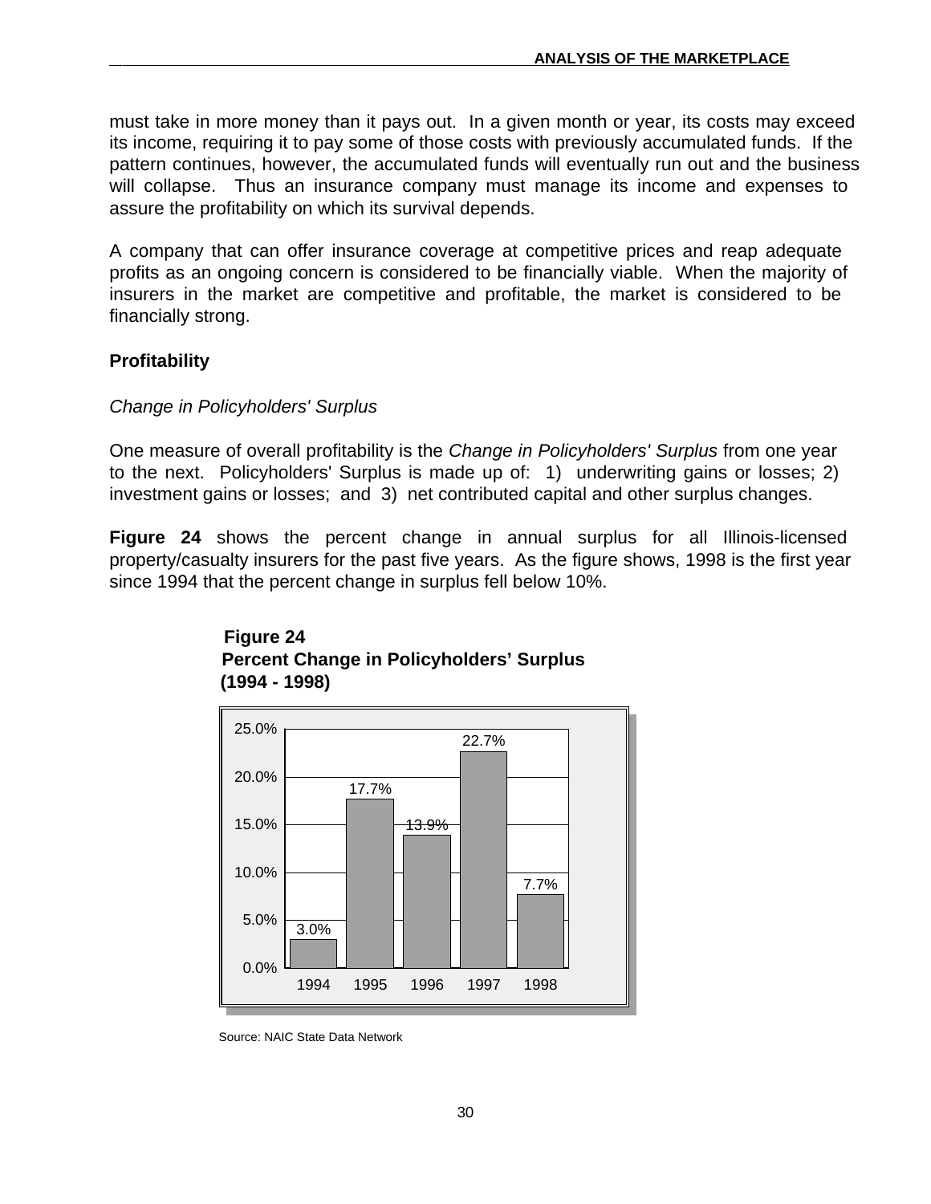must take in more money than it pays out. In a given month or year, its costs may exceed its income, requiring it to pay some of those costs with previously accumulated funds. If the pattern continues, however, the accumulated funds will eventually run out and the business will collapse. Thus an insurance company must manage its income and expenses to assure the profitability on which its survival depends.

A company that can offer insurance coverage at competitive prices and reap adequate profits as an ongoing concern is considered to be financially viable. When the majority of insurers in the market are competitive and profitable, the market is considered to be financially strong.

### Profitability

*Change in Policyholders' Surplus*

One measure of overall profitability is the *Change in Policyholders' Surplus* from one year to the next. Policyholders' Surplus is made up of: 1) underwriting gains or losses; 2) investment gains or losses; and 3) net contributed capital and other surplus changes.

**Figure 24** shows the percent change in annual surplus for all Illinois-licensed property/casualty insurers for the past five years. As the figure shows, 1998 is the first year since 1994 that the percent change in surplus fell below 10%.

**Figure 24**
**Percent Change in Policyholders' Surplus**
**(1994 - 1998)**

| Year | Percent Change |
|---|---|
| 1994 | 3.0% |
| 1995 | 17.7% |
| 1996 | 13.9% |
| 1997 | 22.7% |
| 1998 | 7.7% |

Source: NAIC State Data Network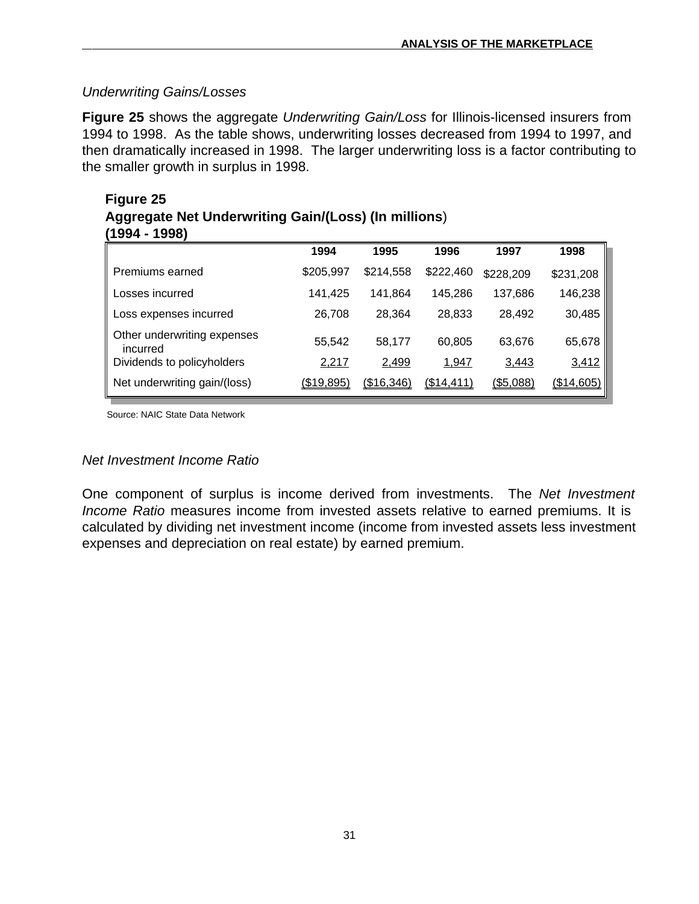### *Underwriting Gains/Losses*

**Figure 25** shows the aggregate *Underwriting Gain/Loss* for Illinois-licensed insurers from 1994 to 1998. As the table shows, underwriting losses decreased from 1994 to 1997, and then dramatically increased in 1998. The larger underwriting loss is a factor contributing to the smaller growth in surplus in 1998.

**Figure 25**
**Aggregate Net Underwriting Gain/(Loss) (In millions)**
**(1994 - 1998)**

| | 1994 | 1995 | 1996 | 1997 | 1998 |
|---|---|---|---|---|---|
| Premiums earned | $205,997 | $214,558 | $222,460 | $228,209 | $231,208 |
| Losses incurred | 141,425 | 141,864 | 145,286 | 137,686 | 146,238 |
| Loss expenses incurred | 26,708 | 28,364 | 28,833 | 28,492 | 30,485 |
| Other underwriting expenses incurred | 55,542 | 58,177 | 60,805 | 63,676 | 65,678 |
| Dividends to policyholders | 2,217 | 2,499 | 1,947 | 3,443 | 3,412 |
| Net underwriting gain/(loss) | ($19,895) | ($16,346) | ($14,411) | ($5,088) | ($14,605) |

Source: NAIC State Data Network

### *Net Investment Income Ratio*

One component of surplus is income derived from investments. The *Net Investment Income Ratio* measures income from invested assets relative to earned premiums. It is calculated by dividing net investment income (income from invested assets less investment expenses and depreciation on real estate) by earned premium.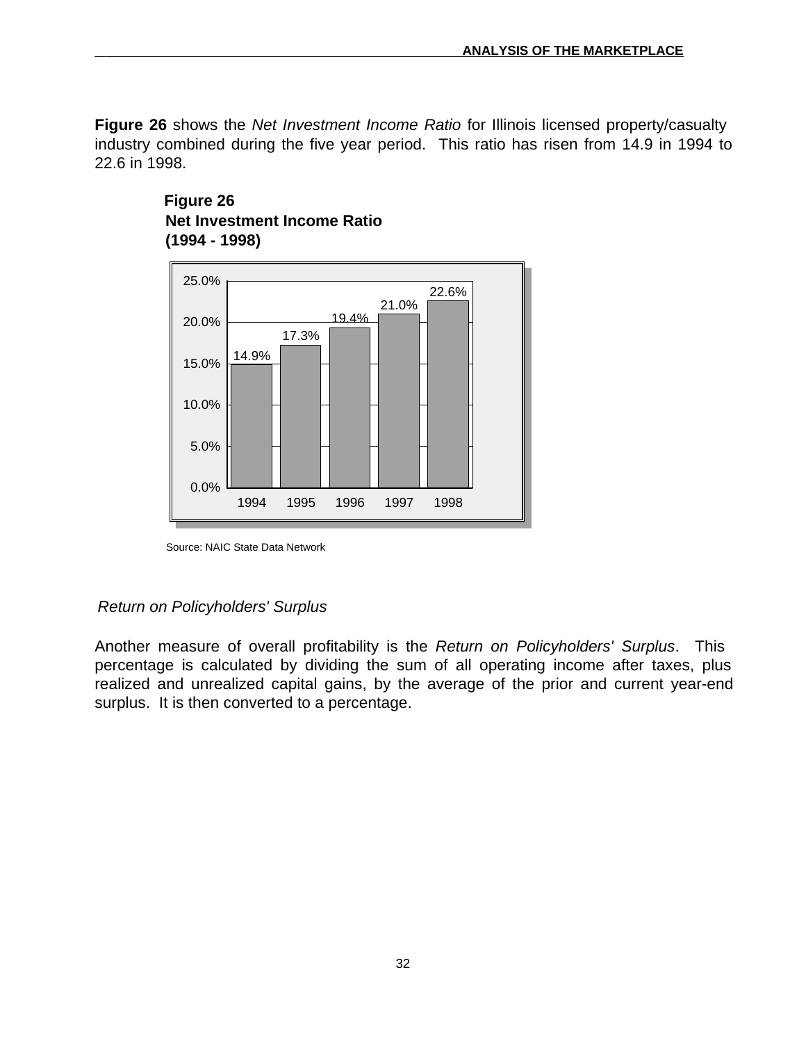**Figure 26** shows the *Net Investment Income Ratio* for Illinois licensed property/casualty industry combined during the five year period. This ratio has risen from 14.9 in 1994 to 22.6 in 1998.

**Figure 26**
**Net Investment Income Ratio**
**(1994 - 1998)**

| Year | Net Investment Income Ratio |
|---|---|
| 1994 | 14.9% |
| 1995 | 17.3% |
| 1996 | 19.4% |
| 1997 | 21.0% |
| 1998 | 22.6% |

Source: NAIC State Data Network

*Return on Policyholders' Surplus*

Another measure of overall profitability is the *Return on Policyholders' Surplus*. This percentage is calculated by dividing the sum of all operating income after taxes, plus realized and unrealized capital gains, by the average of the prior and current year-end surplus. It is then converted to a percentage.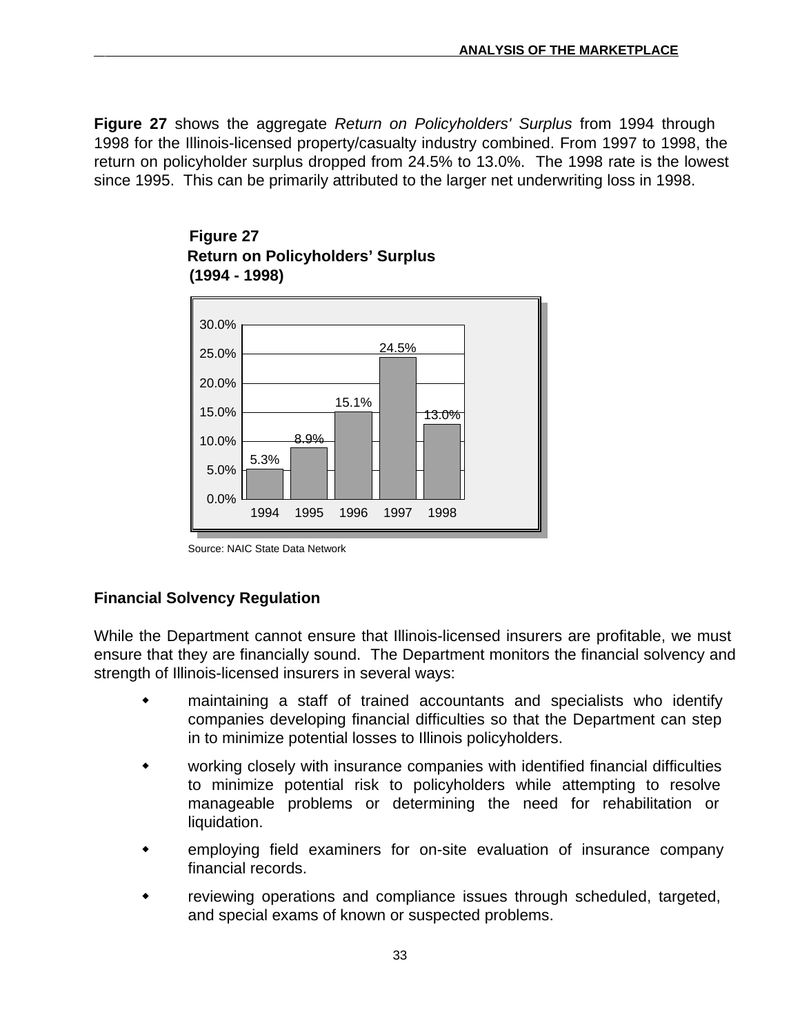**Figure 27** shows the aggregate *Return on Policyholders' Surplus* from 1994 through 1998 for the Illinois-licensed property/casualty industry combined. From 1997 to 1998, the return on policyholder surplus dropped from 24.5% to 13.0%. The 1998 rate is the lowest since 1995. This can be primarily attributed to the larger net underwriting loss in 1998.

**Figure 27**
**Return on Policyholders' Surplus**
**(1994 - 1998)**

| Year | Return |
|---|---|
| 1994 | 5.3% |
| 1995 | 8.9% |
| 1996 | 15.1% |
| 1997 | 24.5% |
| 1998 | 13.0% |

Source: NAIC State Data Network

## Financial Solvency Regulation

While the Department cannot ensure that Illinois-licensed insurers are profitable, we must ensure that they are financially sound. The Department monitors the financial solvency and strength of Illinois-licensed insurers in several ways:

- maintaining a staff of trained accountants and specialists who identify companies developing financial difficulties so that the Department can step in to minimize potential losses to Illinois policyholders.
- working closely with insurance companies with identified financial difficulties to minimize potential risk to policyholders while attempting to resolve manageable problems or determining the need for rehabilitation or liquidation.
- employing field examiners for on-site evaluation of insurance company financial records.
- reviewing operations and compliance issues through scheduled, targeted, and special exams of known or suspected problems.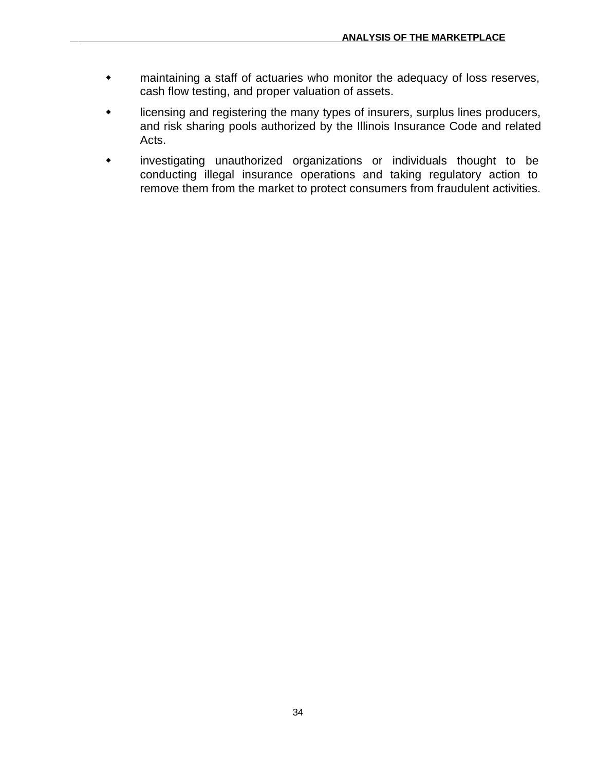- maintaining a staff of actuaries who monitor the adequacy of loss reserves, cash flow testing, and proper valuation of assets.
- licensing and registering the many types of insurers, surplus lines producers, and risk sharing pools authorized by the Illinois Insurance Code and related Acts.
- investigating unauthorized organizations or individuals thought to be conducting illegal insurance operations and taking regulatory action to remove them from the market to protect consumers from fraudulent activities.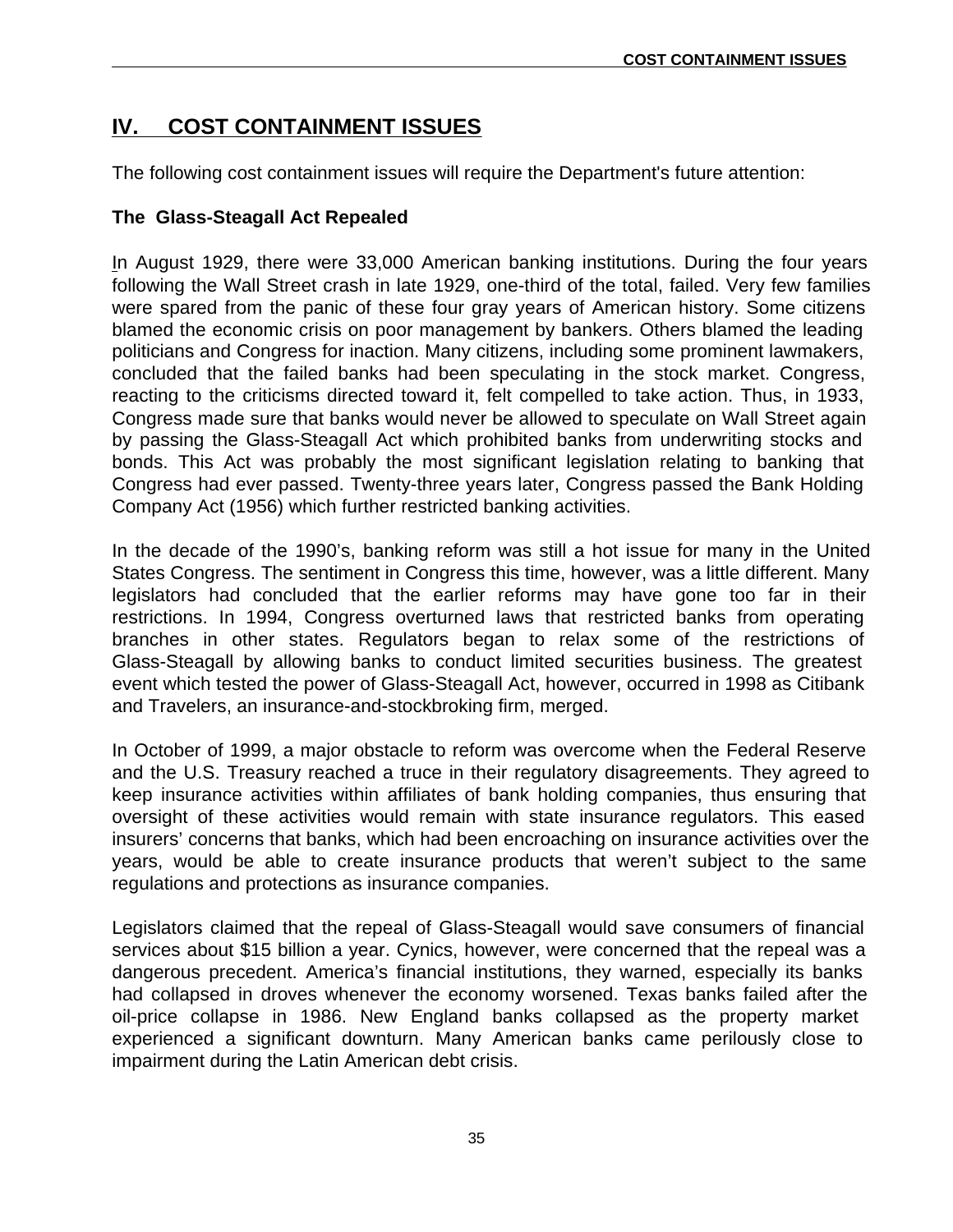## IV. COST CONTAINMENT ISSUES

The following cost containment issues will require the Department's future attention:

### The Glass-Steagall Act Repealed

In August 1929, there were 33,000 American banking institutions. During the four years following the Wall Street crash in late 1929, one-third of the total, failed. Very few families were spared from the panic of these four gray years of American history. Some citizens blamed the economic crisis on poor management by bankers. Others blamed the leading politicians and Congress for inaction. Many citizens, including some prominent lawmakers, concluded that the failed banks had been speculating in the stock market. Congress, reacting to the criticisms directed toward it, felt compelled to take action. Thus, in 1933, Congress made sure that banks would never be allowed to speculate on Wall Street again by passing the Glass-Steagall Act which prohibited banks from underwriting stocks and bonds. This Act was probably the most significant legislation relating to banking that Congress had ever passed. Twenty-three years later, Congress passed the Bank Holding Company Act (1956) which further restricted banking activities.

In the decade of the 1990's, banking reform was still a hot issue for many in the United States Congress. The sentiment in Congress this time, however, was a little different. Many legislators had concluded that the earlier reforms may have gone too far in their restrictions. In 1994, Congress overturned laws that restricted banks from operating branches in other states. Regulators began to relax some of the restrictions of Glass-Steagall by allowing banks to conduct limited securities business. The greatest event which tested the power of Glass-Steagall Act, however, occurred in 1998 as Citibank and Travelers, an insurance-and-stockbroking firm, merged.

In October of 1999, a major obstacle to reform was overcome when the Federal Reserve and the U.S. Treasury reached a truce in their regulatory disagreements. They agreed to keep insurance activities within affiliates of bank holding companies, thus ensuring that oversight of these activities would remain with state insurance regulators. This eased insurers' concerns that banks, which had been encroaching on insurance activities over the years, would be able to create insurance products that weren't subject to the same regulations and protections as insurance companies.

Legislators claimed that the repeal of Glass-Steagall would save consumers of financial services about $15 billion a year. Cynics, however, were concerned that the repeal was a dangerous precedent. America's financial institutions, they warned, especially its banks had collapsed in droves whenever the economy worsened. Texas banks failed after the oil-price collapse in 1986. New England banks collapsed as the property market experienced a significant downturn. Many American banks came perilously close to impairment during the Latin American debt crisis.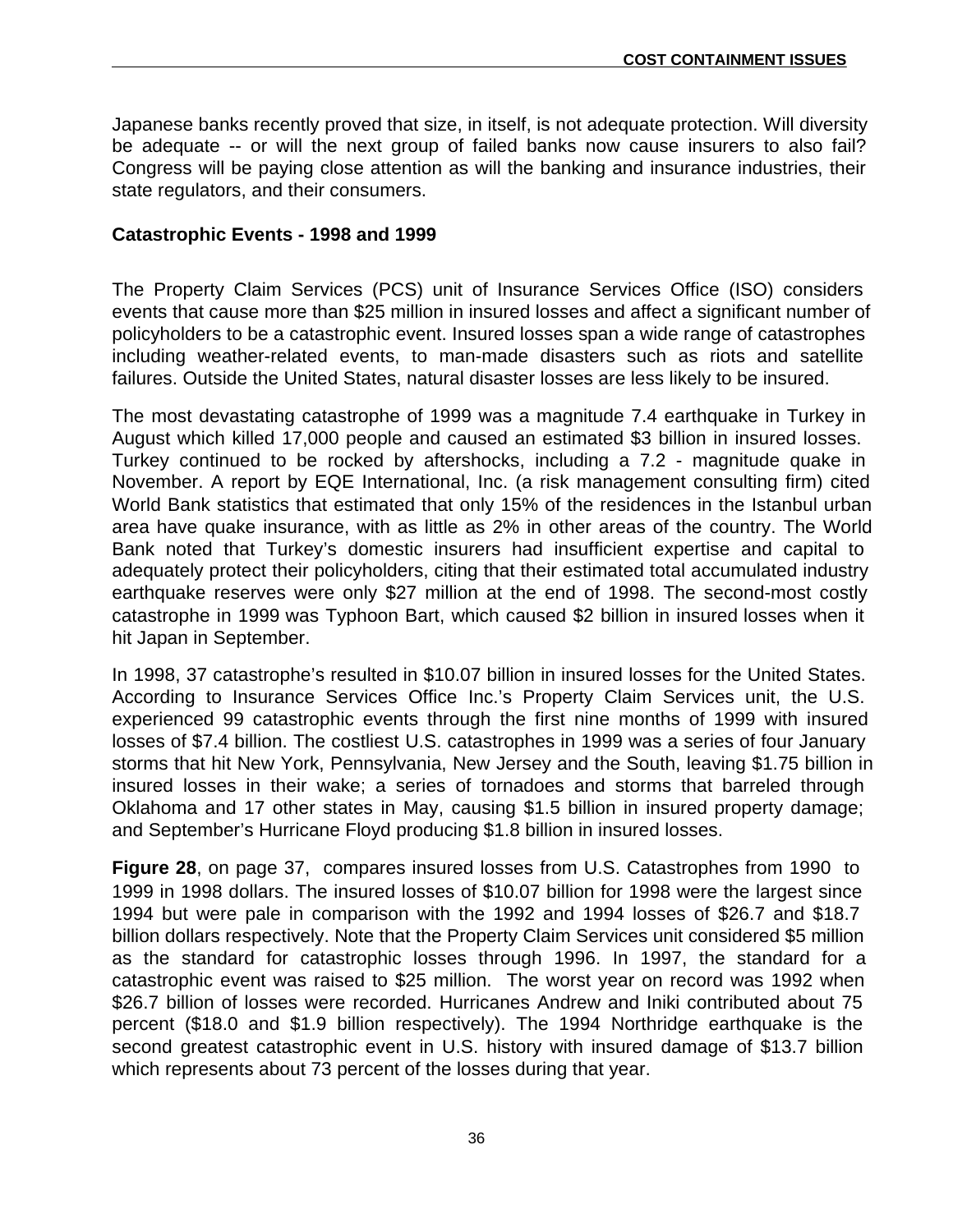Japanese banks recently proved that size, in itself, is not adequate protection. Will diversity be adequate -- or will the next group of failed banks now cause insurers to also fail? Congress will be paying close attention as will the banking and insurance industries, their state regulators, and their consumers.

**Catastrophic Events - 1998 and 1999**

The Property Claim Services (PCS) unit of Insurance Services Office (ISO) considers events that cause more than $25 million in insured losses and affect a significant number of policyholders to be a catastrophic event. Insured losses span a wide range of catastrophes including weather-related events, to man-made disasters such as riots and satellite failures. Outside the United States, natural disaster losses are less likely to be insured.

The most devastating catastrophe of 1999 was a magnitude 7.4 earthquake in Turkey in August which killed 17,000 people and caused an estimated $3 billion in insured losses. Turkey continued to be rocked by aftershocks, including a 7.2 - magnitude quake in November. A report by EQE International, Inc. (a risk management consulting firm) cited World Bank statistics that estimated that only 15% of the residences in the Istanbul urban area have quake insurance, with as little as 2% in other areas of the country. The World Bank noted that Turkey's domestic insurers had insufficient expertise and capital to adequately protect their policyholders, citing that their estimated total accumulated industry earthquake reserves were only $27 million at the end of 1998. The second-most costly catastrophe in 1999 was Typhoon Bart, which caused $2 billion in insured losses when it hit Japan in September.

In 1998, 37 catastrophe's resulted in $10.07 billion in insured losses for the United States. According to Insurance Services Office Inc.'s Property Claim Services unit, the U.S. experienced 99 catastrophic events through the first nine months of 1999 with insured losses of $7.4 billion. The costliest U.S. catastrophes in 1999 was a series of four January storms that hit New York, Pennsylvania, New Jersey and the South, leaving $1.75 billion in insured losses in their wake; a series of tornadoes and storms that barreled through Oklahoma and 17 other states in May, causing $1.5 billion in insured property damage; and September's Hurricane Floyd producing $1.8 billion in insured losses.

**Figure 28**, on page 37, compares insured losses from U.S. Catastrophes from 1990 to 1999 in 1998 dollars. The insured losses of $10.07 billion for 1998 were the largest since 1994 but were pale in comparison with the 1992 and 1994 losses of $26.7 and $18.7 billion dollars respectively. Note that the Property Claim Services unit considered $5 million as the standard for catastrophic losses through 1996. In 1997, the standard for a catastrophic event was raised to $25 million. The worst year on record was 1992 when $26.7 billion of losses were recorded. Hurricanes Andrew and Iniki contributed about 75 percent ($18.0 and $1.9 billion respectively). The 1994 Northridge earthquake is the second greatest catastrophic event in U.S. history with insured damage of $13.7 billion which represents about 73 percent of the losses during that year.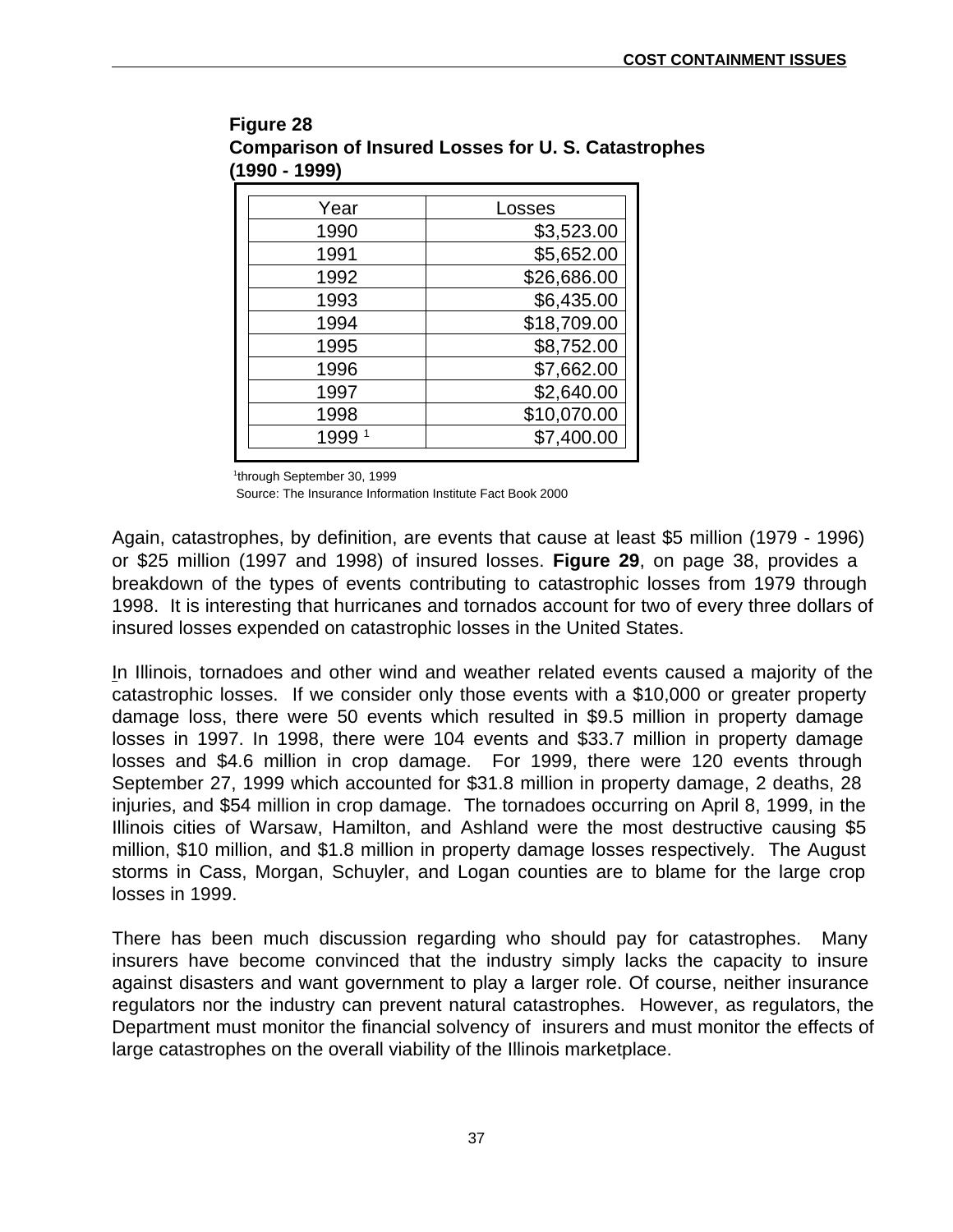**Figure 28**
**Comparison of Insured Losses for U. S. Catastrophes (1990 - 1999)**

| Year | Losses |
|---|---|
| 1990 | $3,523.00 |
| 1991 | $5,652.00 |
| 1992 | $26,686.00 |
| 1993 | $6,435.00 |
| 1994 | $18,709.00 |
| 1995 | $8,752.00 |
| 1996 | $7,662.00 |
| 1997 | $2,640.00 |
| 1998 | $10,070.00 |
| 1999 [1] | $7,400.00 |

[1]through September 30, 1999
Source: The Insurance Information Institute Fact Book 2000

Again, catastrophes, by definition, are events that cause at least $5 million (1979 - 1996) or $25 million (1997 and 1998) of insured losses. **Figure 29**, on page 38, provides a breakdown of the types of events contributing to catastrophic losses from 1979 through 1998. It is interesting that hurricanes and tornados account for two of every three dollars of insured losses expended on catastrophic losses in the United States.

In Illinois, tornadoes and other wind and weather related events caused a majority of the catastrophic losses. If we consider only those events with a $10,000 or greater property damage loss, there were 50 events which resulted in $9.5 million in property damage losses in 1997. In 1998, there were 104 events and $33.7 million in property damage losses and $4.6 million in crop damage. For 1999, there were 120 events through September 27, 1999 which accounted for $31.8 million in property damage, 2 deaths, 28 injuries, and $54 million in crop damage. The tornadoes occurring on April 8, 1999, in the Illinois cities of Warsaw, Hamilton, and Ashland were the most destructive causing $5 million, $10 million, and $1.8 million in property damage losses respectively. The August storms in Cass, Morgan, Schuyler, and Logan counties are to blame for the large crop losses in 1999.

There has been much discussion regarding who should pay for catastrophes. Many insurers have become convinced that the industry simply lacks the capacity to insure against disasters and want government to play a larger role. Of course, neither insurance regulators nor the industry can prevent natural catastrophes. However, as regulators, the Department must monitor the financial solvency of insurers and must monitor the effects of large catastrophes on the overall viability of the Illinois marketplace.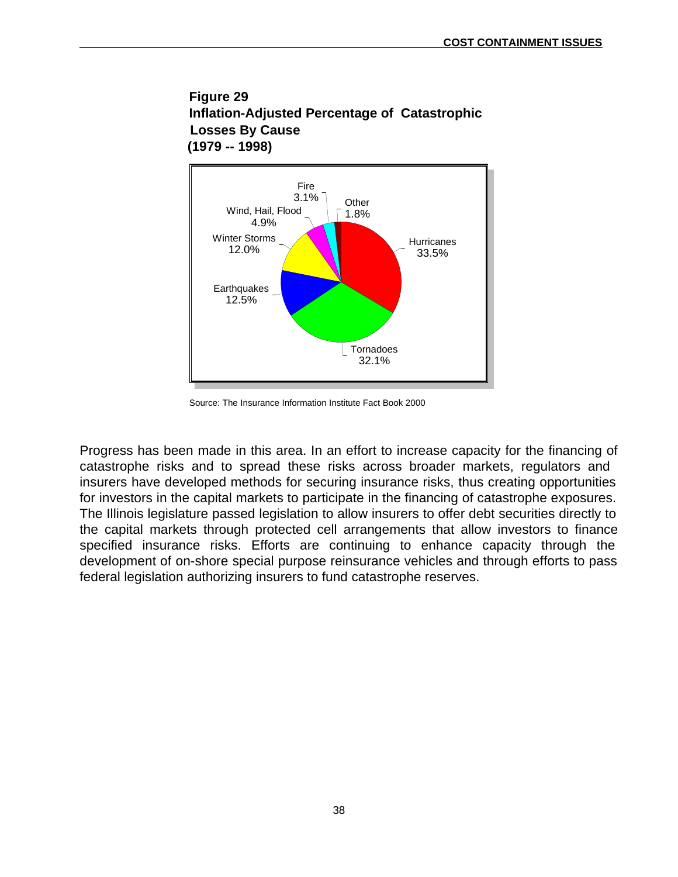**Figure 29**
**Inflation-Adjusted Percentage of Catastrophic Losses By Cause**
**(1979 -- 1998)**

| Cause | Percentage |
|---|---|
| Hurricanes | 33.5% |
| Tornadoes | 32.1% |
| Earthquakes | 12.5% |
| Winter Storms | 12.0% |
| Wind, Hail, Flood | 4.9% |
| Fire | 3.1% |
| Other | 1.8% |

Source: The Insurance Information Institute Fact Book 2000

Progress has been made in this area. In an effort to increase capacity for the financing of catastrophe risks and to spread these risks across broader markets, regulators and insurers have developed methods for securing insurance risks, thus creating opportunities for investors in the capital markets to participate in the financing of catastrophe exposures. The Illinois legislature passed legislation to allow insurers to offer debt securities directly to the capital markets through protected cell arrangements that allow investors to finance specified insurance risks. Efforts are continuing to enhance capacity through the development of on-shore special purpose reinsurance vehicles and through efforts to pass federal legislation authorizing insurers to fund catastrophe reserves.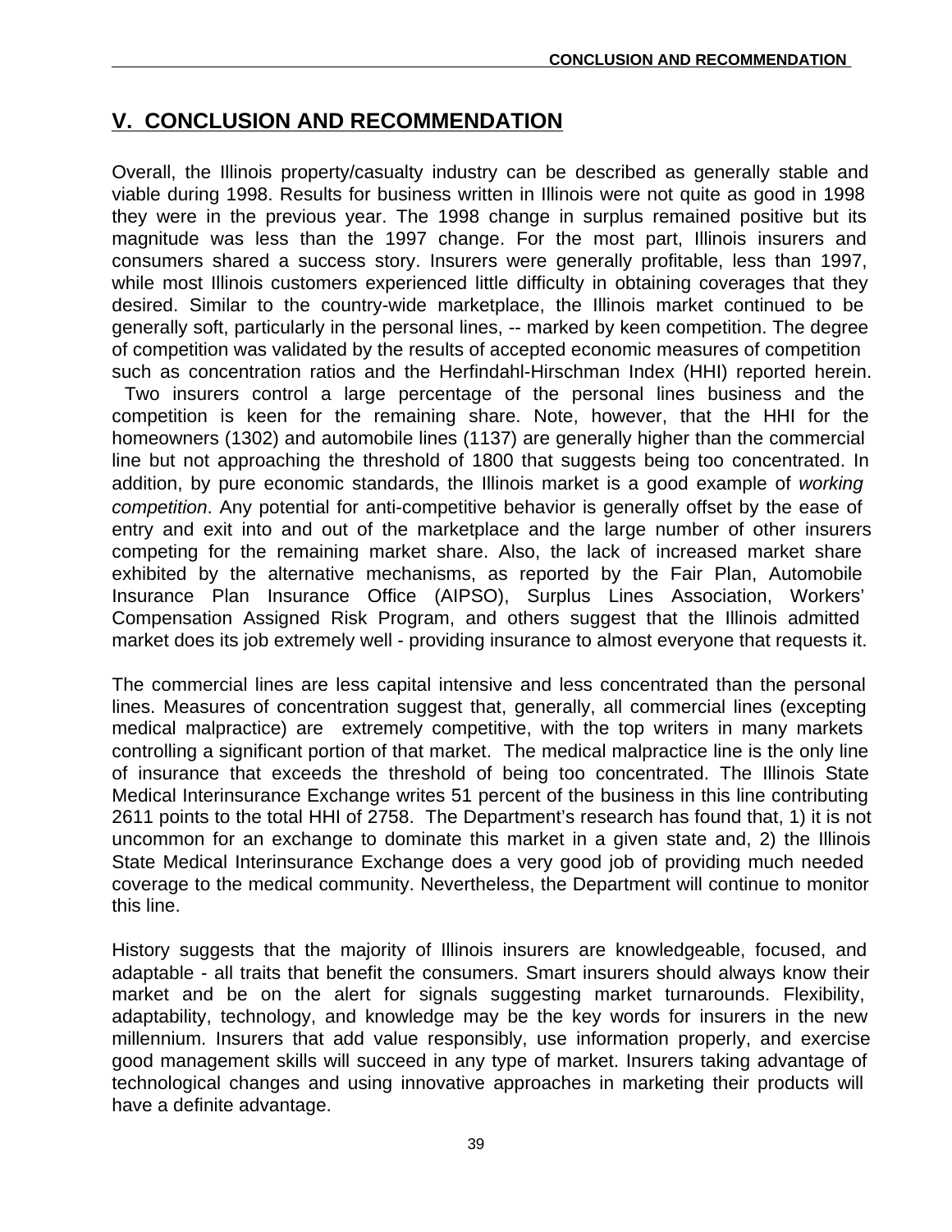# V. CONCLUSION AND RECOMMENDATION

Overall, the Illinois property/casualty industry can be described as generally stable and viable during 1998. Results for business written in Illinois were not quite as good in 1998 they were in the previous year. The 1998 change in surplus remained positive but its magnitude was less than the 1997 change. For the most part, Illinois insurers and consumers shared a success story. Insurers were generally profitable, less than 1997, while most Illinois customers experienced little difficulty in obtaining coverages that they desired. Similar to the country-wide marketplace, the Illinois market continued to be generally soft, particularly in the personal lines, -- marked by keen competition. The degree of competition was validated by the results of accepted economic measures of competition such as concentration ratios and the Herfindahl-Hirschman Index (HHI) reported herein. Two insurers control a large percentage of the personal lines business and the competition is keen for the remaining share. Note, however, that the HHI for the homeowners (1302) and automobile lines (1137) are generally higher than the commercial line but not approaching the threshold of 1800 that suggests being too concentrated. In addition, by pure economic standards, the Illinois market is a good example of *working competition*. Any potential for anti-competitive behavior is generally offset by the ease of entry and exit into and out of the marketplace and the large number of other insurers competing for the remaining market share. Also, the lack of increased market share exhibited by the alternative mechanisms, as reported by the Fair Plan, Automobile Insurance Plan Insurance Office (AIPSO), Surplus Lines Association, Workers' Compensation Assigned Risk Program, and others suggest that the Illinois admitted market does its job extremely well - providing insurance to almost everyone that requests it.

The commercial lines are less capital intensive and less concentrated than the personal lines. Measures of concentration suggest that, generally, all commercial lines (excepting medical malpractice) are extremely competitive, with the top writers in many markets controlling a significant portion of that market. The medical malpractice line is the only line of insurance that exceeds the threshold of being too concentrated. The Illinois State Medical Interinsurance Exchange writes 51 percent of the business in this line contributing 2611 points to the total HHI of 2758. The Department's research has found that, 1) it is not uncommon for an exchange to dominate this market in a given state and, 2) the Illinois State Medical Interinsurance Exchange does a very good job of providing much needed coverage to the medical community. Nevertheless, the Department will continue to monitor this line.

History suggests that the majority of Illinois insurers are knowledgeable, focused, and adaptable - all traits that benefit the consumers. Smart insurers should always know their market and be on the alert for signals suggesting market turnarounds. Flexibility, adaptability, technology, and knowledge may be the key words for insurers in the new millennium. Insurers that add value responsibly, use information properly, and exercise good management skills will succeed in any type of market. Insurers taking advantage of technological changes and using innovative approaches in marketing their products will have a definite advantage.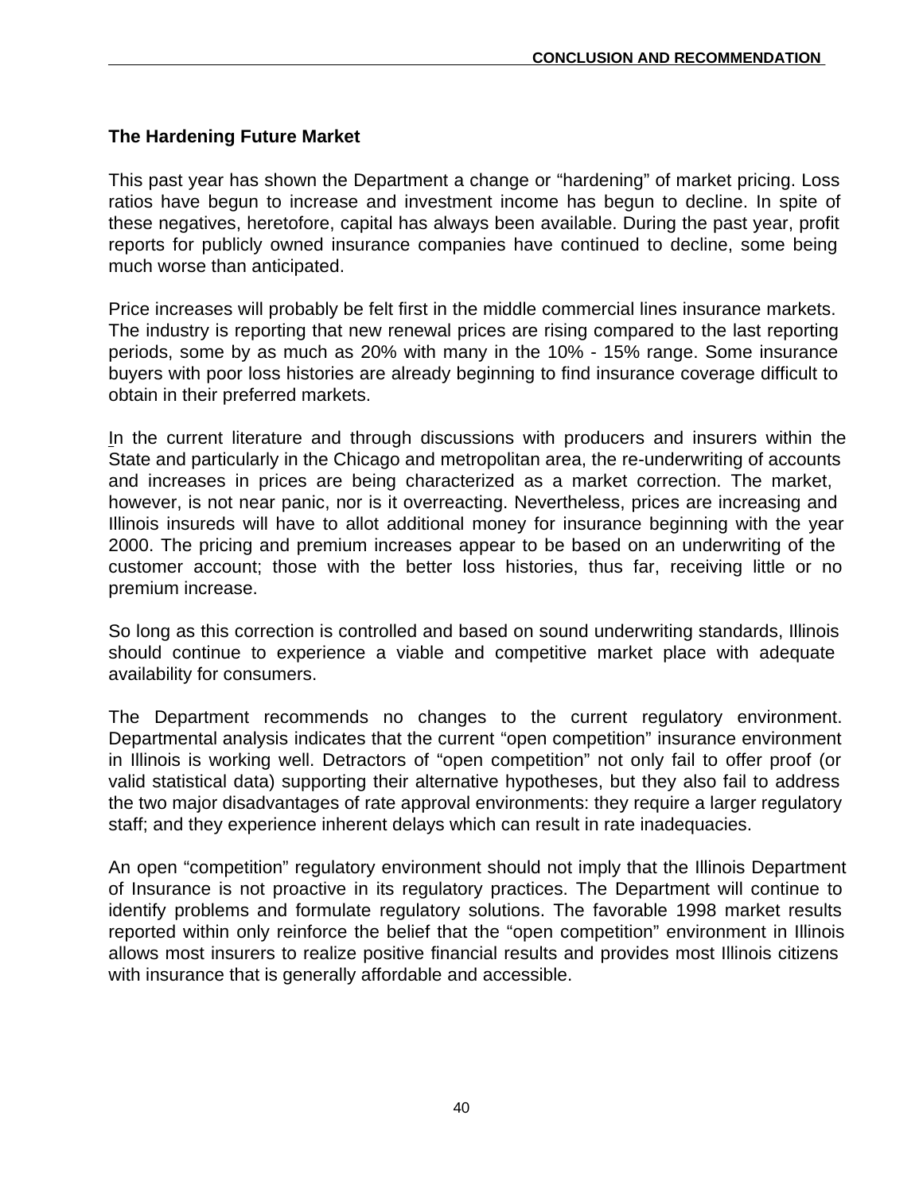### The Hardening Future Market

This past year has shown the Department a change or "hardening" of market pricing. Loss ratios have begun to increase and investment income has begun to decline. In spite of these negatives, heretofore, capital has always been available. During the past year, profit reports for publicly owned insurance companies have continued to decline, some being much worse than anticipated.

Price increases will probably be felt first in the middle commercial lines insurance markets. The industry is reporting that new renewal prices are rising compared to the last reporting periods, some by as much as 20% with many in the 10% - 15% range. Some insurance buyers with poor loss histories are already beginning to find insurance coverage difficult to obtain in their preferred markets.

In the current literature and through discussions with producers and insurers within the State and particularly in the Chicago and metropolitan area, the re-underwriting of accounts and increases in prices are being characterized as a market correction. The market, however, is not near panic, nor is it overreacting. Nevertheless, prices are increasing and Illinois insureds will have to allot additional money for insurance beginning with the year 2000. The pricing and premium increases appear to be based on an underwriting of the customer account; those with the better loss histories, thus far, receiving little or no premium increase.

So long as this correction is controlled and based on sound underwriting standards, Illinois should continue to experience a viable and competitive market place with adequate availability for consumers.

The Department recommends no changes to the current regulatory environment. Departmental analysis indicates that the current "open competition" insurance environment in Illinois is working well. Detractors of "open competition" not only fail to offer proof (or valid statistical data) supporting their alternative hypotheses, but they also fail to address the two major disadvantages of rate approval environments: they require a larger regulatory staff; and they experience inherent delays which can result in rate inadequacies.

An open "competition" regulatory environment should not imply that the Illinois Department of Insurance is not proactive in its regulatory practices. The Department will continue to identify problems and formulate regulatory solutions. The favorable 1998 market results reported within only reinforce the belief that the "open competition" environment in Illinois allows most insurers to realize positive financial results and provides most Illinois citizens with insurance that is generally affordable and accessible.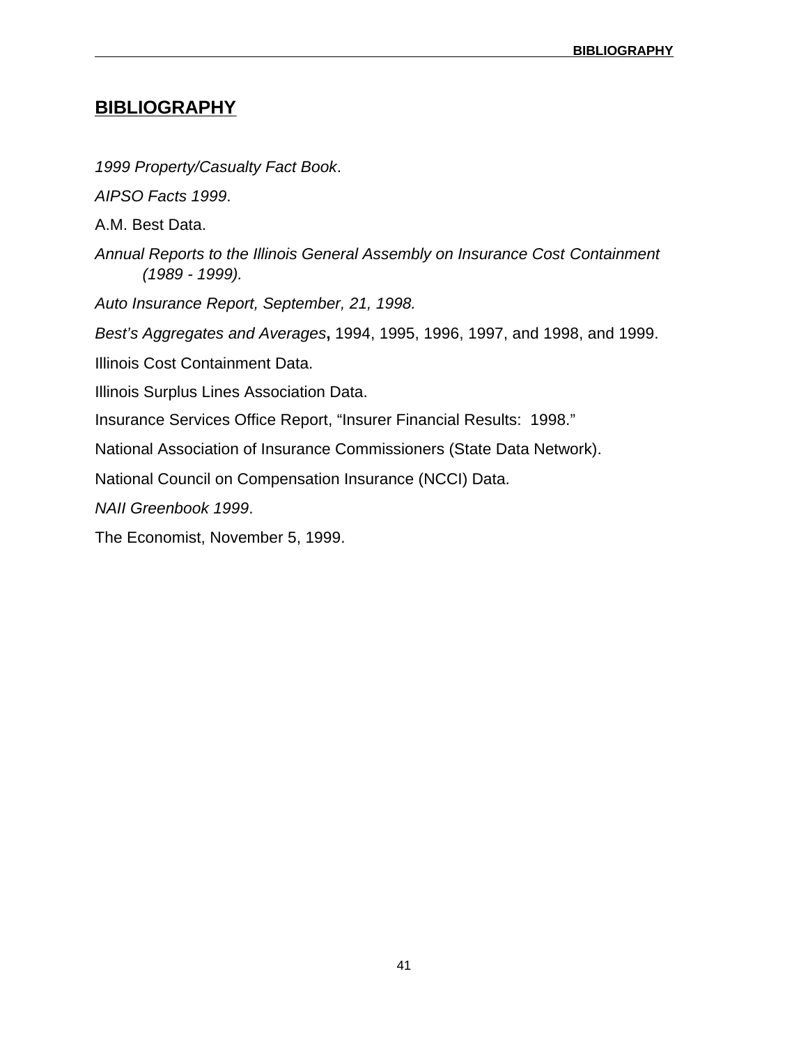# BIBLIOGRAPHY

*1999 Property/Casualty Fact Book*.

*AIPSO Facts 1999*.

A.M. Best Data.

*Annual Reports to the Illinois General Assembly on Insurance Cost Containment (1989 - 1999).*

*Auto Insurance Report, September, 21, 1998.*

*Best's Aggregates and Averages***,** 1994, 1995, 1996, 1997, and 1998, and 1999.

Illinois Cost Containment Data.

Illinois Surplus Lines Association Data.

Insurance Services Office Report, "Insurer Financial Results: 1998."

National Association of Insurance Commissioners (State Data Network).

National Council on Compensation Insurance (NCCI) Data.

*NAII Greenbook 1999*.

The Economist, November 5, 1999.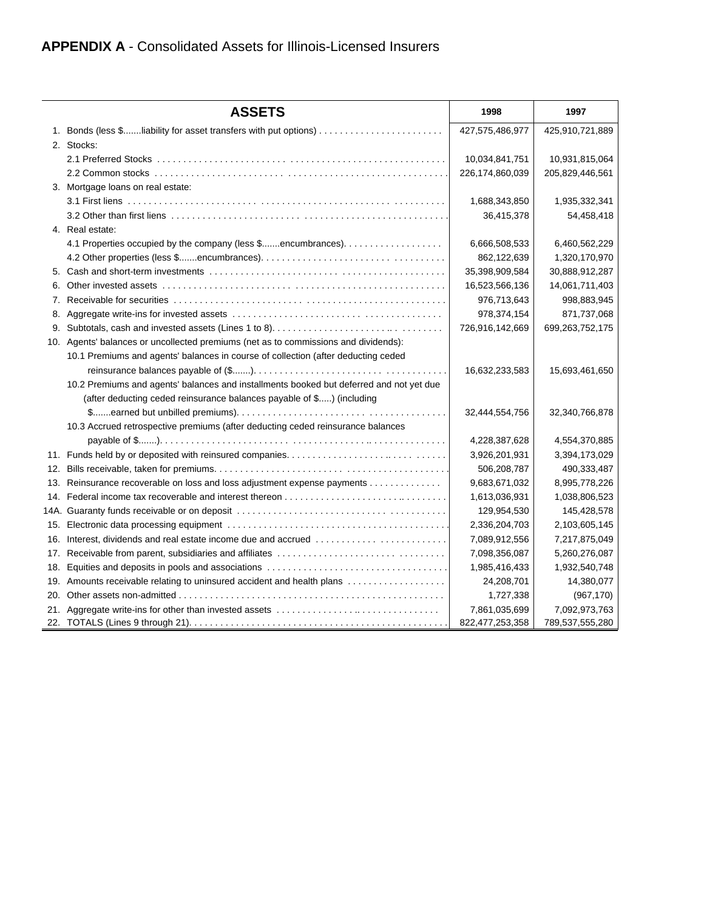# **APPENDIX A** - Consolidated Assets for Illinois-Licensed Insurers

| ASSETS | 1998 | 1997 |
|---|---|---|
| 1. Bonds (less $.......liability for asset transfers with put options) | 427,575,486,977 | 425,910,721,889 |
| 2. Stocks: | | |
| 2.1 Preferred Stocks | 10,034,841,751 | 10,931,815,064 |
| 2.2 Common stocks | 226,174,860,039 | 205,829,446,561 |
| 3. Mortgage loans on real estate: | | |
| 3.1 First liens | 1,688,343,850 | 1,935,332,341 |
| 3.2 Other than first liens | 36,415,378 | 54,458,418 |
| 4. Real estate: | | |
| 4.1 Properties occupied by the company (less $.......encumbrances) | 6,666,508,533 | 6,460,562,229 |
| 4.2 Other properties (less $.......encumbrances) | 862,122,639 | 1,320,170,970 |
| 5. Cash and short-term investments | 35,398,909,584 | 30,888,912,287 |
| 6. Other invested assets | 16,523,566,136 | 14,061,711,403 |
| 7. Receivable for securities | 976,713,643 | 998,883,945 |
| 8. Aggregate write-ins for invested assets | 978,374,154 | 871,737,068 |
| 9. Subtotals, cash and invested assets (Lines 1 to 8) | 726,916,142,669 | 699,263,752,175 |
| 10. Agents' balances or uncollected premiums (net as to commissions and dividends): | | |
| 10.1 Premiums and agents' balances in course of collection (after deducting ceded reinsurance balances payable of ($.......) | 16,632,233,583 | 15,693,461,650 |
| 10.2 Premiums and agents' balances and installments booked but deferred and not yet due (after deducting ceded reinsurance balances payable of $.....) (including $.......earned but unbilled premiums) | 32,444,554,756 | 32,340,766,878 |
| 10.3 Accrued retrospective premiums (after deducting ceded reinsurance balances payable of $.......) | 4,228,387,628 | 4,554,370,885 |
| 11. Funds held by or deposited with reinsured companies | 3,926,201,931 | 3,394,173,029 |
| 12. Bills receivable, taken for premiums | 506,208,787 | 490,333,487 |
| 13. Reinsurance recoverable on loss and loss adjustment expense payments | 9,683,671,032 | 8,995,778,226 |
| 14. Federal income tax recoverable and interest thereon | 1,613,036,931 | 1,038,806,523 |
| 14A. Guaranty funds receivable or on deposit | 129,954,530 | 145,428,578 |
| 15. Electronic data processing equipment | 2,336,204,703 | 2,103,605,145 |
| 16. Interest, dividends and real estate income due and accrued | 7,089,912,556 | 7,217,875,049 |
| 17. Receivable from parent, subsidiaries and affiliates | 7,098,356,087 | 5,260,276,087 |
| 18. Equities and deposits in pools and associations | 1,985,416,433 | 1,932,540,748 |
| 19. Amounts receivable relating to uninsured accident and health plans | 24,208,701 | 14,380,077 |
| 20. Other assets non-admitted | 1,727,338 | (967,170) |
| 21. Aggregate write-ins for other than invested assets | 7,861,035,699 | 7,092,973,763 |
| 22. TOTALS (Lines 9 through 21) | 822,477,253,358 | 789,537,555,280 |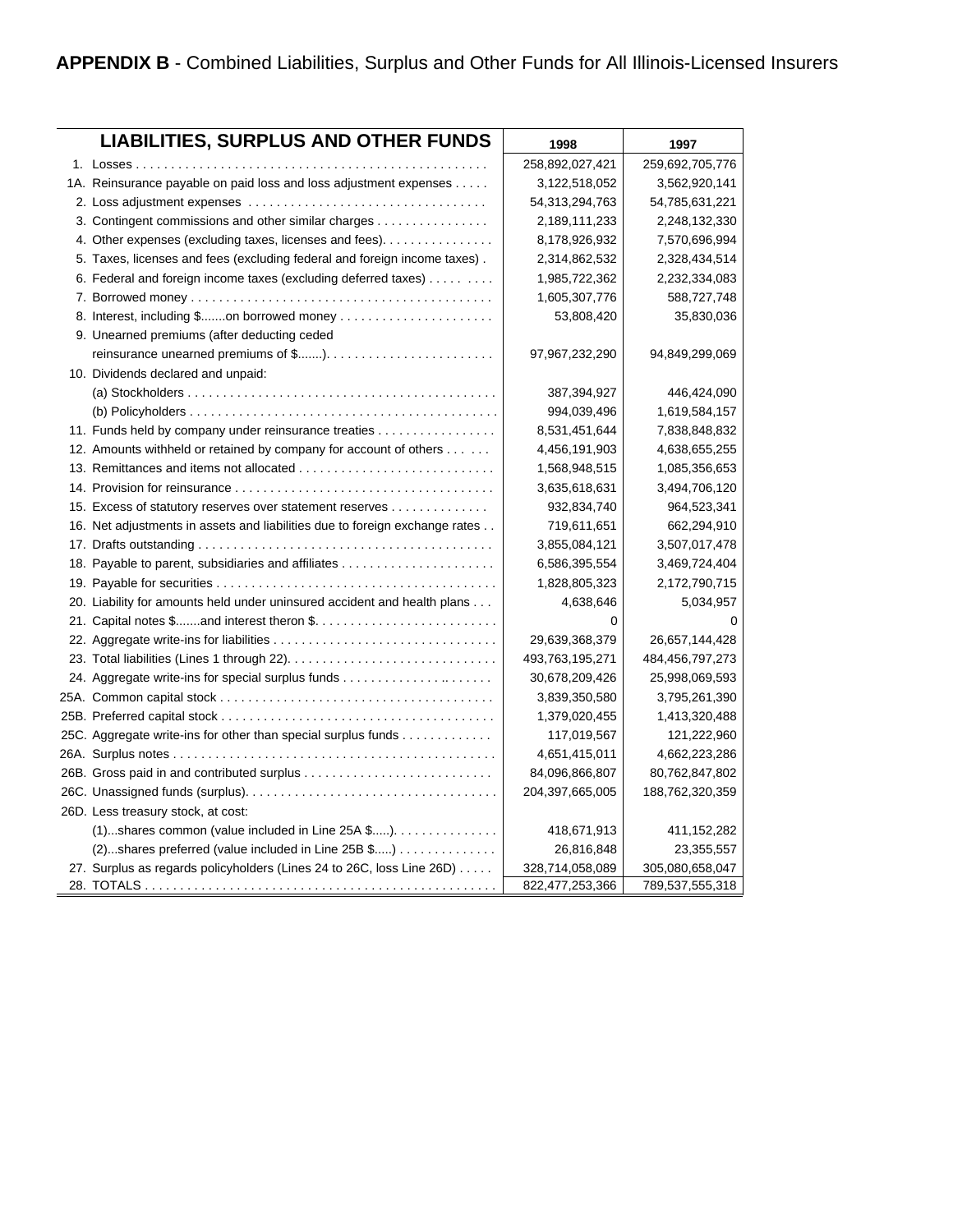**APPENDIX B** - Combined Liabilities, Surplus and Other Funds for All Illinois-Licensed Insurers

| LIABILITIES, SURPLUS AND OTHER FUNDS | 1998 | 1997 |
|---|---|---|
| 1. Losses | 258,892,027,421 | 259,692,705,776 |
| 1A. Reinsurance payable on paid loss and loss adjustment expenses | 3,122,518,052 | 3,562,920,141 |
| 2. Loss adjustment expenses | 54,313,294,763 | 54,785,631,221 |
| 3. Contingent commissions and other similar charges | 2,189,111,233 | 2,248,132,330 |
| 4. Other expenses (excluding taxes, licenses and fees). | 8,178,926,932 | 7,570,696,994 |
| 5. Taxes, licenses and fees (excluding federal and foreign income taxes) | 2,314,862,532 | 2,328,434,514 |
| 6. Federal and foreign income taxes (excluding deferred taxes) | 1,985,722,362 | 2,232,334,083 |
| 7. Borrowed money | 1,605,307,776 | 588,727,748 |
| 8. Interest, including $.......on borrowed money | 53,808,420 | 35,830,036 |
| 9. Unearned premiums (after deducting ceded reinsurance unearned premiums of $.......). | 97,967,232,290 | 94,849,299,069 |
| 10. Dividends declared and unpaid: | | |
| (a) Stockholders | 387,394,927 | 446,424,090 |
| (b) Policyholders | 994,039,496 | 1,619,584,157 |
| 11. Funds held by company under reinsurance treaties | 8,531,451,644 | 7,838,848,832 |
| 12. Amounts withheld or retained by company for account of others | 4,456,191,903 | 4,638,655,255 |
| 13. Remittances and items not allocated | 1,568,948,515 | 1,085,356,653 |
| 14. Provision for reinsurance | 3,635,618,631 | 3,494,706,120 |
| 15. Excess of statutory reserves over statement reserves | 932,834,740 | 964,523,341 |
| 16. Net adjustments in assets and liabilities due to foreign exchange rates | 719,611,651 | 662,294,910 |
| 17. Drafts outstanding | 3,855,084,121 | 3,507,017,478 |
| 18. Payable to parent, subsidiaries and affiliates | 6,586,395,554 | 3,469,724,404 |
| 19. Payable for securities | 1,828,805,323 | 2,172,790,715 |
| 20. Liability for amounts held under uninsured accident and health plans | 4,638,646 | 5,034,957 |
| 21. Capital notes $.......and interest theron $. | 0 | 0 |
| 22. Aggregate write-ins for liabilities | 29,639,368,379 | 26,657,144,428 |
| 23. Total liabilities (Lines 1 through 22). | 493,763,195,271 | 484,456,797,273 |
| 24. Aggregate write-ins for special surplus funds | 30,678,209,426 | 25,998,069,593 |
| 25A. Common capital stock | 3,839,350,580 | 3,795,261,390 |
| 25B. Preferred capital stock | 1,379,020,455 | 1,413,320,488 |
| 25C. Aggregate write-ins for other than special surplus funds | 117,019,567 | 121,222,960 |
| 26A. Surplus notes | 4,651,415,011 | 4,662,223,286 |
| 26B. Gross paid in and contributed surplus | 84,096,866,807 | 80,762,847,802 |
| 26C. Unassigned funds (surplus). | 204,397,665,005 | 188,762,320,359 |
| 26D. Less treasury stock, at cost: | | |
| (1)...shares common (value included in Line 25A $.....). | 418,671,913 | 411,152,282 |
| (2)...shares preferred (value included in Line 25B $.....) | 26,816,848 | 23,355,557 |
| 27. Surplus as regards policyholders (Lines 24 to 26C, loss Line 26D) | 328,714,058,089 | 305,080,658,047 |
| 28. TOTALS | 822,477,253,366 | 789,537,555,318 |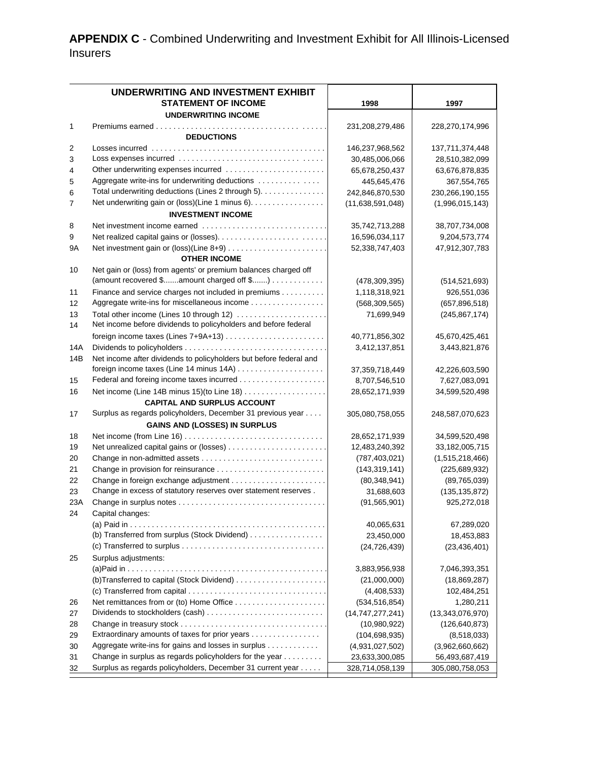## APPENDIX C - Combined Underwriting and Investment Exhibit for All Illinois-Licensed Insurers

| | UNDERWRITING AND INVESTMENT EXHIBIT<br>STATEMENT OF INCOME | 1998 | 1997 |
|---|---|---|---|
| | **UNDERWRITING INCOME** | | |
| 1 | Premiums earned | 231,208,279,486 | 228,270,174,996 |
| | **DEDUCTIONS** | | |
| 2 | Losses incurred | 146,237,968,562 | 137,711,374,448 |
| 3 | Loss expenses incurred | 30,485,006,066 | 28,510,382,099 |
| 4 | Other underwriting expenses incurred | 65,678,250,437 | 63,676,878,835 |
| 5 | Aggregate write-ins for underwriting deductions | 445,645,476 | 367,554,765 |
| 6 | Total underwriting deductions (Lines 2 through 5) | 242,846,870,530 | 230,266,190,155 |
| 7 | Net underwriting gain or (loss)(Line 1 minus 6) | (11,638,591,048) | (1,996,015,143) |
| | **INVESTMENT INCOME** | | |
| 8 | Net investment income earned | 35,742,713,288 | 38,707,734,008 |
| 9 | Net realized capital gains or (losses) | 16,596,034,117 | 9,204,573,774 |
| 9A | Net investment gain or (loss)(Line 8+9) | 52,338,747,403 | 47,912,307,783 |
| | **OTHER INCOME** | | |
| 10 | Net gain or (loss) from agents' or premium balances charged off (amount recovered $.......amount charged off $.......) | (478,309,395) | (514,521,693) |
| 11 | Finance and service charges not included in premiums | 1,118,318,921 | 926,551,036 |
| 12 | Aggregate write-ins for miscellaneous income | (568,309,565) | (657,896,518) |
| 13 | Total other income (Lines 10 through 12) | 71,699,949 | (245,867,174) |
| 14 | Net income before dividends to policyholders and before federal foreign income taxes (Lines 7+9A+13) | 40,771,856,302 | 45,670,425,461 |
| 14A | Dividends to policyholders | 3,412,137,851 | 3,443,821,876 |
| 14B | Net income after dividends to policyholders but before federal and foreign income taxes (Line 14 minus 14A) | 37,359,718,449 | 42,226,603,590 |
| 15 | Federal and foreing income taxes incurred | 8,707,546,510 | 7,627,083,091 |
| 16 | Net income (Line 14B minus 15)(to Line 18) | 28,652,171,939 | 34,599,520,498 |
| | **CAPITAL AND SURPLUS ACCOUNT** | | |
| 17 | Surplus as regards policyholders, December 31 previous year | 305,080,758,055 | 248,587,070,623 |
| | **GAINS AND (LOSSES) IN SURPLUS** | | |
| 18 | Net income (from Line 16) | 28,652,171,939 | 34,599,520,498 |
| 19 | Net unrealized capital gains or (losses) | 12,483,240,392 | 33,182,005,715 |
| 20 | Change in non-admitted assets | (787,403,021) | (1,515,218,466) |
| 21 | Change in provision for reinsurance | (143,319,141) | (225,689,932) |
| 22 | Change in foreign exchange adjustment | (80,348,941) | (89,765,039) |
| 23 | Change in excess of statutory reserves over statement reserves . | 31,688,603 | (135,135,872) |
| 23A | Change in surplus notes | (91,565,901) | 925,272,018 |
| 24 | Capital changes: | | |
| | (a) Paid in | 40,065,631 | 67,289,020 |
| | (b) Transferred from surplus (Stock Dividend) | 23,450,000 | 18,453,883 |
| | (c) Transferred to surplus | (24,726,439) | (23,436,401) |
| 25 | Surplus adjustments: | | |
| | (a)Paid in | 3,883,956,938 | 7,046,393,351 |
| | (b)Transferred to capital (Stock Dividend) | (21,000,000) | (18,869,287) |
| | (c) Transferred from capital | (4,408,533) | 102,484,251 |
| 26 | Net remittances from or (to) Home Office | (534,516,854) | 1,280,211 |
| 27 | Dividends to stockholders (cash) | (14,747,277,241) | (13,343,076,970) |
| 28 | Change in treasury stock | (10,980,922) | (126,640,873) |
| 29 | Extraordinary amounts of taxes for prior years | (104,698,935) | (8,518,033) |
| 30 | Aggregate write-ins for gains and losses in surplus | (4,931,027,502) | (3,962,660,662) |
| 31 | Change in surplus as regards policyholders for the year | 23,633,300,085 | 56,493,687,419 |
| 32 | Surplus as regards policyholders, December 31 current year | 328,714,058,139 | 305,080,758,053 |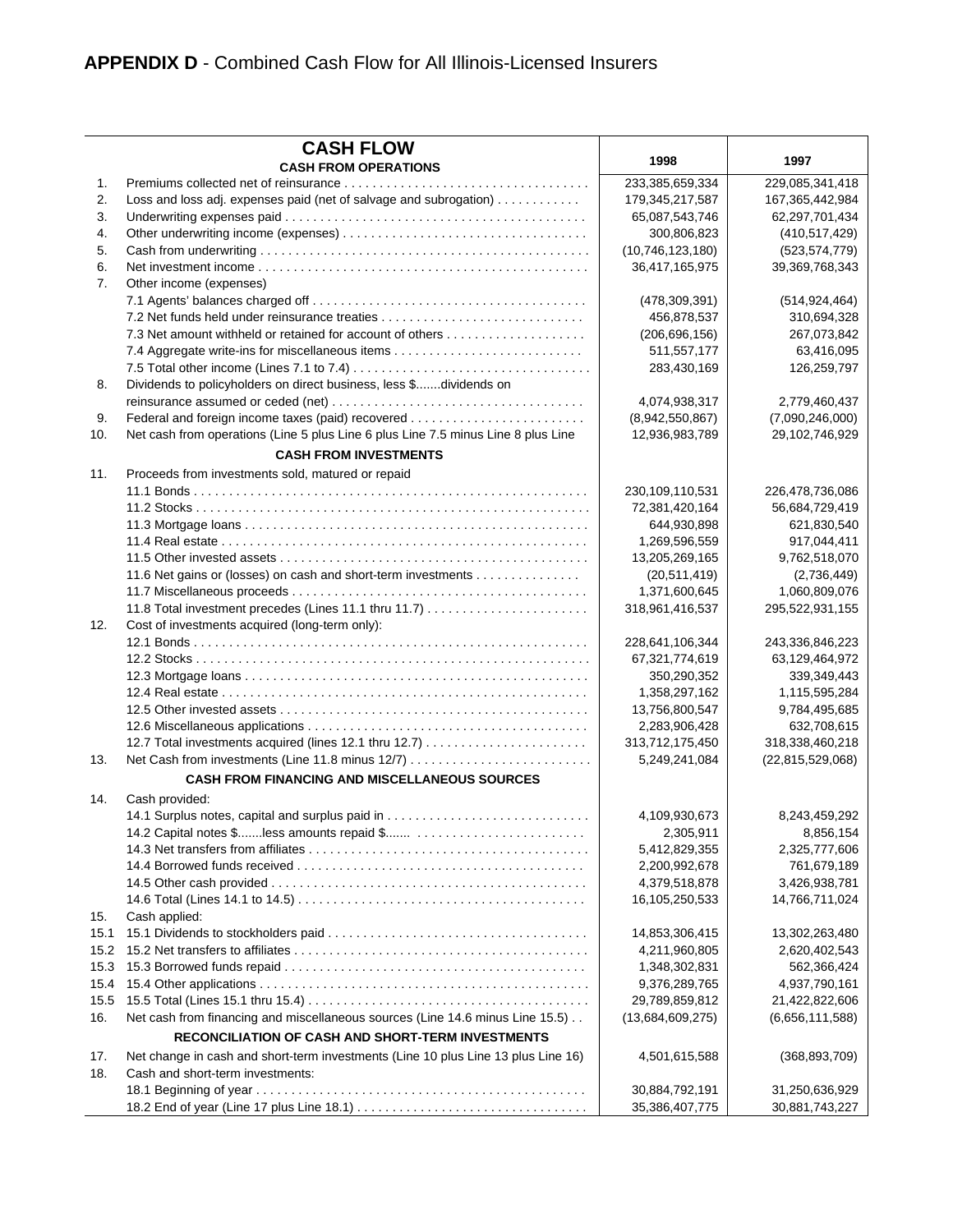## **APPENDIX D** - Combined Cash Flow for All Illinois-Licensed Insurers

| | **CASH FLOW** | 1998 | 1997 |
|---|---|---|---|
| | **CASH FROM OPERATIONS** | | |
| 1. | Premiums collected net of reinsurance | 233,385,659,334 | 229,085,341,418 |
| 2. | Loss and loss adj. expenses paid (net of salvage and subrogation) | 179,345,217,587 | 167,365,442,984 |
| 3. | Underwriting expenses paid | 65,087,543,746 | 62,297,701,434 |
| 4. | Other underwriting income (expenses) | 300,806,823 | (410,517,429) |
| 5. | Cash from underwriting | (10,746,123,180) | (523,574,779) |
| 6. | Net investment income | 36,417,165,975 | 39,369,768,343 |
| 7. | Other income (expenses) | | |
| | 7.1 Agents' balances charged off | (478,309,391) | (514,924,464) |
| | 7.2 Net funds held under reinsurance treaties | 456,878,537 | 310,694,328 |
| | 7.3 Net amount withheld or retained for account of others | (206,696,156) | 267,073,842 |
| | 7.4 Aggregate write-ins for miscellaneous items | 511,557,177 | 63,416,095 |
| | 7.5 Total other income (Lines 7.1 to 7.4) | 283,430,169 | 126,259,797 |
| 8. | Dividends to policyholders on direct business, less $.......dividends on reinsurance assumed or ceded (net) | 4,074,938,317 | 2,779,460,437 |
| 9. | Federal and foreign income taxes (paid) recovered | (8,942,550,867) | (7,090,246,000) |
| 10. | Net cash from operations (Line 5 plus Line 6 plus Line 7.5 minus Line 8 plus Line | 12,936,983,789 | 29,102,746,929 |
| | **CASH FROM INVESTMENTS** | | |
| 11. | Proceeds from investments sold, matured or repaid | | |
| | 11.1 Bonds | 230,109,110,531 | 226,478,736,086 |
| | 11.2 Stocks | 72,381,420,164 | 56,684,729,419 |
| | 11.3 Mortgage loans | 644,930,898 | 621,830,540 |
| | 11.4 Real estate | 1,269,596,559 | 917,044,411 |
| | 11.5 Other invested assets | 13,205,269,165 | 9,762,518,070 |
| | 11.6 Net gains or (losses) on cash and short-term investments | (20,511,419) | (2,736,449) |
| | 11.7 Miscellaneous proceeds | 1,371,600,645 | 1,060,809,076 |
| | 11.8 Total investment precedes (Lines 11.1 thru 11.7) | 318,961,416,537 | 295,522,931,155 |
| 12. | Cost of investments acquired (long-term only): | | |
| | 12.1 Bonds | 228,641,106,344 | 243,336,846,223 |
| | 12.2 Stocks | 67,321,774,619 | 63,129,464,972 |
| | 12.3 Mortgage loans | 350,290,352 | 339,349,443 |
| | 12.4 Real estate | 1,358,297,162 | 1,115,595,284 |
| | 12.5 Other invested assets | 13,756,800,547 | 9,784,495,685 |
| | 12.6 Miscellaneous applications | 2,283,906,428 | 632,708,615 |
| | 12.7 Total investments acquired (lines 12.1 thru 12.7) | 313,712,175,450 | 318,338,460,218 |
| 13. | Net Cash from investments (Line 11.8 minus 12/7) | 5,249,241,084 | (22,815,529,068) |
| | **CASH FROM FINANCING AND MISCELLANEOUS SOURCES** | | |
| 14. | Cash provided: | | |
| | 14.1 Surplus notes, capital and surplus paid in | 4,109,930,673 | 8,243,459,292 |
| | 14.2 Capital notes $.......less amounts repaid $....... | 2,305,911 | 8,856,154 |
| | 14.3 Net transfers from affiliates | 5,412,829,355 | 2,325,777,606 |
| | 14.4 Borrowed funds received | 2,200,992,678 | 761,679,189 |
| | 14.5 Other cash provided | 4,379,518,878 | 3,426,938,781 |
| | 14.6 Total (Lines 14.1 to 14.5) | 16,105,250,533 | 14,766,711,024 |
| 15. | Cash applied: | | |
| 15.1 | 15.1 Dividends to stockholders paid | 14,853,306,415 | 13,302,263,480 |
| 15.2 | 15.2 Net transfers to affiliates | 4,211,960,805 | 2,620,402,543 |
| 15.3 | 15.3 Borrowed funds repaid | 1,348,302,831 | 562,366,424 |
| 15.4 | 15.4 Other applications | 9,376,289,765 | 4,937,790,161 |
| 15.5 | 15.5 Total (Lines 15.1 thru 15.4) | 29,789,859,812 | 21,422,822,606 |
| 16. | Net cash from financing and miscellaneous sources (Line 14.6 minus Line 15.5) | (13,684,609,275) | (6,656,111,588) |
| | **RECONCILIATION OF CASH AND SHORT-TERM INVESTMENTS** | | |
| 17. | Net change in cash and short-term investments (Line 10 plus Line 13 plus Line 16) | 4,501,615,588 | (368,893,709) |
| 18. | Cash and short-term investments: | | |
| | 18.1 Beginning of year | 30,884,792,191 | 31,250,636,929 |
| | 18.2 End of year (Line 17 plus Line 18.1) | 35,386,407,775 | 30,881,743,227 |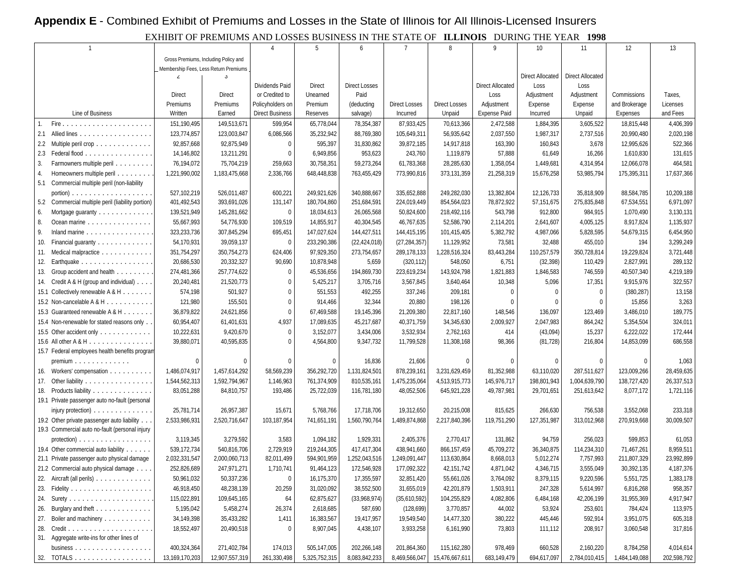**Appendix E** - Combined Exhibit of Premiums and Losses in the State of Illinois for All Illinois-Licensed Insurers

EXHIBIT OF PREMIUMS AND LOSSES BUSINESS IN THE STATE OF **ILLINOIS** DURING THE YEAR **1998**

| 1 | Gross Premiums, Including Policy and Membership Fees, Less Return Premiums | | 4 | 5 | 6 | 7 | 8 | 9 | 10 | 11 | 12 | 13 |
|---|---|---|---|---|---|---|---|---|---|---|---|---|
| | 2 | 3 | | | | | | | | | | |
| Line of Business | Direct Premiums Written | Direct Premiums Earned | Dividends Paid or Credited to Policyholders on Direct Business | Direct Unearned Premium Reserves | Direct Losses Paid (deducting salvage) | Direct Losses Incurred | Direct Losses Unpaid | Direct Allocated Loss Adjustment Expense Paid | Direct Allocated Loss Adjustment Expense Incurred | Direct Allocated Loss Adjustment Expense Unpaid | Commissions and Brokerage Expenses | Taxes, Licenses and Fees |
| 1. Fire | 151,190,495 | 149,513,671 | 599,954 | 65,778,044 | 78,354,387 | 87,933,425 | 70,613,366 | 2,472,588 | 1,884,395 | 3,605,522 | 18,815,448 | 4,406,399 |
| 2.1 Allied lines | 123,774,857 | 123,003,847 | 6,086,566 | 35,232,942 | 88,769,380 | 105,649,311 | 56,935,642 | 2,037,550 | 1,987,317 | 2,737,516 | 20,990,480 | 2,020,198 |
| 2.2 Multiple peril crop | 92,857,668 | 92,875,949 | 0 | 595,397 | 31,830,862 | 39,872,185 | 14,917,818 | 163,390 | 160,843 | 3,678 | 12,995,626 | 522,366 |
| 2.3 Federal flood | 14,146,802 | 13,211,291 | 0 | 6,949,856 | 953,623 | 243,760 | 1,119,879 | 57,888 | 61,649 | 16,266 | 1,610,830 | 131,615 |
| 3. Farmowners multiple peril | 76,194,072 | 75,704,219 | 259,663 | 30,758,351 | 59,273,264 | 61,783,368 | 28,285,630 | 1,358,054 | 1,449,681 | 4,314,954 | 12,066,078 | 464,581 |
| 4. Homeowners multiple peril | 1,221,990,002 | 1,183,475,668 | 2,336,766 | 648,448,838 | 763,455,429 | 773,990,816 | 373,131,359 | 21,258,319 | 15,676,258 | 53,985,794 | 175,395,311 | 17,637,366 |
| 5.1 Commercial multiple peril (non-liability portion) | 527,102,219 | 526,011,487 | 600,221 | 249,921,626 | 340,888,667 | 335,652,888 | 249,282,030 | 13,382,804 | 12,126,733 | 35,818,909 | 88,584,785 | 10,209,188 |
| 5.2 Commercial multiple peril (liability portion) | 401,492,543 | 393,691,026 | 131,147 | 180,704,860 | 251,684,591 | 224,019,449 | 854,564,023 | 78,872,922 | 57,151,675 | 275,835,848 | 67,534,551 | 6,971,097 |
| 6. Mortgage guaranty | 139,521,949 | 145,281,662 | 0 | 18,034,613 | 26,065,568 | 50,824,600 | 218,492,116 | 543,798 | 912,800 | 984,915 | 1,070,490 | 3,130,131 |
| 8. Ocean marine | 55,667,993 | 54,776,930 | 109,519 | 14,855,917 | 40,304,545 | 46,767,635 | 52,586,790 | 2,114,201 | 2,641,607 | 4,005,125 | 8,917,824 | 1,135,937 |
| 9. Inland marine | 323,233,736 | 307,845,294 | 695,451 | 147,027,624 | 144,427,511 | 144,415,195 | 101,415,405 | 5,382,792 | 4,987,066 | 5,828,595 | 54,679,315 | 6,454,950 |
| 10. Financial guaranty | 54,170,931 | 39,059,137 | 0 | 233,290,386 | (22,424,018) | (27,284,357) | 11,129,952 | 73,581 | 32,488 | 455,010 | 194 | 3,299,249 |
| 11. Medical malpractice | 351,754,297 | 350,754,273 | 624,406 | 97,929,350 | 273,754,657 | 289,178,133 | 1,228,516,324 | 83,443,284 | 110,257,579 | 350,728,814 | 19,229,824 | 3,721,448 |
| 12. Earthquake | 20,686,530 | 20,332,327 | 90,690 | 10,878,948 | 5,659 | (320,112) | 548,050 | 6,751 | (32,398) | 110,429 | 2,827,991 | 289,132 |
| 13. Group accident and health | 274,481,366 | 257,774,622 | 0 | 45,536,656 | 194,869,730 | 223,619,234 | 143,924,798 | 1,821,883 | 1,846,583 | 746,559 | 40,507,340 | 4,219,189 |
| 14. Credit A & H (group and individual) | 20,240,481 | 21,520,773 | 0 | 5,425,217 | 3,705,716 | 3,567,845 | 3,640,464 | 10,348 | 5,096 | 17,351 | 9,915,976 | 322,557 |
| 15.1 Collectively renewable A & H | 574,198 | 501,927 | 0 | 551,553 | 492,255 | 337,246 | 209,181 | 0 | 0 | 0 | (380,287) | 13,158 |
| 15.2 Non-cancelable A & H | 121,980 | 155,501 | 0 | 914,466 | 32,344 | 20,880 | 198,126 | 0 | 0 | 0 | 15,856 | 3,263 |
| 15.3 Guaranteed renewable A & H | 36,879,822 | 24,621,856 | 0 | 67,469,588 | 19,145,396 | 21,209,380 | 22,817,160 | 148,546 | 136,097 | 123,469 | 3,486,010 | 189,775 |
| 15.4 Non-renewable for stated reasons only | 60,954,407 | 61,401,631 | 4,937 | 17,089,635 | 45,217,687 | 40,371,759 | 34,345,630 | 2,009,927 | 2,047,983 | 864,242 | 5,354,504 | 324,011 |
| 15.5 Other accident only | 10,222,631 | 9,420,670 | 0 | 3,152,077 | 3,434,006 | 3,532,934 | 2,762,163 | 414 | (43,094) | 15,237 | 6,222,022 | 172,444 |
| 15.6 All other A & H | 39,880,071 | 40,595,835 | 0 | 4,564,800 | 9,347,732 | 11,799,528 | 11,308,168 | 98,366 | (81,728) | 216,804 | 14,853,099 | 686,558 |
| 15.7 Federal employees health benefits program premium | 0 | 0 | 0 | 0 | 16,836 | 21,606 | 0 | 0 | 0 | 0 | 0 | 1,063 |
| 16. Workers' compensation | 1,486,074,917 | 1,457,614,292 | 58,569,239 | 356,292,720 | 1,131,824,501 | 878,239,161 | 3,231,629,459 | 81,352,988 | 63,110,020 | 287,511,627 | 123,009,266 | 28,459,635 |
| 17. Other liability | 1,544,562,313 | 1,592,794,967 | 1,146,963 | 761,374,909 | 810,535,161 | 1,475,235,064 | 4,513,915,773 | 145,976,717 | 198,801,943 | 1,004,639,790 | 138,727,420 | 26,337,513 |
| 18. Products liability | 83,051,288 | 84,810,757 | 193,486 | 25,722,039 | 116,781,180 | 48,052,506 | 645,921,228 | 49,787,981 | 29,701,651 | 251,613,642 | 8,077,172 | 1,721,116 |
| 19.1 Private passenger auto no-fault (personal injury protection) | 25,781,714 | 26,957,387 | 15,671 | 5,768,766 | 17,718,706 | 19,312,650 | 20,215,008 | 815,625 | 266,630 | 756,538 | 3,552,068 | 233,318 |
| 19.2 Other private passenger auto liability | 2,533,986,931 | 2,520,716,647 | 103,187,954 | 741,651,191 | 1,560,790,764 | 1,489,874,868 | 2,217,840,396 | 119,751,290 | 127,351,987 | 313,012,968 | 270,919,668 | 30,009,507 |
| 19.3 Commercial auto no-fault (personal injury protection) | 3,119,345 | 3,279,592 | 3,583 | 1,094,182 | 1,929,331 | 2,405,376 | 2,770,417 | 131,862 | 94,759 | 256,023 | 599,853 | 61,053 |
| 19.4 Other commercial auto liability | 539,172,734 | 540,816,706 | 2,729,919 | 219,244,305 | 417,417,304 | 438,941,660 | 866,157,459 | 45,709,272 | 36,340,875 | 114,234,310 | 71,467,261 | 8,959,511 |
| 21.1 Private passenger auto physical damage | 2,032,331,547 | 2,000,060,713 | 82,011,499 | 594,901,959 | 1,252,043,516 | 1,249,091,447 | 113,630,864 | 8,668,013 | 5,012,274 | 7,757,993 | 211,807,329 | 23,992,899 |
| 21.2 Commercial auto physical damage | 252,826,689 | 247,971,271 | 1,710,741 | 91,464,123 | 172,546,928 | 177,092,322 | 42,151,742 | 4,871,042 | 4,346,715 | 3,555,049 | 30,392,135 | 4,187,376 |
| 22. Aircraft (all perils) | 50,961,032 | 50,337,236 | 0 | 16,175,370 | 17,355,597 | 32,851,420 | 55,661,026 | 3,764,092 | 8,379,115 | 9,220,596 | 5,551,725 | 1,383,178 |
| 23. Fidelity | 46,918,450 | 48,238,139 | 20,259 | 31,020,092 | 38,552,500 | 31,655,019 | 42,201,879 | 1,503,911 | 247,328 | 5,614,997 | 6,816,268 | 958,357 |
| 24. Surety | 115,022,891 | 109,645,165 | 64 | 62,875,627 | (33,968,974) | (35,610,592) | 104,255,829 | 4,082,806 | 6,484,168 | 42,206,199 | 31,955,369 | 4,917,947 |
| 26. Burglary and theft | 5,195,042 | 5,458,274 | 26,374 | 2,618,685 | 587,690 | (128,699) | 3,770,857 | 44,002 | 53,924 | 253,601 | 784,424 | 113,975 |
| 27. Boiler and machinery | 34,149,398 | 35,433,282 | 1,411 | 16,383,567 | 19,417,957 | 19,549,540 | 14,477,320 | 380,222 | 445,446 | 592,914 | 3,951,075 | 605,318 |
| 28. Credit | 18,552,497 | 20,490,518 | 0 | 8,907,045 | 4,438,107 | 3,933,258 | 6,161,990 | 73,803 | 111,112 | 208,917 | 3,060,548 | 317,816 |
| 31. Aggregate write-ins for other lines of business | 400,324,364 | 271,402,784 | 174,013 | 505,147,005 | 202,266,148 | 201,864,360 | 115,162,280 | 978,469 | 660,528 | 2,160,220 | 8,784,258 | 4,014,614 |
| 32. TOTALS | 13,169,170,203 | 12,907,557,319 | 261,330,498 | 5,325,752,315 | 8,083,842,233 | 8,469,566,047 | 15,476,667,611 | 683,149,479 | 694,617,097 | 2,784,010,415 | 1,484,149,088 | 202,598,792 |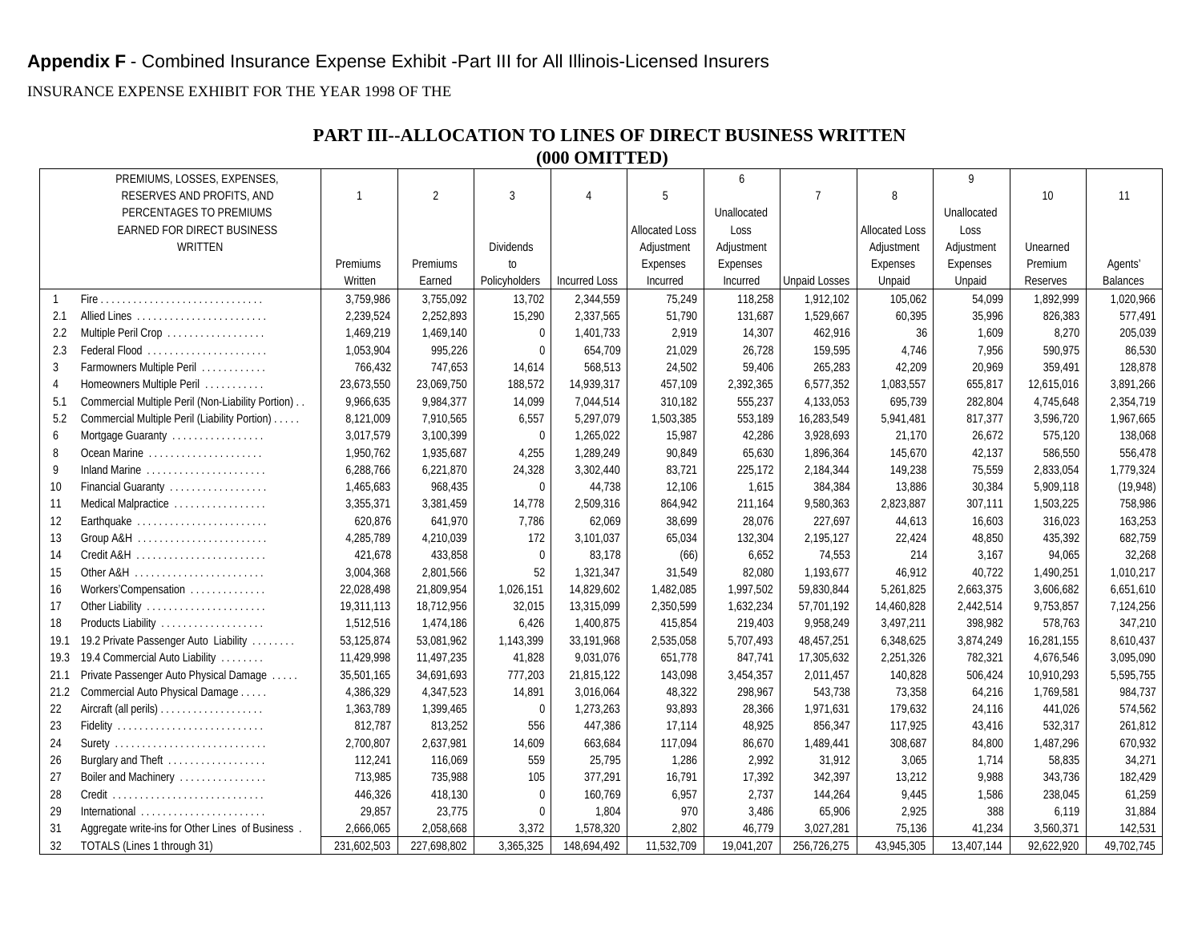## Appendix F - Combined Insurance Expense Exhibit -Part III for All Illinois-Licensed Insurers

INSURANCE EXPENSE EXHIBIT FOR THE YEAR 1998 OF THE

### PART III--ALLOCATION TO LINES OF DIRECT BUSINESS WRITTEN
### (000 OMITTED)

| | PREMIUMS, LOSSES, EXPENSES, RESERVES AND PROFITS, AND PERCENTAGES TO PREMIUMS EARNED FOR DIRECT BUSINESS WRITTEN | 1<br>Premiums Written | 2<br>Premiums Earned | 3<br>Dividends to Policyholders | 4<br>Incurred Loss | 5<br>Allocated Loss Adjustment Expenses Incurred | 6<br>Unallocated Loss Adjustment Expenses Incurred | 7<br>Unpaid Losses | 8<br>Allocated Loss Adjustment Expenses Unpaid | 9<br>Unallocated Loss Adjustment Expenses Unpaid | 10<br>Unearned Premium Reserves | 11<br>Agents' Balances |
|---|---|---|---|---|---|---|---|---|---|---|---|---|
| 1 | Fire . . . . . . . . . . . . . . . . . . . . . . . . . . . . . | 3,759,986 | 3,755,092 | 13,702 | 2,344,559 | 75,249 | 118,258 | 1,912,102 | 105,062 | 54,099 | 1,892,999 | 1,020,966 |
| 2.1 | Allied Lines . . . . . . . . . . . . . . . . . . . . . . . | 2,239,524 | 2,252,893 | 15,290 | 2,337,565 | 51,790 | 131,687 | 1,529,667 | 60,395 | 35,996 | 826,383 | 577,491 |
| 2.2 | Multiple Peril Crop . . . . . . . . . . . . . . . . . | 1,469,219 | 1,469,140 | 0 | 1,401,733 | 2,919 | 14,307 | 462,916 | 36 | 1,609 | 8,270 | 205,039 |
| 2.3 | Federal Flood . . . . . . . . . . . . . . . . . . . . . | 1,053,904 | 995,226 | 0 | 654,709 | 21,029 | 26,728 | 159,595 | 4,746 | 7,956 | 590,975 | 86,530 |
| 3 | Farmowners Multiple Peril . . . . . . . . . . . . | 766,432 | 747,653 | 14,614 | 568,513 | 24,502 | 59,406 | 265,283 | 42,209 | 20,969 | 359,491 | 128,878 |
| 4 | Homeowners Multiple Peril . . . . . . . . . . . | 23,673,550 | 23,069,750 | 188,572 | 14,939,317 | 457,109 | 2,392,365 | 6,577,352 | 1,083,557 | 655,817 | 12,615,016 | 3,891,266 |
| 5.1 | Commercial Multiple Peril (Non-Liability Portion) . . | 9,966,635 | 9,984,377 | 14,099 | 7,044,514 | 310,182 | 555,237 | 4,133,053 | 695,739 | 282,804 | 4,745,648 | 2,354,719 |
| 5.2 | Commercial Multiple Peril (Liability Portion) . . . . . | 8,121,009 | 7,910,565 | 6,557 | 5,297,079 | 1,503,385 | 553,189 | 16,283,549 | 5,941,481 | 817,377 | 3,596,720 | 1,967,665 |
| 6 | Mortgage Guaranty . . . . . . . . . . . . . . . . . | 3,017,579 | 3,100,399 | 0 | 1,265,022 | 15,987 | 42,286 | 3,928,693 | 21,170 | 26,672 | 575,120 | 138,068 |
| 8 | Ocean Marine . . . . . . . . . . . . . . . . . . . . | 1,950,762 | 1,935,687 | 4,255 | 1,289,249 | 90,849 | 65,630 | 1,896,364 | 145,670 | 42,137 | 586,550 | 556,478 |
| 9 | Inland Marine . . . . . . . . . . . . . . . . . . . . . | 6,288,766 | 6,221,870 | 24,328 | 3,302,440 | 83,721 | 225,172 | 2,184,344 | 149,238 | 75,559 | 2,833,054 | 1,779,324 |
| 10 | Financial Guaranty . . . . . . . . . . . . . . . . . | 1,465,683 | 968,435 | 0 | 44,738 | 12,106 | 1,615 | 384,384 | 13,886 | 30,384 | 5,909,118 | (19,948) |
| 11 | Medical Malpractice . . . . . . . . . . . . . . . . . | 3,355,371 | 3,381,459 | 14,778 | 2,509,316 | 864,942 | 211,164 | 9,580,363 | 2,823,887 | 307,111 | 1,503,225 | 758,986 |
| 12 | Earthquake . . . . . . . . . . . . . . . . . . . . . . . | 620,876 | 641,970 | 7,786 | 62,069 | 38,699 | 28,076 | 227,697 | 44,613 | 16,603 | 316,023 | 163,253 |
| 13 | Group A&H . . . . . . . . . . . . . . . . . . . . . . . | 4,285,789 | 4,210,039 | 172 | 3,101,037 | 65,034 | 132,304 | 2,195,127 | 22,424 | 48,850 | 435,392 | 682,759 |
| 14 | Credit A&H . . . . . . . . . . . . . . . . . . . . . . . | 421,678 | 433,858 | 0 | 83,178 | (66) | 6,652 | 74,553 | 214 | 3,167 | 94,065 | 32,268 |
| 15 | Other A&H . . . . . . . . . . . . . . . . . . . . . . . | 3,004,368 | 2,801,566 | 52 | 1,321,347 | 31,549 | 82,080 | 1,193,677 | 46,912 | 40,722 | 1,490,251 | 1,010,217 |
| 16 | Workers'Compensation . . . . . . . . . . . . . | 22,028,498 | 21,809,954 | 1,026,151 | 14,829,602 | 1,482,085 | 1,997,502 | 59,830,844 | 5,261,825 | 2,663,375 | 3,606,682 | 6,651,610 |
| 17 | Other Liability . . . . . . . . . . . . . . . . . . . . . | 19,311,113 | 18,712,956 | 32,015 | 13,315,099 | 2,350,599 | 1,632,234 | 57,701,192 | 14,460,828 | 2,442,514 | 9,753,857 | 7,124,256 |
| 18 | Products Liability . . . . . . . . . . . . . . . . . . | 1,512,516 | 1,474,186 | 6,426 | 1,400,875 | 415,854 | 219,403 | 9,958,249 | 3,497,211 | 398,982 | 578,763 | 347,210 |
| 19.1 | 19.2 Private Passenger Auto Liability . . . . . . . . | 53,125,874 | 53,081,962 | 1,143,399 | 33,191,968 | 2,535,058 | 5,707,493 | 48,457,251 | 6,348,625 | 3,874,249 | 16,281,155 | 8,610,437 |
| 19.3 | 19.4 Commercial Auto Liability . . . . . . . . | 11,429,998 | 11,497,235 | 41,828 | 9,031,076 | 651,778 | 847,741 | 17,305,632 | 2,251,326 | 782,321 | 4,676,546 | 3,095,090 |
| 21.1 | Private Passenger Auto Physical Damage . . . . . | 35,501,165 | 34,691,693 | 777,203 | 21,815,122 | 143,098 | 3,454,357 | 2,011,457 | 140,828 | 506,424 | 10,910,293 | 5,595,755 |
| 21.2 | Commercial Auto Physical Damage . . . . . | 4,386,329 | 4,347,523 | 14,891 | 3,016,064 | 48,322 | 298,967 | 543,738 | 73,358 | 64,216 | 1,769,581 | 984,737 |
| 22 | Aircraft (all perils) . . . . . . . . . . . . . . . . . . | 1,363,789 | 1,399,465 | 0 | 1,273,263 | 93,893 | 28,366 | 1,971,631 | 179,632 | 24,116 | 441,026 | 574,562 |
| 23 | Fidelity . . . . . . . . . . . . . . . . . . . . . . . . . . | 812,787 | 813,252 | 556 | 447,386 | 17,114 | 48,925 | 856,347 | 117,925 | 43,416 | 532,317 | 261,812 |
| 24 | Surety . . . . . . . . . . . . . . . . . . . . . . . . . . . | 2,700,807 | 2,637,981 | 14,609 | 663,684 | 117,094 | 86,670 | 1,489,441 | 308,687 | 84,800 | 1,487,296 | 670,932 |
| 26 | Burglary and Theft . . . . . . . . . . . . . . . . . | 112,241 | 116,069 | 559 | 25,795 | 1,286 | 2,992 | 31,912 | 3,065 | 1,714 | 58,835 | 34,271 |
| 27 | Boiler and Machinery . . . . . . . . . . . . . . . | 713,985 | 735,988 | 105 | 377,291 | 16,791 | 17,392 | 342,397 | 13,212 | 9,988 | 343,736 | 182,429 |
| 28 | Credit . . . . . . . . . . . . . . . . . . . . . . . . . . . | 446,326 | 418,130 | 0 | 160,769 | 6,957 | 2,737 | 144,264 | 9,445 | 1,586 | 238,045 | 61,259 |
| 29 | International . . . . . . . . . . . . . . . . . . . . . . | 29,857 | 23,775 | 0 | 1,804 | 970 | 3,486 | 65,906 | 2,925 | 388 | 6,119 | 31,884 |
| 31 | Aggregate write-ins for Other Lines of Business . | 2,666,065 | 2,058,668 | 3,372 | 1,578,320 | 2,802 | 46,779 | 3,027,281 | 75,136 | 41,234 | 3,560,371 | 142,531 |
| 32 | TOTALS (Lines 1 through 31) | 231,602,503 | 227,698,802 | 3,365,325 | 148,694,492 | 11,532,709 | 19,041,207 | 256,726,275 | 43,945,305 | 13,407,144 | 92,622,920 | 49,702,745 |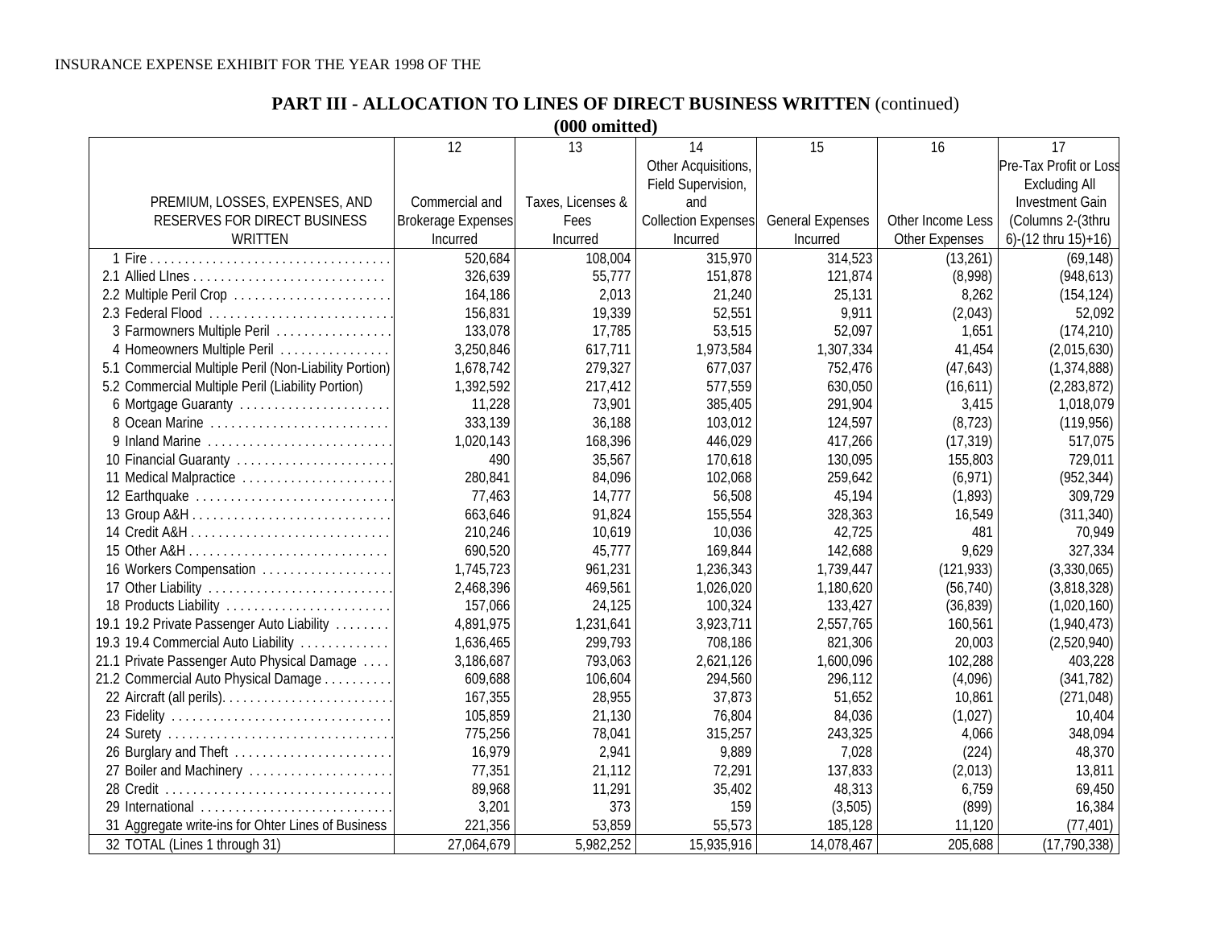INSURANCE EXPENSE EXHIBIT FOR THE YEAR 1998 OF THE

## PART III - ALLOCATION TO LINES OF DIRECT BUSINESS WRITTEN (continued)

**(000 omitted)**

| PREMIUM, LOSSES, EXPENSES, AND RESERVES FOR DIRECT BUSINESS WRITTEN | 12<br>Commercial and Brokerage Expenses Incurred | 13<br>Taxes, Licenses & Fees Incurred | 14<br>Other Acquisitions, Field Supervision, and Collection Expenses Incurred | 15<br>General Expenses Incurred | 16<br>Other Income Less Other Expenses | 17<br>Pre-Tax Profit or Loss Excluding All Investment Gain (Columns 2-(3thru 6)-(12 thru 15)+16) |
|---|---|---|---|---|---|---|
| 1 Fire | 520,684 | 108,004 | 315,970 | 314,523 | (13,261) | (69,148) |
| 2.1 Allied LInes | 326,639 | 55,777 | 151,878 | 121,874 | (8,998) | (948,613) |
| 2.2 Multiple Peril Crop | 164,186 | 2,013 | 21,240 | 25,131 | 8,262 | (154,124) |
| 2.3 Federal Flood | 156,831 | 19,339 | 52,551 | 9,911 | (2,043) | 52,092 |
| 3 Farmowners Multiple Peril | 133,078 | 17,785 | 53,515 | 52,097 | 1,651 | (174,210) |
| 4 Homeowners Multiple Peril | 3,250,846 | 617,711 | 1,973,584 | 1,307,334 | 41,454 | (2,015,630) |
| 5.1 Commercial Multiple Peril (Non-Liability Portion) | 1,678,742 | 279,327 | 677,037 | 752,476 | (47,643) | (1,374,888) |
| 5.2 Commercial Multiple Peril (Liability Portion) | 1,392,592 | 217,412 | 577,559 | 630,050 | (16,611) | (2,283,872) |
| 6 Mortgage Guaranty | 11,228 | 73,901 | 385,405 | 291,904 | 3,415 | 1,018,079 |
| 8 Ocean Marine | 333,139 | 36,188 | 103,012 | 124,597 | (8,723) | (119,956) |
| 9 Inland Marine | 1,020,143 | 168,396 | 446,029 | 417,266 | (17,319) | 517,075 |
| 10 Financial Guaranty | 490 | 35,567 | 170,618 | 130,095 | 155,803 | 729,011 |
| 11 Medical Malpractice | 280,841 | 84,096 | 102,068 | 259,642 | (6,971) | (952,344) |
| 12 Earthquake | 77,463 | 14,777 | 56,508 | 45,194 | (1,893) | 309,729 |
| 13 Group A&H | 663,646 | 91,824 | 155,554 | 328,363 | 16,549 | (311,340) |
| 14 Credit A&H | 210,246 | 10,619 | 10,036 | 42,725 | 481 | 70,949 |
| 15 Other A&H | 690,520 | 45,777 | 169,844 | 142,688 | 9,629 | 327,334 |
| 16 Workers Compensation | 1,745,723 | 961,231 | 1,236,343 | 1,739,447 | (121,933) | (3,330,065) |
| 17 Other Liability | 2,468,396 | 469,561 | 1,026,020 | 1,180,620 | (56,740) | (3,818,328) |
| 18 Products Liability | 157,066 | 24,125 | 100,324 | 133,427 | (36,839) | (1,020,160) |
| 19.1 19.2 Private Passenger Auto Liability | 4,891,975 | 1,231,641 | 3,923,711 | 2,557,765 | 160,561 | (1,940,473) |
| 19.3 19.4 Commercial Auto Liability | 1,636,465 | 299,793 | 708,186 | 821,306 | 20,003 | (2,520,940) |
| 21.1 Private Passenger Auto Physical Damage | 3,186,687 | 793,063 | 2,621,126 | 1,600,096 | 102,288 | 403,228 |
| 21.2 Commercial Auto Physical Damage | 609,688 | 106,604 | 294,560 | 296,112 | (4,096) | (341,782) |
| 22 Aircraft (all perils) | 167,355 | 28,955 | 37,873 | 51,652 | 10,861 | (271,048) |
| 23 Fidelity | 105,859 | 21,130 | 76,804 | 84,036 | (1,027) | 10,404 |
| 24 Surety | 775,256 | 78,041 | 315,257 | 243,325 | 4,066 | 348,094 |
| 26 Burglary and Theft | 16,979 | 2,941 | 9,889 | 7,028 | (224) | 48,370 |
| 27 Boiler and Machinery | 77,351 | 21,112 | 72,291 | 137,833 | (2,013) | 13,811 |
| 28 Credit | 89,968 | 11,291 | 35,402 | 48,313 | 6,759 | 69,450 |
| 29 International | 3,201 | 373 | 159 | (3,505) | (899) | 16,384 |
| 31 Aggregate write-ins for Ohter Lines of Business | 221,356 | 53,859 | 55,573 | 185,128 | 11,120 | (77,401) |
| 32 TOTAL (Lines 1 through 31) | 27,064,679 | 5,982,252 | 15,935,916 | 14,078,467 | 205,688 | (17,790,338) |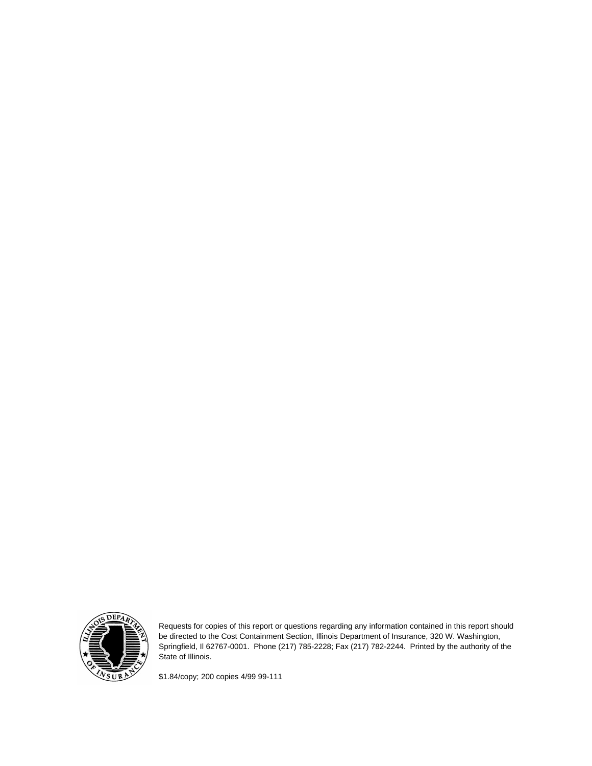Requests for copies of this report or questions regarding any information contained in this report should be directed to the Cost Containment Section, Illinois Department of Insurance, 320 W. Washington, Springfield, Il 62767-0001. Phone (217) 785-2228; Fax (217) 782-2244. Printed by the authority of the State of Illinois.

$1.84/copy; 200 copies 4/99 99-111